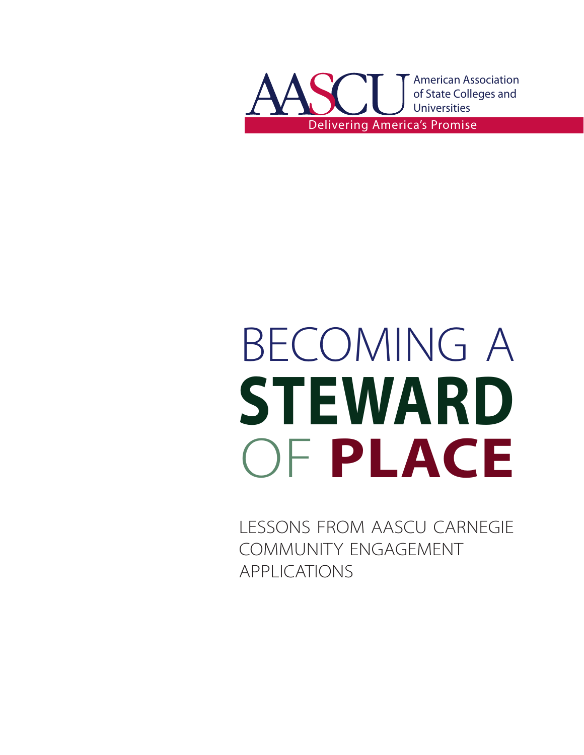AASCU American Association of State Colleges and Universities

Delivering America's Promise

# BECOMING A STEWARD OF PLACE

LESSONS FROM AASCU CARNEGIE COMMUNITY ENGAGEMENT APPLICATIONS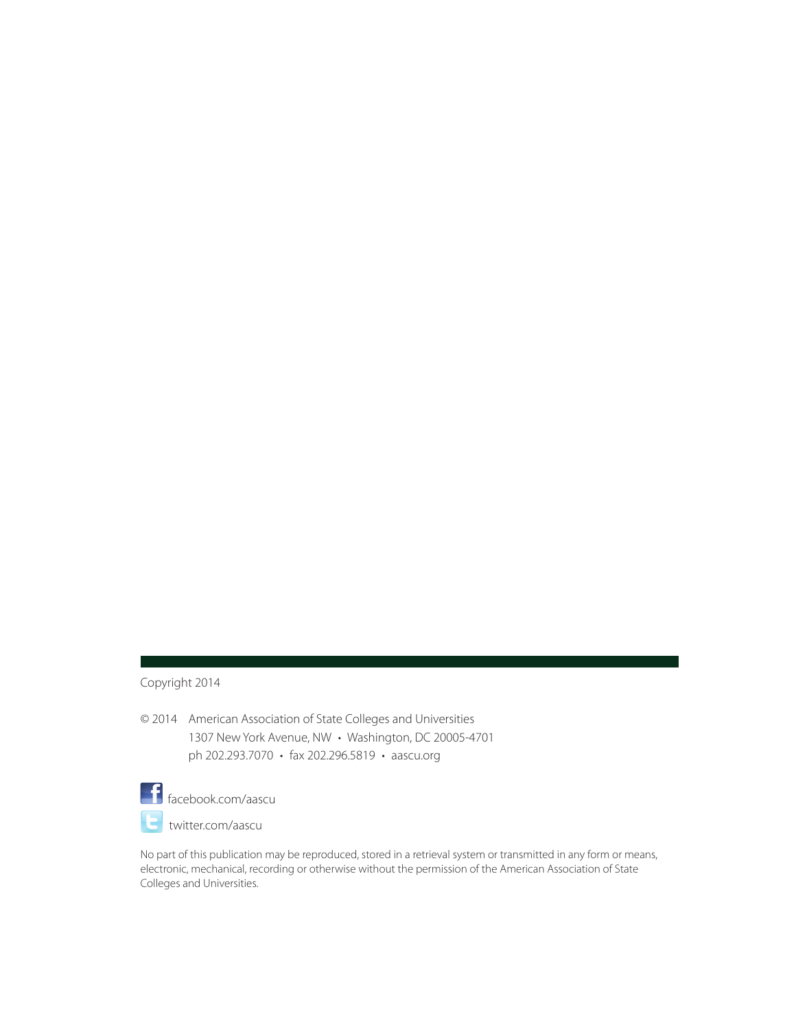Copyright 2014

© 2014 American Association of State Colleges and Universities
1307 New York Avenue, NW • Washington, DC 20005-4701
ph 202.293.7070 • fax 202.296.5819 • aascu.org

facebook.com/aascu

twitter.com/aascu

No part of this publication may be reproduced, stored in a retrieval system or transmitted in any form or means, electronic, mechanical, recording or otherwise without the permission of the American Association of State Colleges and Universities.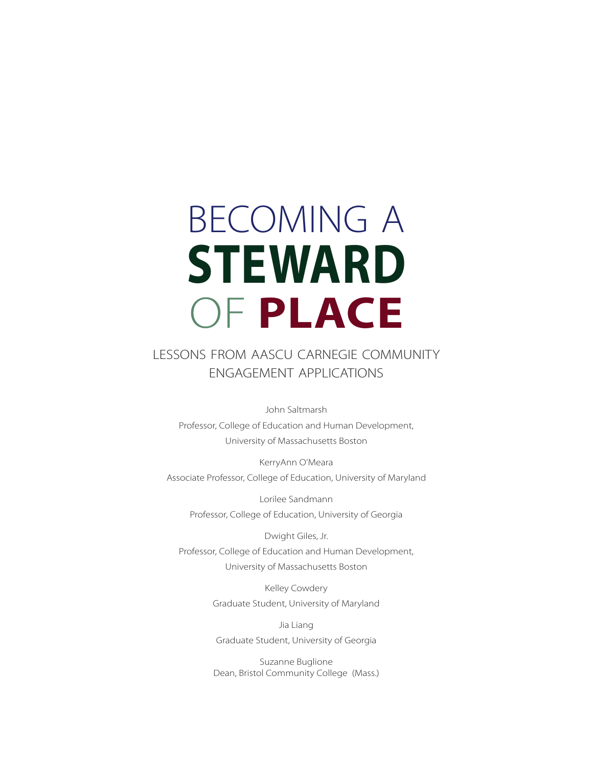# BECOMING A STEWARD OF PLACE

## LESSONS FROM AASCU CARNEGIE COMMUNITY ENGAGEMENT APPLICATIONS

John Saltmarsh
Professor, College of Education and Human Development,
University of Massachusetts Boston

KerryAnn O'Meara
Associate Professor, College of Education, University of Maryland

Lorilee Sandmann
Professor, College of Education, University of Georgia

Dwight Giles, Jr.
Professor, College of Education and Human Development,
University of Massachusetts Boston

Kelley Cowdery
Graduate Student, University of Maryland

Jia Liang
Graduate Student, University of Georgia

Suzanne Buglione
Dean, Bristol Community College (Mass.)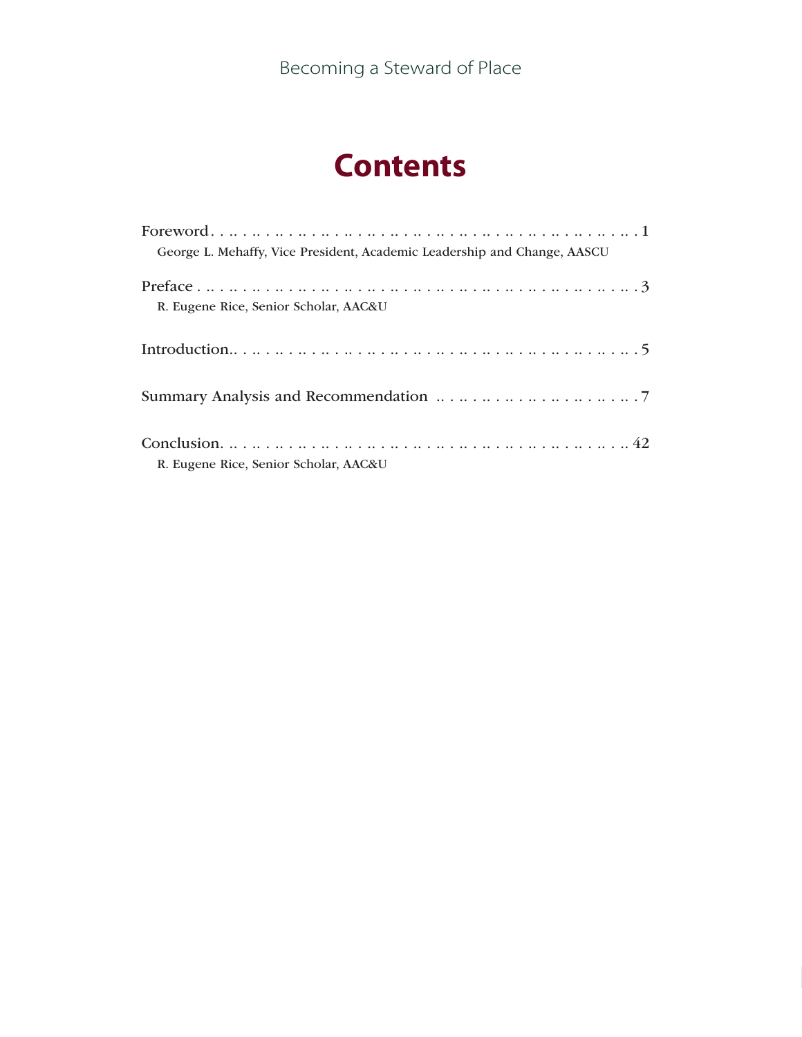# Contents

Foreword . . . . . . . . . . . . . . . . . . . . . . . . . . . . . . . . . . . . . . . . . . . . . . 1
George L. Mehaffy, Vice President, Academic Leadership and Change, AASCU

Preface . . . . . . . . . . . . . . . . . . . . . . . . . . . . . . . . . . . . . . . . . . . . . . 3
R. Eugene Rice, Senior Scholar, AAC&U

Introduction. . . . . . . . . . . . . . . . . . . . . . . . . . . . . . . . . . . . . . . . . . . . . . 5

Summary Analysis and Recommendation . . . . . . . . . . . . . . . . . . . . . . . 7

Conclusion. . . . . . . . . . . . . . . . . . . . . . . . . . . . . . . . . . . . . . . . . . . . . . 42
R. Eugene Rice, Senior Scholar, AAC&U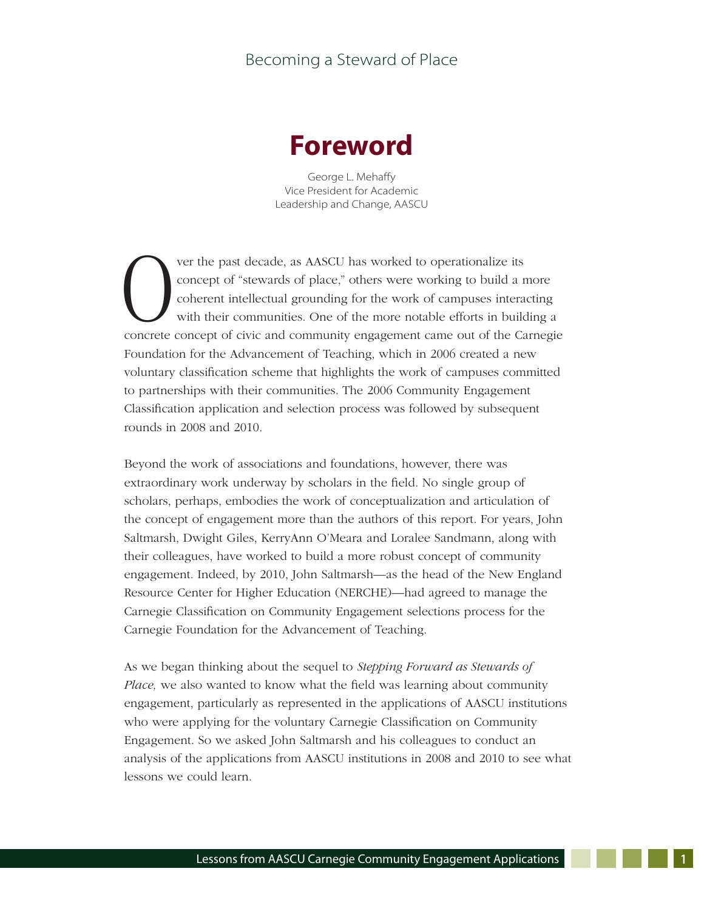# Foreword

George L. Mehaffy
Vice President for Academic
Leadership and Change, AASCU

Over the past decade, as AASCU has worked to operationalize its concept of "stewards of place," others were working to build a more coherent intellectual grounding for the work of campuses interacting with their communities. One of the more notable efforts in building a concrete concept of civic and community engagement came out of the Carnegie Foundation for the Advancement of Teaching, which in 2006 created a new voluntary classification scheme that highlights the work of campuses committed to partnerships with their communities. The 2006 Community Engagement Classification application and selection process was followed by subsequent rounds in 2008 and 2010.

Beyond the work of associations and foundations, however, there was extraordinary work underway by scholars in the field. No single group of scholars, perhaps, embodies the work of conceptualization and articulation of the concept of engagement more than the authors of this report. For years, John Saltmarsh, Dwight Giles, KerryAnn O'Meara and Loralee Sandmann, along with their colleagues, have worked to build a more robust concept of community engagement. Indeed, by 2010, John Saltmarsh—as the head of the New England Resource Center for Higher Education (NERCHE)—had agreed to manage the Carnegie Classification on Community Engagement selections process for the Carnegie Foundation for the Advancement of Teaching.

As we began thinking about the sequel to *Stepping Forward as Stewards of Place,* we also wanted to know what the field was learning about community engagement, particularly as represented in the applications of AASCU institutions who were applying for the voluntary Carnegie Classification on Community Engagement. So we asked John Saltmarsh and his colleagues to conduct an analysis of the applications from AASCU institutions in 2008 and 2010 to see what lessons we could learn.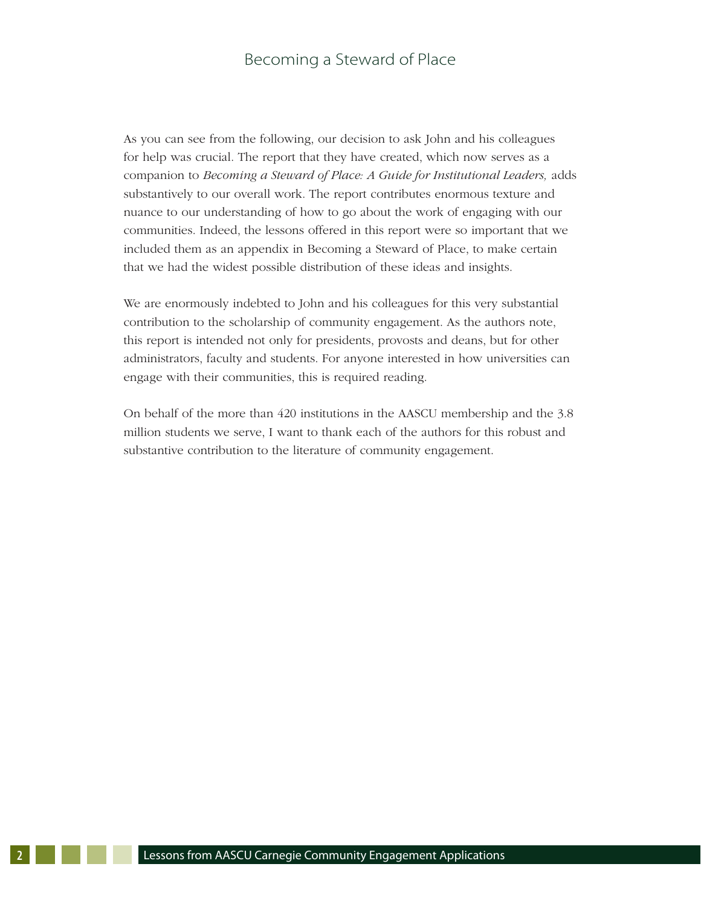As you can see from the following, our decision to ask John and his colleagues for help was crucial. The report that they have created, which now serves as a companion to *Becoming a Steward of Place: A Guide for Institutional Leaders,* adds substantively to our overall work. The report contributes enormous texture and nuance to our understanding of how to go about the work of engaging with our communities. Indeed, the lessons offered in this report were so important that we included them as an appendix in Becoming a Steward of Place, to make certain that we had the widest possible distribution of these ideas and insights.

We are enormously indebted to John and his colleagues for this very substantial contribution to the scholarship of community engagement. As the authors note, this report is intended not only for presidents, provosts and deans, but for other administrators, faculty and students. For anyone interested in how universities can engage with their communities, this is required reading.

On behalf of the more than 420 institutions in the AASCU membership and the 3.8 million students we serve, I want to thank each of the authors for this robust and substantive contribution to the literature of community engagement.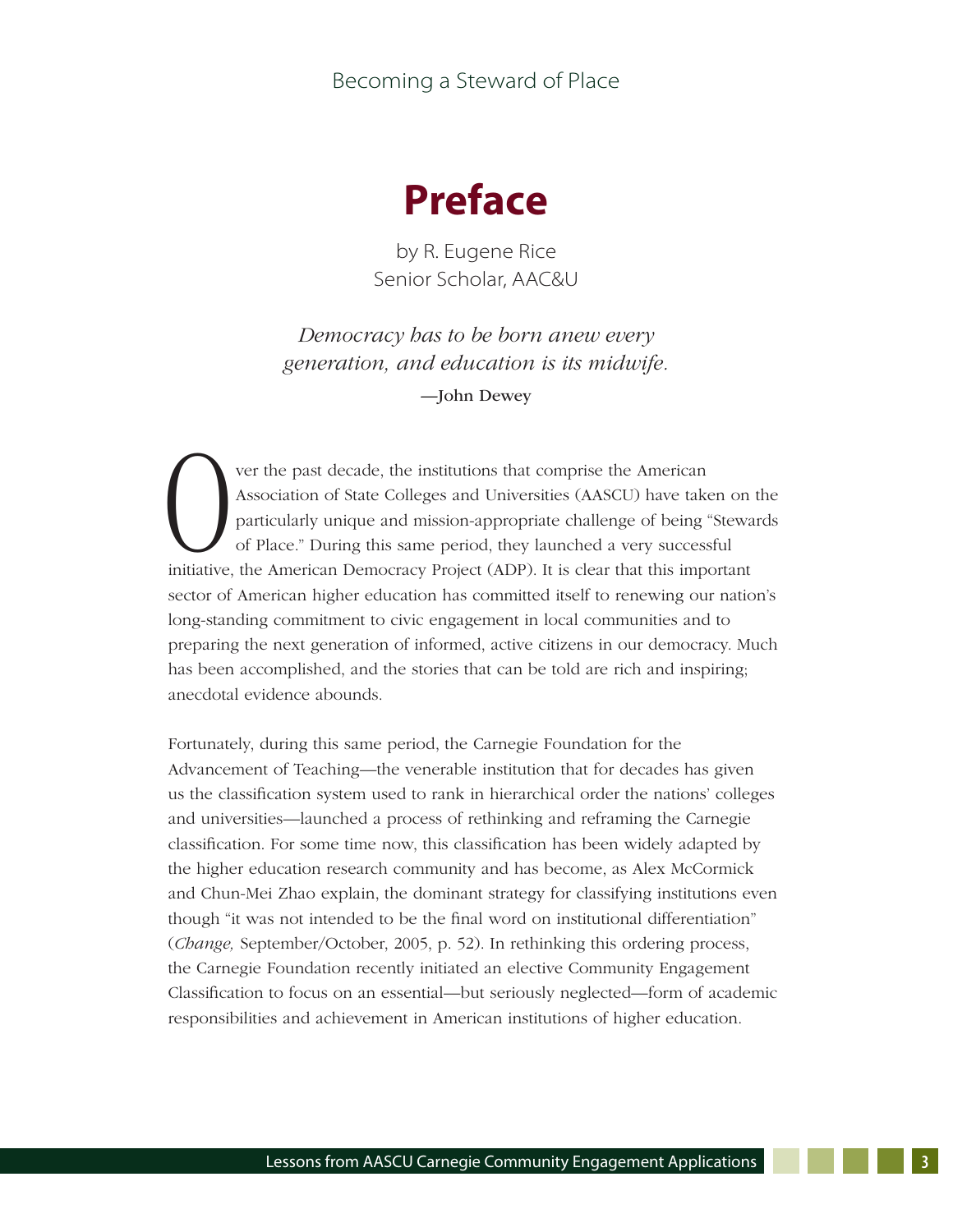# Preface

by R. Eugene Rice
Senior Scholar, AAC&U

*Democracy has to be born anew every generation, and education is its midwife.*

—John Dewey

Over the past decade, the institutions that comprise the American Association of State Colleges and Universities (AASCU) have taken on the particularly unique and mission-appropriate challenge of being "Stewards of Place." During this same period, they launched a very successful initiative, the American Democracy Project (ADP). It is clear that this important sector of American higher education has committed itself to renewing our nation's long-standing commitment to civic engagement in local communities and to preparing the next generation of informed, active citizens in our democracy. Much has been accomplished, and the stories that can be told are rich and inspiring; anecdotal evidence abounds.

Fortunately, during this same period, the Carnegie Foundation for the Advancement of Teaching—the venerable institution that for decades has given us the classification system used to rank in hierarchical order the nations' colleges and universities—launched a process of rethinking and reframing the Carnegie classification. For some time now, this classification has been widely adapted by the higher education research community and has become, as Alex McCormick and Chun-Mei Zhao explain, the dominant strategy for classifying institutions even though "it was not intended to be the final word on institutional differentiation" (*Change,* September/October, 2005, p. 52). In rethinking this ordering process, the Carnegie Foundation recently initiated an elective Community Engagement Classification to focus on an essential—but seriously neglected—form of academic responsibilities and achievement in American institutions of higher education.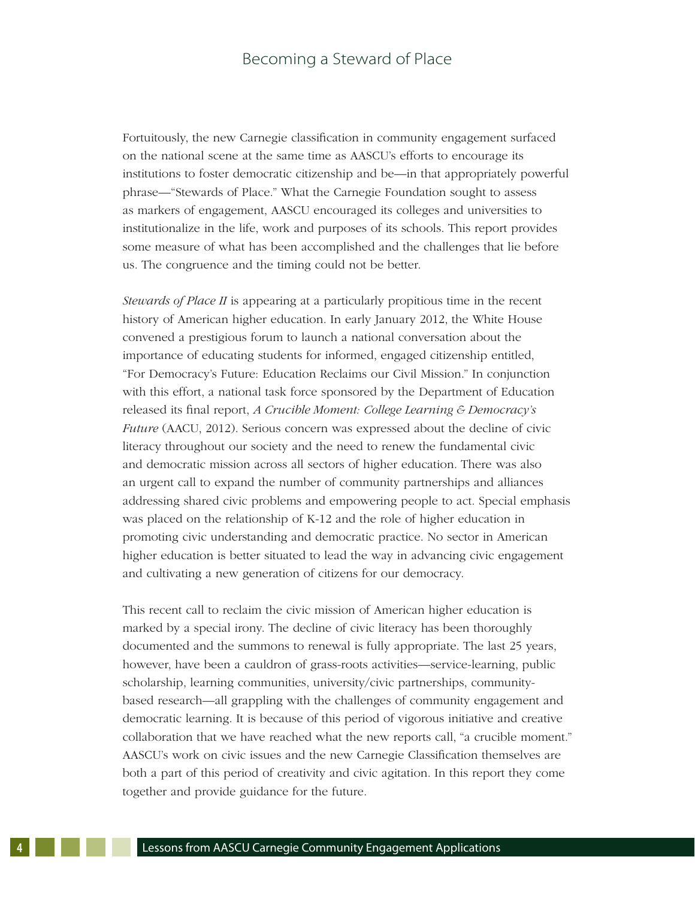Fortuitously, the new Carnegie classification in community engagement surfaced on the national scene at the same time as AASCU's efforts to encourage its institutions to foster democratic citizenship and be—in that appropriately powerful phrase—"Stewards of Place." What the Carnegie Foundation sought to assess as markers of engagement, AASCU encouraged its colleges and universities to institutionalize in the life, work and purposes of its schools. This report provides some measure of what has been accomplished and the challenges that lie before us. The congruence and the timing could not be better.

*Stewards of Place II* is appearing at a particularly propitious time in the recent history of American higher education. In early January 2012, the White House convened a prestigious forum to launch a national conversation about the importance of educating students for informed, engaged citizenship entitled, "For Democracy's Future: Education Reclaims our Civil Mission." In conjunction with this effort, a national task force sponsored by the Department of Education released its final report, *A Crucible Moment: College Learning & Democracy's Future* (AACU, 2012). Serious concern was expressed about the decline of civic literacy throughout our society and the need to renew the fundamental civic and democratic mission across all sectors of higher education. There was also an urgent call to expand the number of community partnerships and alliances addressing shared civic problems and empowering people to act. Special emphasis was placed on the relationship of K-12 and the role of higher education in promoting civic understanding and democratic practice. No sector in American higher education is better situated to lead the way in advancing civic engagement and cultivating a new generation of citizens for our democracy.

This recent call to reclaim the civic mission of American higher education is marked by a special irony. The decline of civic literacy has been thoroughly documented and the summons to renewal is fully appropriate. The last 25 years, however, have been a cauldron of grass-roots activities—service-learning, public scholarship, learning communities, university/civic partnerships, community-based research—all grappling with the challenges of community engagement and democratic learning. It is because of this period of vigorous initiative and creative collaboration that we have reached what the new reports call, "a crucible moment." AASCU's work on civic issues and the new Carnegie Classification themselves are both a part of this period of creativity and civic agitation. In this report they come together and provide guidance for the future.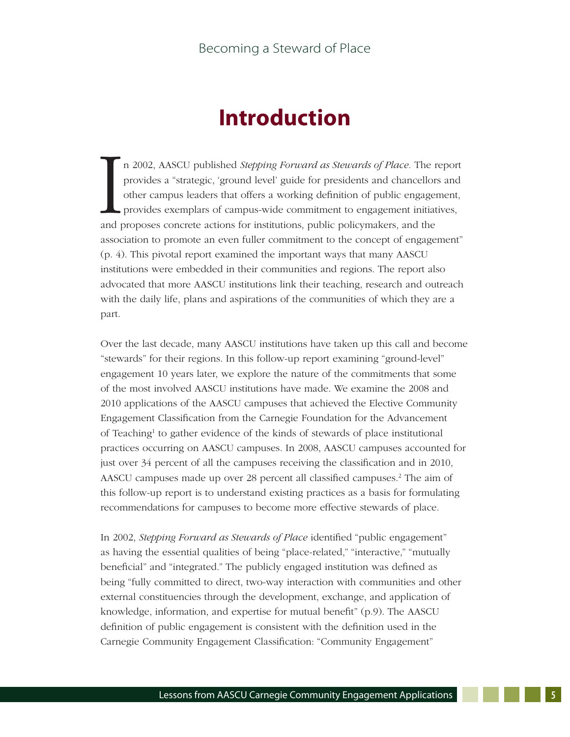# Introduction

In 2002, AASCU published *Stepping Forward as Stewards of Place*. The report provides a "strategic, 'ground level' guide for presidents and chancellors and other campus leaders that offers a working definition of public engagement, provides exemplars of campus-wide commitment to engagement initiatives, and proposes concrete actions for institutions, public policymakers, and the association to promote an even fuller commitment to the concept of engagement" (p. 4). This pivotal report examined the important ways that many AASCU institutions were embedded in their communities and regions. The report also advocated that more AASCU institutions link their teaching, research and outreach with the daily life, plans and aspirations of the communities of which they are a part.

Over the last decade, many AASCU institutions have taken up this call and become "stewards" for their regions. In this follow-up report examining "ground-level" engagement 10 years later, we explore the nature of the commitments that some of the most involved AASCU institutions have made. We examine the 2008 and 2010 applications of the AASCU campuses that achieved the Elective Community Engagement Classification from the Carnegie Foundation for the Advancement of Teaching[1] to gather evidence of the kinds of stewards of place institutional practices occurring on AASCU campuses. In 2008, AASCU campuses accounted for just over 34 percent of all the campuses receiving the classification and in 2010, AASCU campuses made up over 28 percent all classified campuses.[2] The aim of this follow-up report is to understand existing practices as a basis for formulating recommendations for campuses to become more effective stewards of place.

In 2002, *Stepping Forward as Stewards of Place* identified "public engagement" as having the essential qualities of being "place-related," "interactive," "mutually beneficial" and "integrated." The publicly engaged institution was defined as being "fully committed to direct, two-way interaction with communities and other external constituencies through the development, exchange, and application of knowledge, information, and expertise for mutual benefit" (p.9). The AASCU definition of public engagement is consistent with the definition used in the Carnegie Community Engagement Classification: "Community Engagement"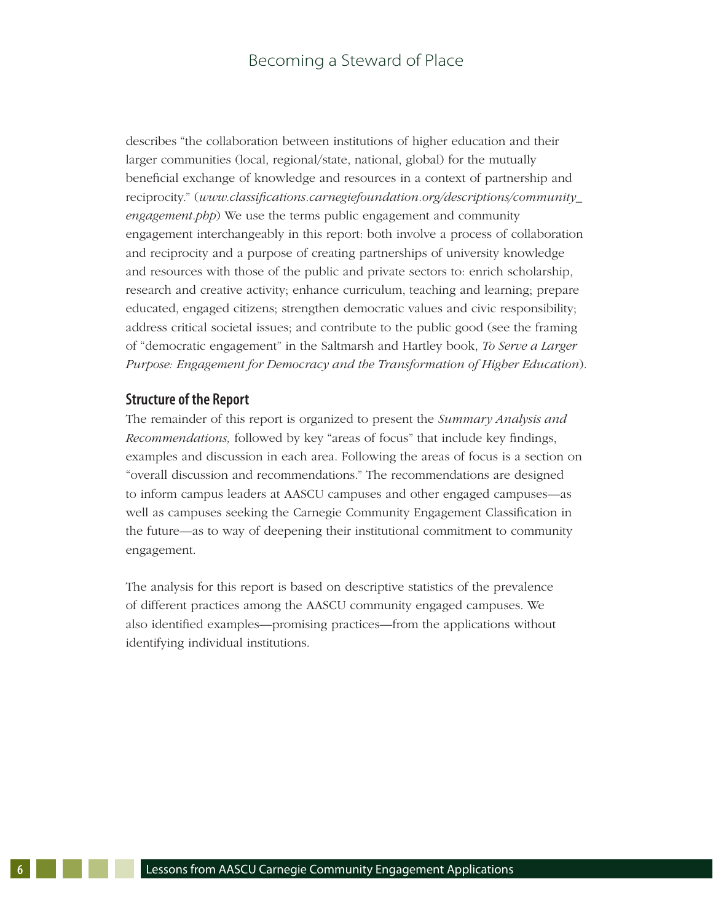describes "the collaboration between institutions of higher education and their larger communities (local, regional/state, national, global) for the mutually beneficial exchange of knowledge and resources in a context of partnership and reciprocity." (*www.classifications.carnegiefoundation.org/descriptions/community_engagement.php*) We use the terms public engagement and community engagement interchangeably in this report: both involve a process of collaboration and reciprocity and a purpose of creating partnerships of university knowledge and resources with those of the public and private sectors to: enrich scholarship, research and creative activity; enhance curriculum, teaching and learning; prepare educated, engaged citizens; strengthen democratic values and civic responsibility; address critical societal issues; and contribute to the public good (see the framing of "democratic engagement" in the Saltmarsh and Hartley book, *To Serve a Larger Purpose: Engagement for Democracy and the Transformation of Higher Education*).

### Structure of the Report

The remainder of this report is organized to present the *Summary Analysis and Recommendations,* followed by key "areas of focus" that include key findings, examples and discussion in each area. Following the areas of focus is a section on "overall discussion and recommendations." The recommendations are designed to inform campus leaders at AASCU campuses and other engaged campuses—as well as campuses seeking the Carnegie Community Engagement Classification in the future—as to way of deepening their institutional commitment to community engagement.

The analysis for this report is based on descriptive statistics of the prevalence of different practices among the AASCU community engaged campuses. We also identified examples—promising practices—from the applications without identifying individual institutions.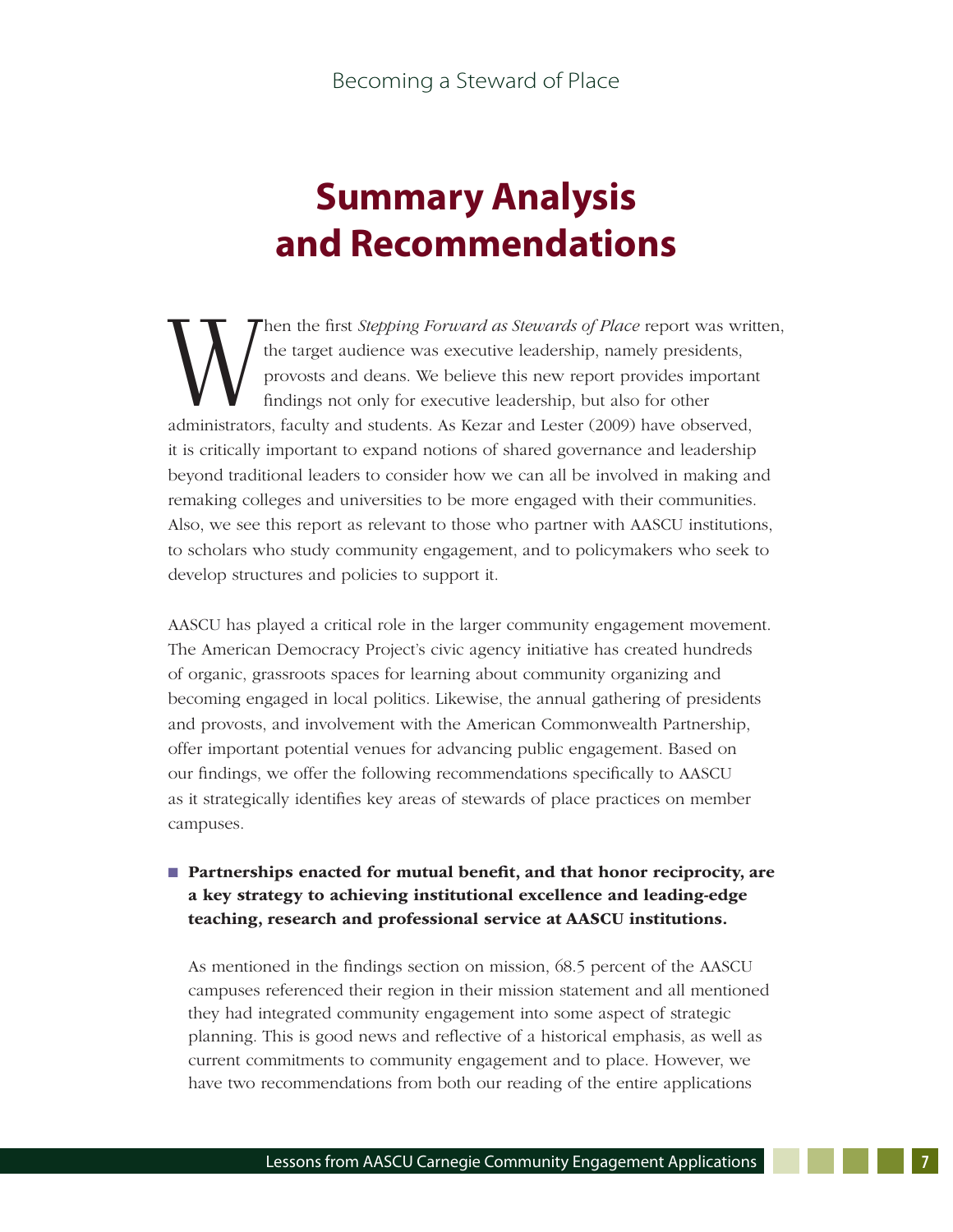# Summary Analysis and Recommendations

When the first *Stepping Forward as Stewards of Place* report was written, the target audience was executive leadership, namely presidents, provosts and deans. We believe this new report provides important findings not only for executive leadership, but also for other administrators, faculty and students. As Kezar and Lester (2009) have observed, it is critically important to expand notions of shared governance and leadership beyond traditional leaders to consider how we can all be involved in making and remaking colleges and universities to be more engaged with their communities. Also, we see this report as relevant to those who partner with AASCU institutions, to scholars who study community engagement, and to policymakers who seek to develop structures and policies to support it.

AASCU has played a critical role in the larger community engagement movement. The American Democracy Project's civic agency initiative has created hundreds of organic, grassroots spaces for learning about community organizing and becoming engaged in local politics. Likewise, the annual gathering of presidents and provosts, and involvement with the American Commonwealth Partnership, offer important potential venues for advancing public engagement. Based on our findings, we offer the following recommendations specifically to AASCU as it strategically identifies key areas of stewards of place practices on member campuses.

- **Partnerships enacted for mutual benefit, and that honor reciprocity, are a key strategy to achieving institutional excellence and leading-edge teaching, research and professional service at AASCU institutions.**

  As mentioned in the findings section on mission, 68.5 percent of the AASCU campuses referenced their region in their mission statement and all mentioned they had integrated community engagement into some aspect of strategic planning. This is good news and reflective of a historical emphasis, as well as current commitments to community engagement and to place. However, we have two recommendations from both our reading of the entire applications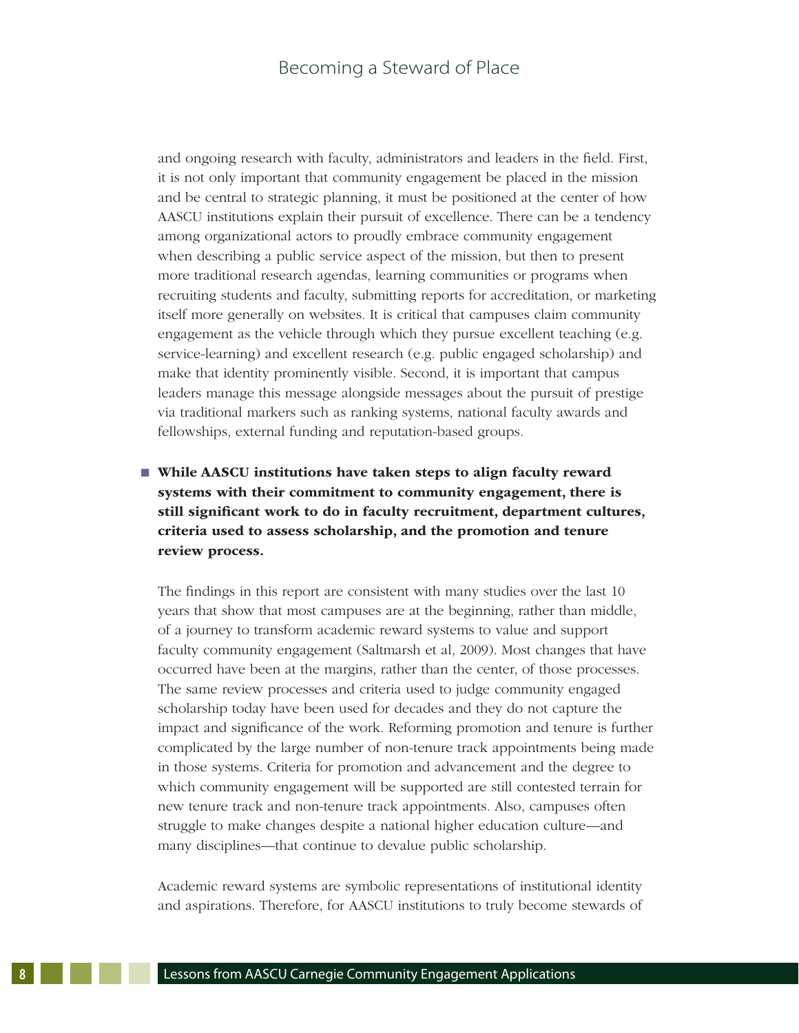and ongoing research with faculty, administrators and leaders in the field. First, it is not only important that community engagement be placed in the mission and be central to strategic planning, it must be positioned at the center of how AASCU institutions explain their pursuit of excellence. There can be a tendency among organizational actors to proudly embrace community engagement when describing a public service aspect of the mission, but then to present more traditional research agendas, learning communities or programs when recruiting students and faculty, submitting reports for accreditation, or marketing itself more generally on websites. It is critical that campuses claim community engagement as the vehicle through which they pursue excellent teaching (e.g. service-learning) and excellent research (e.g. public engaged scholarship) and make that identity prominently visible. Second, it is important that campus leaders manage this message alongside messages about the pursuit of prestige via traditional markers such as ranking systems, national faculty awards and fellowships, external funding and reputation-based groups.

- **While AASCU institutions have taken steps to align faculty reward systems with their commitment to community engagement, there is still significant work to do in faculty recruitment, department cultures, criteria used to assess scholarship, and the promotion and tenure review process.**

The findings in this report are consistent with many studies over the last 10 years that show that most campuses are at the beginning, rather than middle, of a journey to transform academic reward systems to value and support faculty community engagement (Saltmarsh et al, 2009). Most changes that have occurred have been at the margins, rather than the center, of those processes. The same review processes and criteria used to judge community engaged scholarship today have been used for decades and they do not capture the impact and significance of the work. Reforming promotion and tenure is further complicated by the large number of non-tenure track appointments being made in those systems. Criteria for promotion and advancement and the degree to which community engagement will be supported are still contested terrain for new tenure track and non-tenure track appointments. Also, campuses often struggle to make changes despite a national higher education culture—and many disciplines—that continue to devalue public scholarship.

Academic reward systems are symbolic representations of institutional identity and aspirations. Therefore, for AASCU institutions to truly become stewards of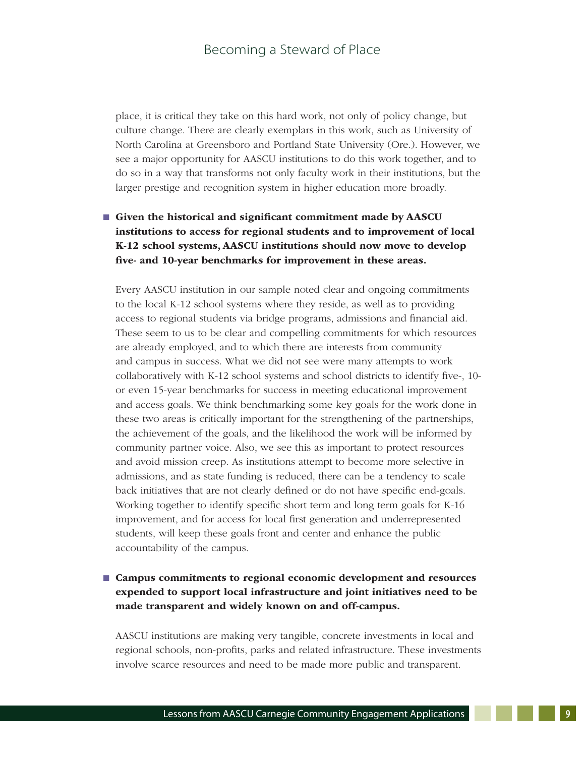place, it is critical they take on this hard work, not only of policy change, but culture change. There are clearly exemplars in this work, such as University of North Carolina at Greensboro and Portland State University (Ore.). However, we see a major opportunity for AASCU institutions to do this work together, and to do so in a way that transforms not only faculty work in their institutions, but the larger prestige and recognition system in higher education more broadly.

- **Given the historical and significant commitment made by AASCU institutions to access for regional students and to improvement of local K-12 school systems, AASCU institutions should now move to develop five- and 10-year benchmarks for improvement in these areas.**

Every AASCU institution in our sample noted clear and ongoing commitments to the local K-12 school systems where they reside, as well as to providing access to regional students via bridge programs, admissions and financial aid. These seem to us to be clear and compelling commitments for which resources are already employed, and to which there are interests from community and campus in success. What we did not see were many attempts to work collaboratively with K-12 school systems and school districts to identify five-, 10- or even 15-year benchmarks for success in meeting educational improvement and access goals. We think benchmarking some key goals for the work done in these two areas is critically important for the strengthening of the partnerships, the achievement of the goals, and the likelihood the work will be informed by community partner voice. Also, we see this as important to protect resources and avoid mission creep. As institutions attempt to become more selective in admissions, and as state funding is reduced, there can be a tendency to scale back initiatives that are not clearly defined or do not have specific end-goals. Working together to identify specific short term and long term goals for K-16 improvement, and for access for local first generation and underrepresented students, will keep these goals front and center and enhance the public accountability of the campus.

- **Campus commitments to regional economic development and resources expended to support local infrastructure and joint initiatives need to be made transparent and widely known on and off-campus.**

AASCU institutions are making very tangible, concrete investments in local and regional schools, non-profits, parks and related infrastructure. These investments involve scarce resources and need to be made more public and transparent.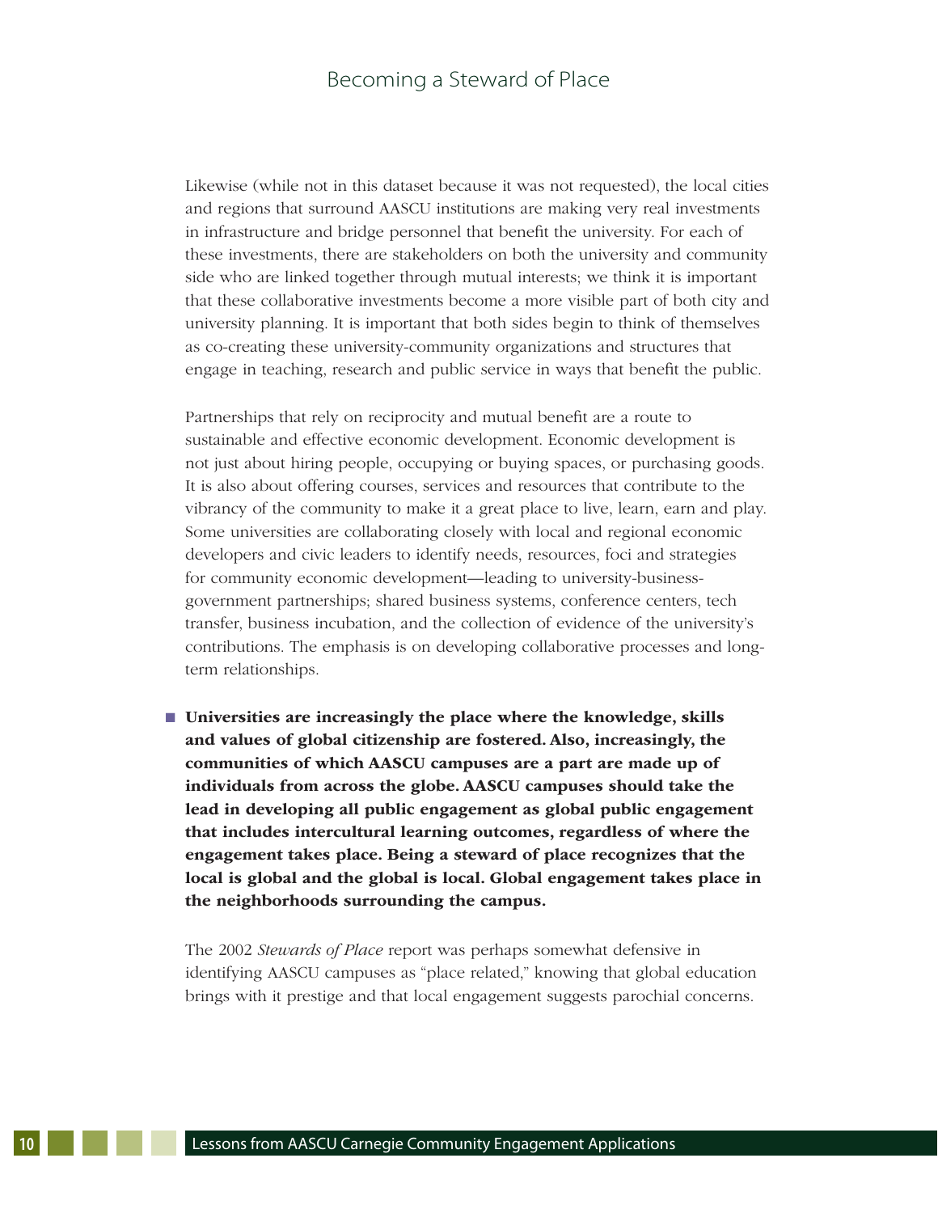Likewise (while not in this dataset because it was not requested), the local cities and regions that surround AASCU institutions are making very real investments in infrastructure and bridge personnel that benefit the university. For each of these investments, there are stakeholders on both the university and community side who are linked together through mutual interests; we think it is important that these collaborative investments become a more visible part of both city and university planning. It is important that both sides begin to think of themselves as co-creating these university-community organizations and structures that engage in teaching, research and public service in ways that benefit the public.

Partnerships that rely on reciprocity and mutual benefit are a route to sustainable and effective economic development. Economic development is not just about hiring people, occupying or buying spaces, or purchasing goods. It is also about offering courses, services and resources that contribute to the vibrancy of the community to make it a great place to live, learn, earn and play. Some universities are collaborating closely with local and regional economic developers and civic leaders to identify needs, resources, foci and strategies for community economic development—leading to university-business-government partnerships; shared business systems, conference centers, tech transfer, business incubation, and the collection of evidence of the university's contributions. The emphasis is on developing collaborative processes and long-term relationships.

- **Universities are increasingly the place where the knowledge, skills and values of global citizenship are fostered. Also, increasingly, the communities of which AASCU campuses are a part are made up of individuals from across the globe. AASCU campuses should take the lead in developing all public engagement as global public engagement that includes intercultural learning outcomes, regardless of where the engagement takes place. Being a steward of place recognizes that the local is global and the global is local. Global engagement takes place in the neighborhoods surrounding the campus.**

The 2002 *Stewards of Place* report was perhaps somewhat defensive in identifying AASCU campuses as "place related," knowing that global education brings with it prestige and that local engagement suggests parochial concerns.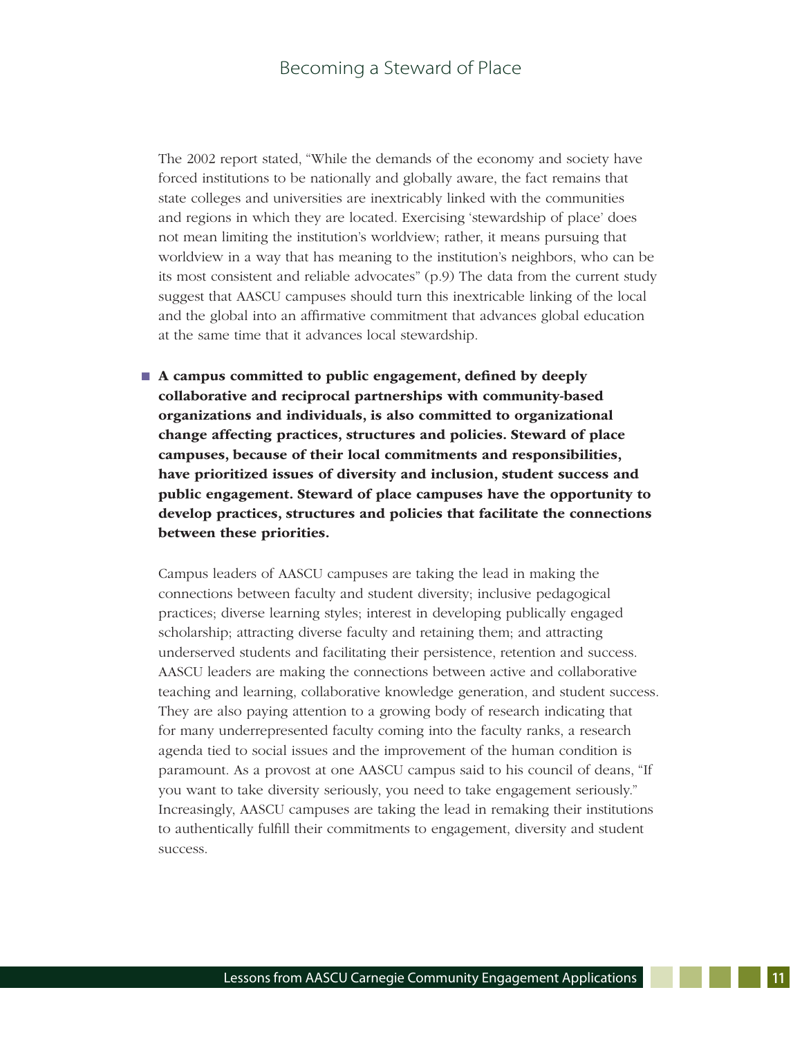The 2002 report stated, "While the demands of the economy and society have forced institutions to be nationally and globally aware, the fact remains that state colleges and universities are inextricably linked with the communities and regions in which they are located. Exercising 'stewardship of place' does not mean limiting the institution's worldview; rather, it means pursuing that worldview in a way that has meaning to the institution's neighbors, who can be its most consistent and reliable advocates" (p.9) The data from the current study suggest that AASCU campuses should turn this inextricable linking of the local and the global into an affirmative commitment that advances global education at the same time that it advances local stewardship.

- **A campus committed to public engagement, defined by deeply collaborative and reciprocal partnerships with community-based organizations and individuals, is also committed to organizational change affecting practices, structures and policies. Steward of place campuses, because of their local commitments and responsibilities, have prioritized issues of diversity and inclusion, student success and public engagement. Steward of place campuses have the opportunity to develop practices, structures and policies that facilitate the connections between these priorities.**

Campus leaders of AASCU campuses are taking the lead in making the connections between faculty and student diversity; inclusive pedagogical practices; diverse learning styles; interest in developing publically engaged scholarship; attracting diverse faculty and retaining them; and attracting underserved students and facilitating their persistence, retention and success. AASCU leaders are making the connections between active and collaborative teaching and learning, collaborative knowledge generation, and student success. They are also paying attention to a growing body of research indicating that for many underrepresented faculty coming into the faculty ranks, a research agenda tied to social issues and the improvement of the human condition is paramount. As a provost at one AASCU campus said to his council of deans, "If you want to take diversity seriously, you need to take engagement seriously." Increasingly, AASCU campuses are taking the lead in remaking their institutions to authentically fulfill their commitments to engagement, diversity and student success.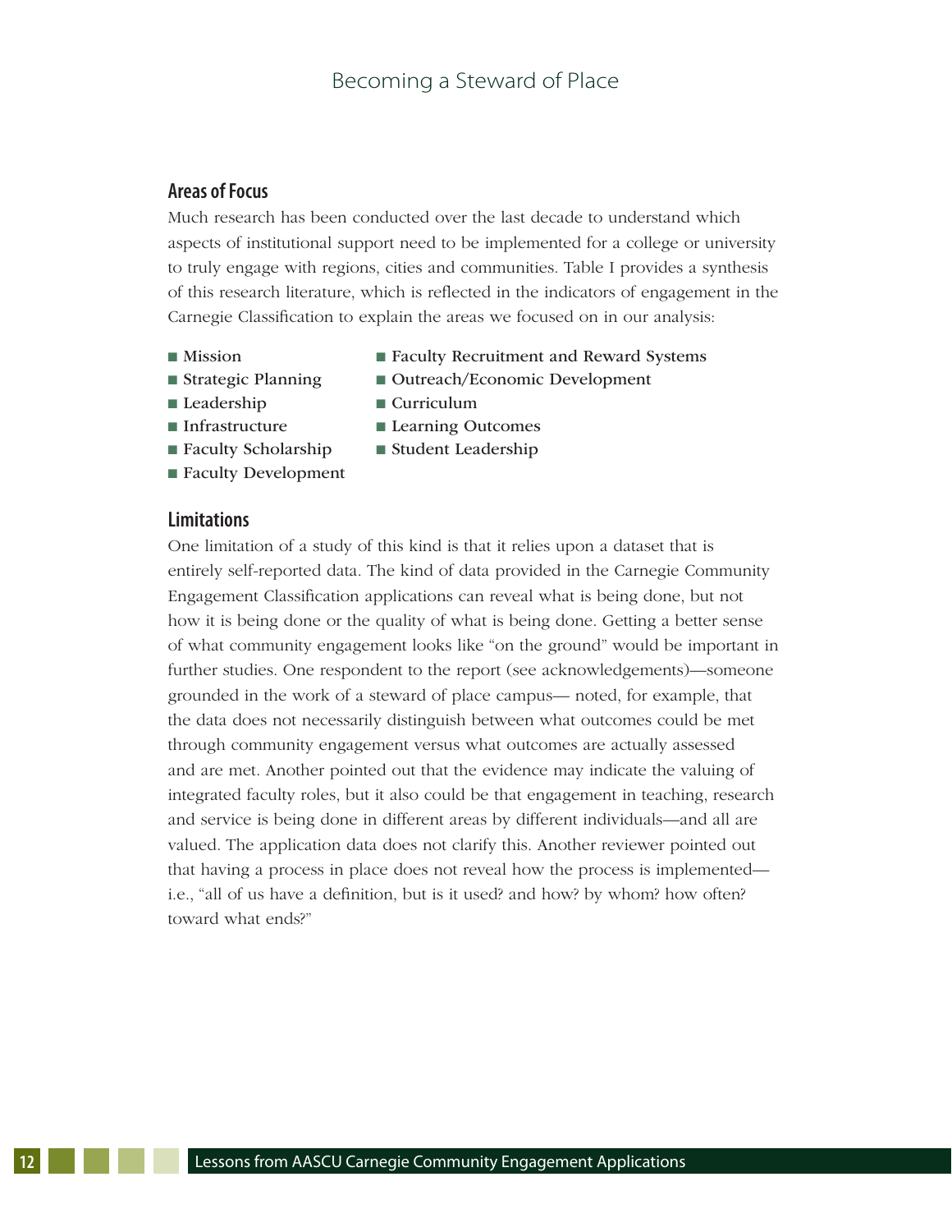## Areas of Focus

Much research has been conducted over the last decade to understand which aspects of institutional support need to be implemented for a college or university to truly engage with regions, cities and communities. Table I provides a synthesis of this research literature, which is reflected in the indicators of engagement in the Carnegie Classification to explain the areas we focused on in our analysis:

- Mission
- Strategic Planning
- Leadership
- Infrastructure
- Faculty Scholarship
- Faculty Development
- Faculty Recruitment and Reward Systems
- Outreach/Economic Development
- Curriculum
- Learning Outcomes
- Student Leadership

## Limitations

One limitation of a study of this kind is that it relies upon a dataset that is entirely self-reported data. The kind of data provided in the Carnegie Community Engagement Classification applications can reveal what is being done, but not how it is being done or the quality of what is being done. Getting a better sense of what community engagement looks like "on the ground" would be important in further studies. One respondent to the report (see acknowledgements)—someone grounded in the work of a steward of place campus— noted, for example, that the data does not necessarily distinguish between what outcomes could be met through community engagement versus what outcomes are actually assessed and are met. Another pointed out that the evidence may indicate the valuing of integrated faculty roles, but it also could be that engagement in teaching, research and service is being done in different areas by different individuals—and all are valued. The application data does not clarify this. Another reviewer pointed out that having a process in place does not reveal how the process is implemented—i.e., "all of us have a definition, but is it used? and how? by whom? how often? toward what ends?"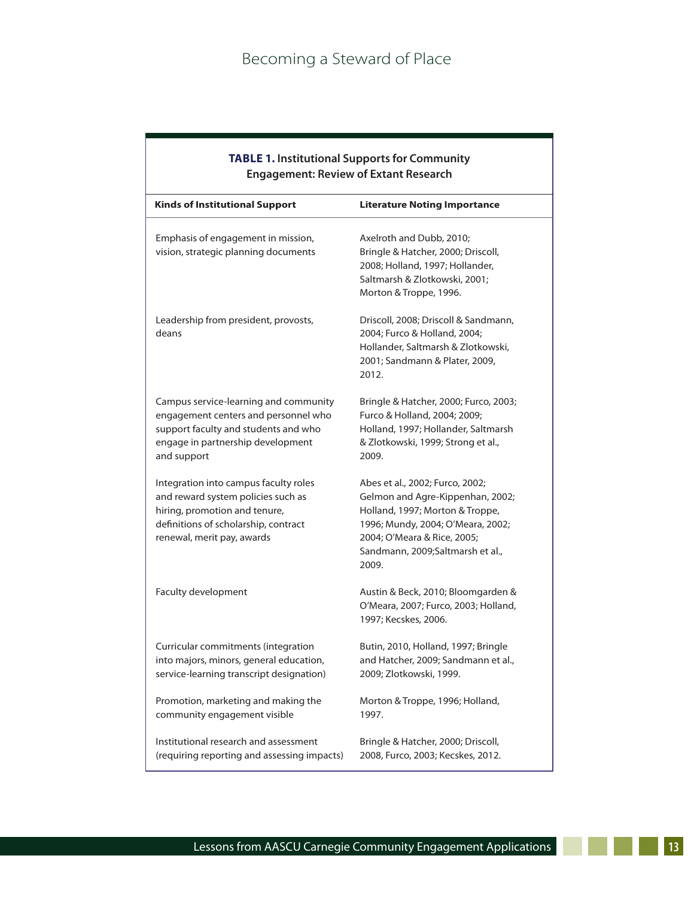**TABLE 1. Institutional Supports for Community Engagement: Review of Extant Research**

| Kinds of Institutional Support | Literature Noting Importance |
| --- | --- |
| Emphasis of engagement in mission, vision, strategic planning documents | Axelroth and Dubb, 2010; Bringle & Hatcher, 2000; Driscoll, 2008; Holland, 1997; Hollander, Saltmarsh & Zlotkowski, 2001; Morton & Troppe, 1996. |
| Leadership from president, provosts, deans | Driscoll, 2008; Driscoll & Sandmann, 2004; Furco & Holland, 2004; Hollander, Saltmarsh & Zlotkowski, 2001; Sandmann & Plater, 2009, 2012. |
| Campus service-learning and community engagement centers and personnel who support faculty and students and who engage in partnership development and support | Bringle & Hatcher, 2000; Furco, 2003; Furco & Holland, 2004; 2009; Holland, 1997; Hollander, Saltmarsh & Zlotkowski, 1999; Strong et al., 2009. |
| Integration into campus faculty roles and reward system policies such as hiring, promotion and tenure, definitions of scholarship, contract renewal, merit pay, awards | Abes et al., 2002; Furco, 2002; Gelmon and Agre-Kippenhan, 2002; Holland, 1997; Morton & Troppe, 1996; Mundy, 2004; O'Meara, 2002; 2004; O'Meara & Rice, 2005; Sandmann, 2009;Saltmarsh et al., 2009. |
| Faculty development | Austin & Beck, 2010; Bloomgarden & O'Meara, 2007; Furco, 2003; Holland, 1997; Kecskes, 2006. |
| Curricular commitments (integration into majors, minors, general education, service-learning transcript designation) | Butin, 2010, Holland, 1997; Bringle and Hatcher, 2009; Sandmann et al., 2009; Zlotkowski, 1999. |
| Promotion, marketing and making the community engagement visible | Morton & Troppe, 1996; Holland, 1997. |
| Institutional research and assessment (requiring reporting and assessing impacts) | Bringle & Hatcher, 2000; Driscoll, 2008, Furco, 2003; Kecskes, 2012. |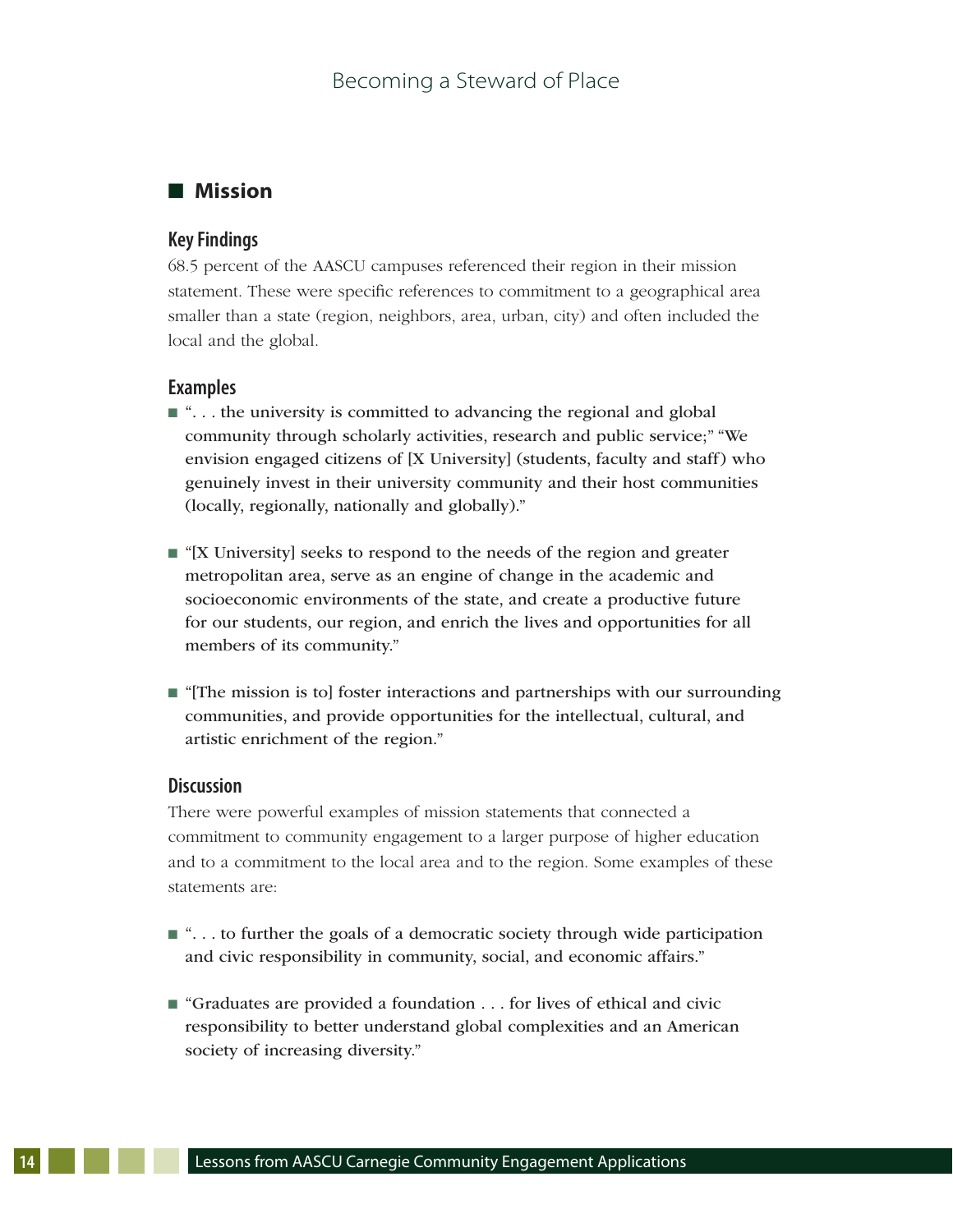## Mission

### Key Findings

68.5 percent of the AASCU campuses referenced their region in their mission statement. These were specific references to commitment to a geographical area smaller than a state (region, neighbors, area, urban, city) and often included the local and the global.

### Examples

- ". . . the university is committed to advancing the regional and global community through scholarly activities, research and public service;" "We envision engaged citizens of [X University] (students, faculty and staff) who genuinely invest in their university community and their host communities (locally, regionally, nationally and globally)."

- "[X University] seeks to respond to the needs of the region and greater metropolitan area, serve as an engine of change in the academic and socioeconomic environments of the state, and create a productive future for our students, our region, and enrich the lives and opportunities for all members of its community."

- "[The mission is to] foster interactions and partnerships with our surrounding communities, and provide opportunities for the intellectual, cultural, and artistic enrichment of the region."

### Discussion

There were powerful examples of mission statements that connected a commitment to community engagement to a larger purpose of higher education and to a commitment to the local area and to the region. Some examples of these statements are:

- ". . . to further the goals of a democratic society through wide participation and civic responsibility in community, social, and economic affairs."

- "Graduates are provided a foundation . . . for lives of ethical and civic responsibility to better understand global complexities and an American society of increasing diversity."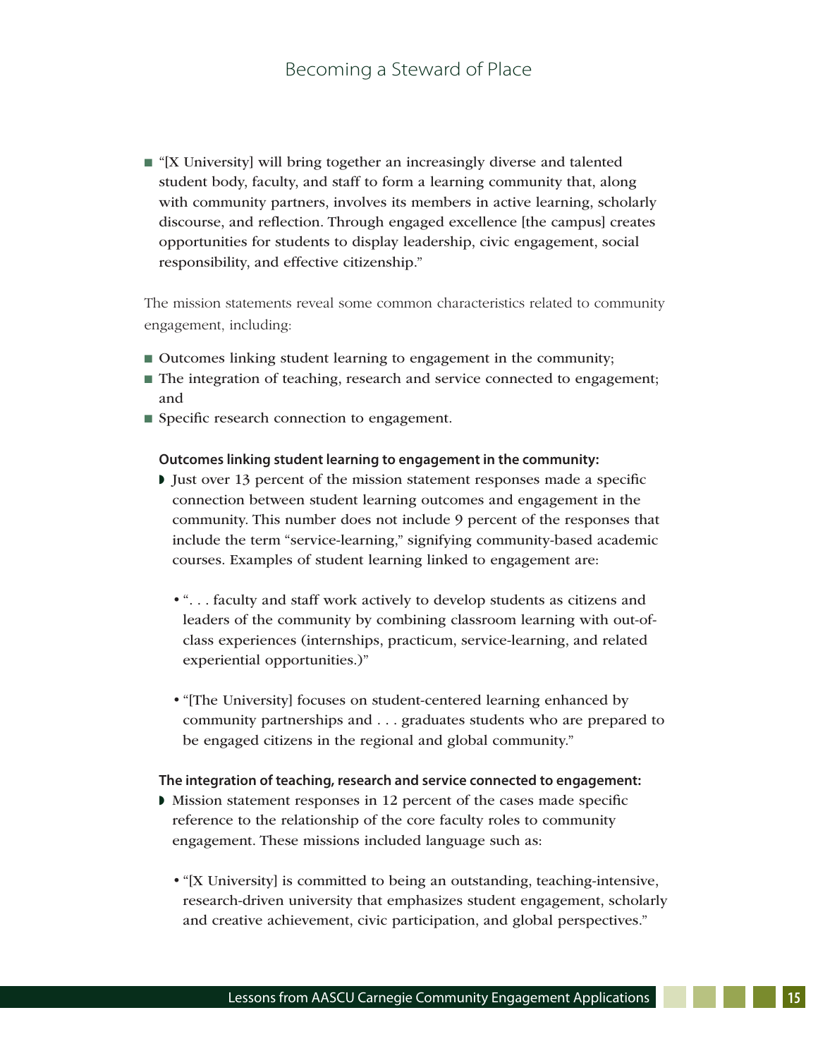- "[X University] will bring together an increasingly diverse and talented student body, faculty, and staff to form a learning community that, along with community partners, involves its members in active learning, scholarly discourse, and reflection. Through engaged excellence [the campus] creates opportunities for students to display leadership, civic engagement, social responsibility, and effective citizenship."

The mission statements reveal some common characteristics related to community engagement, including:

- Outcomes linking student learning to engagement in the community;
- The integration of teaching, research and service connected to engagement; and
- Specific research connection to engagement.

**Outcomes linking student learning to engagement in the community:**

- Just over 13 percent of the mission statement responses made a specific connection between student learning outcomes and engagement in the community. This number does not include 9 percent of the responses that include the term "service-learning," signifying community-based academic courses. Examples of student learning linked to engagement are:
  - ". . . faculty and staff work actively to develop students as citizens and leaders of the community by combining classroom learning with out-of-class experiences (internships, practicum, service-learning, and related experiential opportunities.)"
  - "[The University] focuses on student-centered learning enhanced by community partnerships and . . . graduates students who are prepared to be engaged citizens in the regional and global community."

**The integration of teaching, research and service connected to engagement:**

- Mission statement responses in 12 percent of the cases made specific reference to the relationship of the core faculty roles to community engagement. These missions included language such as:
  - "[X University] is committed to being an outstanding, teaching-intensive, research-driven university that emphasizes student engagement, scholarly and creative achievement, civic participation, and global perspectives."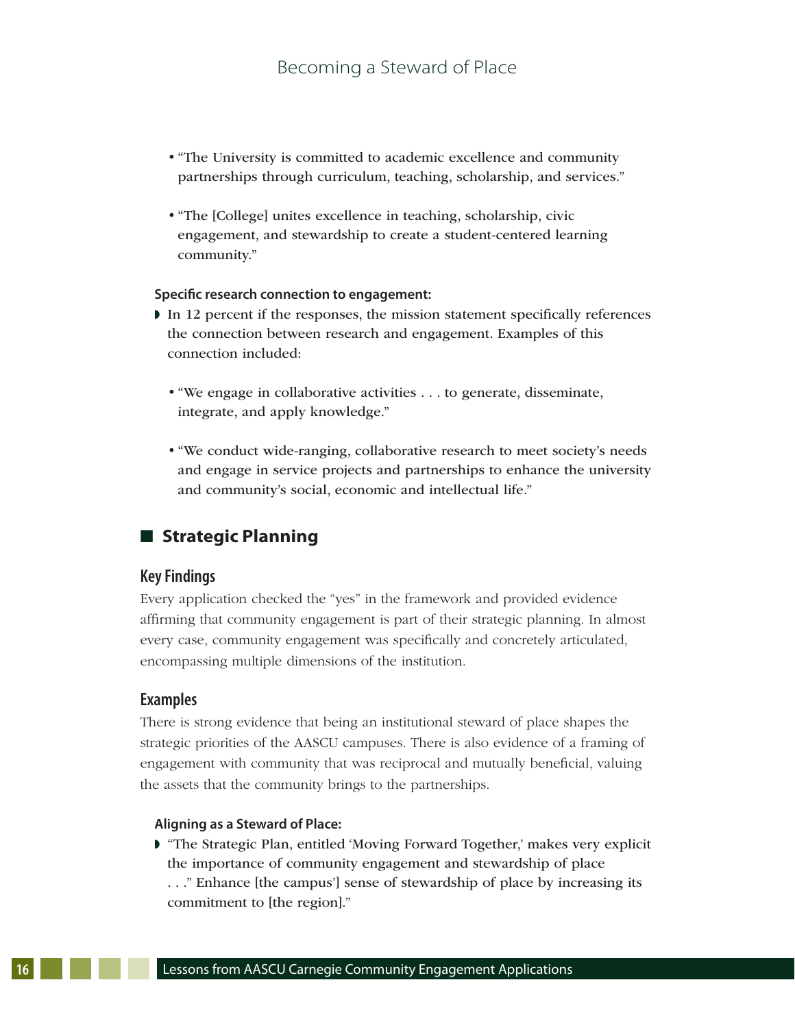- "The University is committed to academic excellence and community partnerships through curriculum, teaching, scholarship, and services."

- "The [College] unites excellence in teaching, scholarship, civic engagement, and stewardship to create a student-centered learning community."

**Specific research connection to engagement:**

- In 12 percent if the responses, the mission statement specifically references the connection between research and engagement. Examples of this connection included:

  - "We engage in collaborative activities . . . to generate, disseminate, integrate, and apply knowledge."

  - "We conduct wide-ranging, collaborative research to meet society's needs and engage in service projects and partnerships to enhance the university and community's social, economic and intellectual life."

## Strategic Planning

### Key Findings

Every application checked the "yes" in the framework and provided evidence affirming that community engagement is part of their strategic planning. In almost every case, community engagement was specifically and concretely articulated, encompassing multiple dimensions of the institution.

### Examples

There is strong evidence that being an institutional steward of place shapes the strategic priorities of the AASCU campuses. There is also evidence of a framing of engagement with community that was reciprocal and mutually beneficial, valuing the assets that the community brings to the partnerships.

**Aligning as a Steward of Place:**

- "The Strategic Plan, entitled 'Moving Forward Together,' makes very explicit the importance of community engagement and stewardship of place . . ." Enhance [the campus'] sense of stewardship of place by increasing its commitment to [the region]."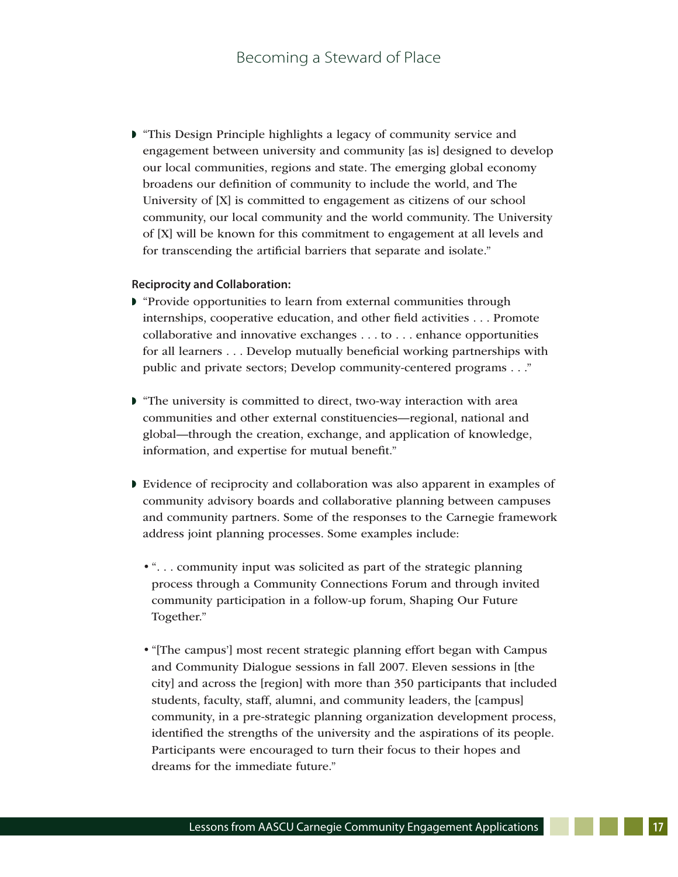- "This Design Principle highlights a legacy of community service and engagement between university and community [as is] designed to develop our local communities, regions and state. The emerging global economy broadens our definition of community to include the world, and The University of [X] is committed to engagement as citizens of our school community, our local community and the world community. The University of [X] will be known for this commitment to engagement at all levels and for transcending the artificial barriers that separate and isolate."

**Reciprocity and Collaboration:**

- "Provide opportunities to learn from external communities through internships, cooperative education, and other field activities . . . Promote collaborative and innovative exchanges . . . to . . . enhance opportunities for all learners . . . Develop mutually beneficial working partnerships with public and private sectors; Develop community-centered programs . . ."

- "The university is committed to direct, two-way interaction with area communities and other external constituencies—regional, national and global—through the creation, exchange, and application of knowledge, information, and expertise for mutual benefit."

- Evidence of reciprocity and collaboration was also apparent in examples of community advisory boards and collaborative planning between campuses and community partners. Some of the responses to the Carnegie framework address joint planning processes. Some examples include:

  - ". . . community input was solicited as part of the strategic planning process through a Community Connections Forum and through invited community participation in a follow-up forum, Shaping Our Future Together."

  - "[The campus'] most recent strategic planning effort began with Campus and Community Dialogue sessions in fall 2007. Eleven sessions in [the city] and across the [region] with more than 350 participants that included students, faculty, staff, alumni, and community leaders, the [campus] community, in a pre-strategic planning organization development process, identified the strengths of the university and the aspirations of its people. Participants were encouraged to turn their focus to their hopes and dreams for the immediate future."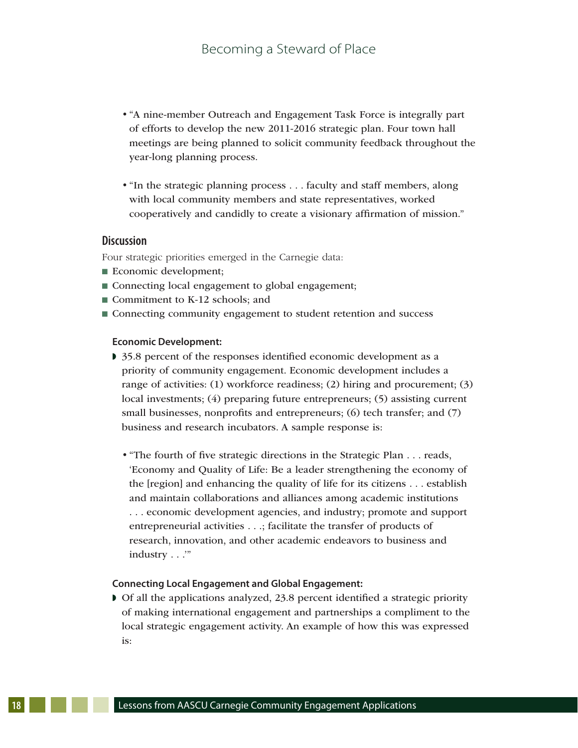- "A nine-member Outreach and Engagement Task Force is integrally part of efforts to develop the new 2011-2016 strategic plan. Four town hall meetings are being planned to solicit community feedback throughout the year-long planning process.

- "In the strategic planning process . . . faculty and staff members, along with local community members and state representatives, worked cooperatively and candidly to create a visionary affirmation of mission."

## Discussion

Four strategic priorities emerged in the Carnegie data:

- Economic development;
- Connecting local engagement to global engagement;
- Commitment to K-12 schools; and
- Connecting community engagement to student retention and success

### Economic Development:

- 35.8 percent of the responses identified economic development as a priority of community engagement. Economic development includes a range of activities: (1) workforce readiness; (2) hiring and procurement; (3) local investments; (4) preparing future entrepreneurs; (5) assisting current small businesses, nonprofits and entrepreneurs; (6) tech transfer; and (7) business and research incubators. A sample response is:

  - "The fourth of five strategic directions in the Strategic Plan . . . reads, 'Economy and Quality of Life: Be a leader strengthening the economy of the [region] and enhancing the quality of life for its citizens . . . establish and maintain collaborations and alliances among academic institutions . . . economic development agencies, and industry; promote and support entrepreneurial activities . . .; facilitate the transfer of products of research, innovation, and other academic endeavors to business and industry . . .'"

### Connecting Local Engagement and Global Engagement:

- Of all the applications analyzed, 23.8 percent identified a strategic priority of making international engagement and partnerships a compliment to the local strategic engagement activity. An example of how this was expressed is: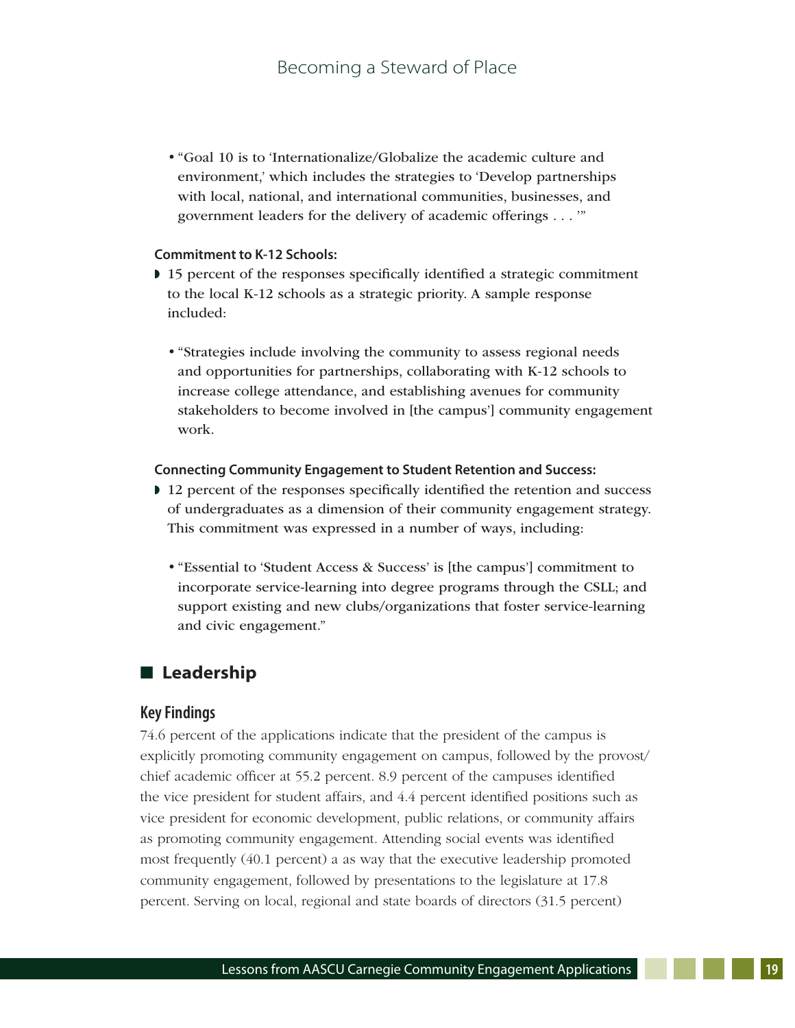- "Goal 10 is to 'Internationalize/Globalize the academic culture and environment,' which includes the strategies to 'Develop partnerships with local, national, and international communities, businesses, and government leaders for the delivery of academic offerings . . . '"

**Commitment to K-12 Schools:**

- 15 percent of the responses specifically identified a strategic commitment to the local K-12 schools as a strategic priority. A sample response included:
  - "Strategies include involving the community to assess regional needs and opportunities for partnerships, collaborating with K-12 schools to increase college attendance, and establishing avenues for community stakeholders to become involved in [the campus'] community engagement work.

**Connecting Community Engagement to Student Retention and Success:**

- 12 percent of the responses specifically identified the retention and success of undergraduates as a dimension of their community engagement strategy. This commitment was expressed in a number of ways, including:
  - "Essential to 'Student Access & Success' is [the campus'] commitment to incorporate service-learning into degree programs through the CSLL; and support existing and new clubs/organizations that foster service-learning and civic engagement."

## Leadership

### Key Findings

74.6 percent of the applications indicate that the president of the campus is explicitly promoting community engagement on campus, followed by the provost/chief academic officer at 55.2 percent. 8.9 percent of the campuses identified the vice president for student affairs, and 4.4 percent identified positions such as vice president for economic development, public relations, or community affairs as promoting community engagement. Attending social events was identified most frequently (40.1 percent) a as way that the executive leadership promoted community engagement, followed by presentations to the legislature at 17.8 percent. Serving on local, regional and state boards of directors (31.5 percent)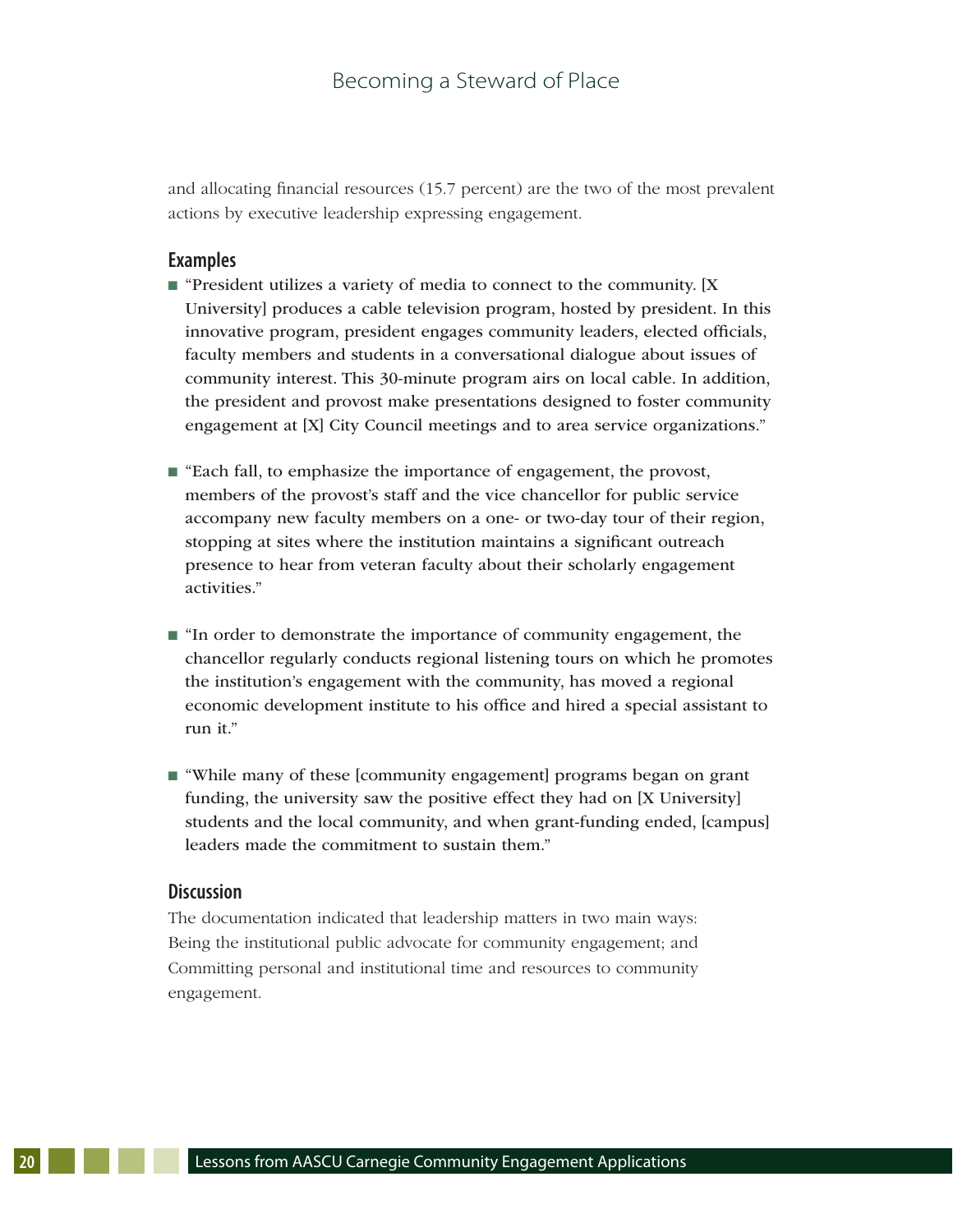and allocating financial resources (15.7 percent) are the two of the most prevalent actions by executive leadership expressing engagement.

### Examples

- "President utilizes a variety of media to connect to the community. [X University] produces a cable television program, hosted by president. In this innovative program, president engages community leaders, elected officials, faculty members and students in a conversational dialogue about issues of community interest. This 30-minute program airs on local cable. In addition, the president and provost make presentations designed to foster community engagement at [X] City Council meetings and to area service organizations."

- "Each fall, to emphasize the importance of engagement, the provost, members of the provost's staff and the vice chancellor for public service accompany new faculty members on a one- or two-day tour of their region, stopping at sites where the institution maintains a significant outreach presence to hear from veteran faculty about their scholarly engagement activities."

- "In order to demonstrate the importance of community engagement, the chancellor regularly conducts regional listening tours on which he promotes the institution's engagement with the community, has moved a regional economic development institute to his office and hired a special assistant to run it."

- "While many of these [community engagement] programs began on grant funding, the university saw the positive effect they had on [X University] students and the local community, and when grant-funding ended, [campus] leaders made the commitment to sustain them."

### Discussion

The documentation indicated that leadership matters in two main ways: Being the institutional public advocate for community engagement; and Committing personal and institutional time and resources to community engagement.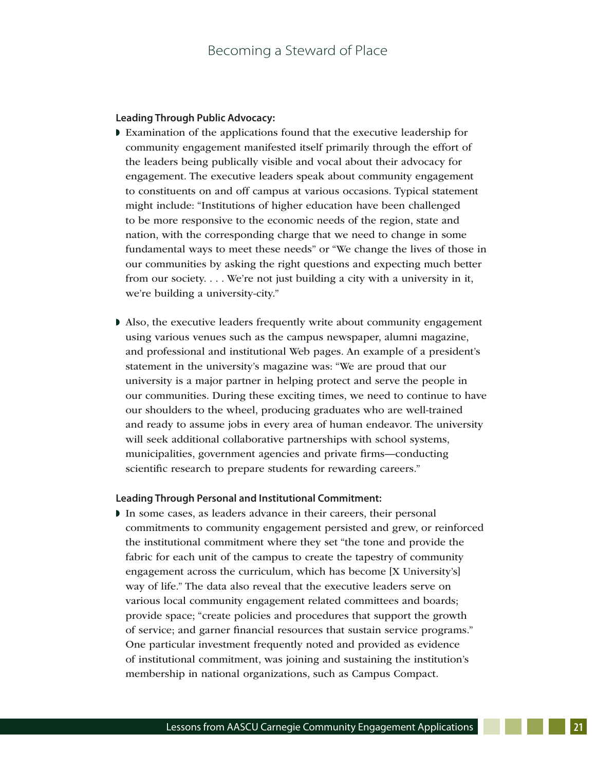**Leading Through Public Advocacy:**

- Examination of the applications found that the executive leadership for community engagement manifested itself primarily through the effort of the leaders being publically visible and vocal about their advocacy for engagement. The executive leaders speak about community engagement to constituents on and off campus at various occasions. Typical statement might include: "Institutions of higher education have been challenged to be more responsive to the economic needs of the region, state and nation, with the corresponding charge that we need to change in some fundamental ways to meet these needs" or "We change the lives of those in our communities by asking the right questions and expecting much better from our society. . . . We're not just building a city with a university in it, we're building a university-city."

- Also, the executive leaders frequently write about community engagement using various venues such as the campus newspaper, alumni magazine, and professional and institutional Web pages. An example of a president's statement in the university's magazine was: "We are proud that our university is a major partner in helping protect and serve the people in our communities. During these exciting times, we need to continue to have our shoulders to the wheel, producing graduates who are well-trained and ready to assume jobs in every area of human endeavor. The university will seek additional collaborative partnerships with school systems, municipalities, government agencies and private firms—conducting scientific research to prepare students for rewarding careers."

**Leading Through Personal and Institutional Commitment:**

- In some cases, as leaders advance in their careers, their personal commitments to community engagement persisted and grew, or reinforced the institutional commitment where they set "the tone and provide the fabric for each unit of the campus to create the tapestry of community engagement across the curriculum, which has become [X University's] way of life." The data also reveal that the executive leaders serve on various local community engagement related committees and boards; provide space; "create policies and procedures that support the growth of service; and garner financial resources that sustain service programs." One particular investment frequently noted and provided as evidence of institutional commitment, was joining and sustaining the institution's membership in national organizations, such as Campus Compact.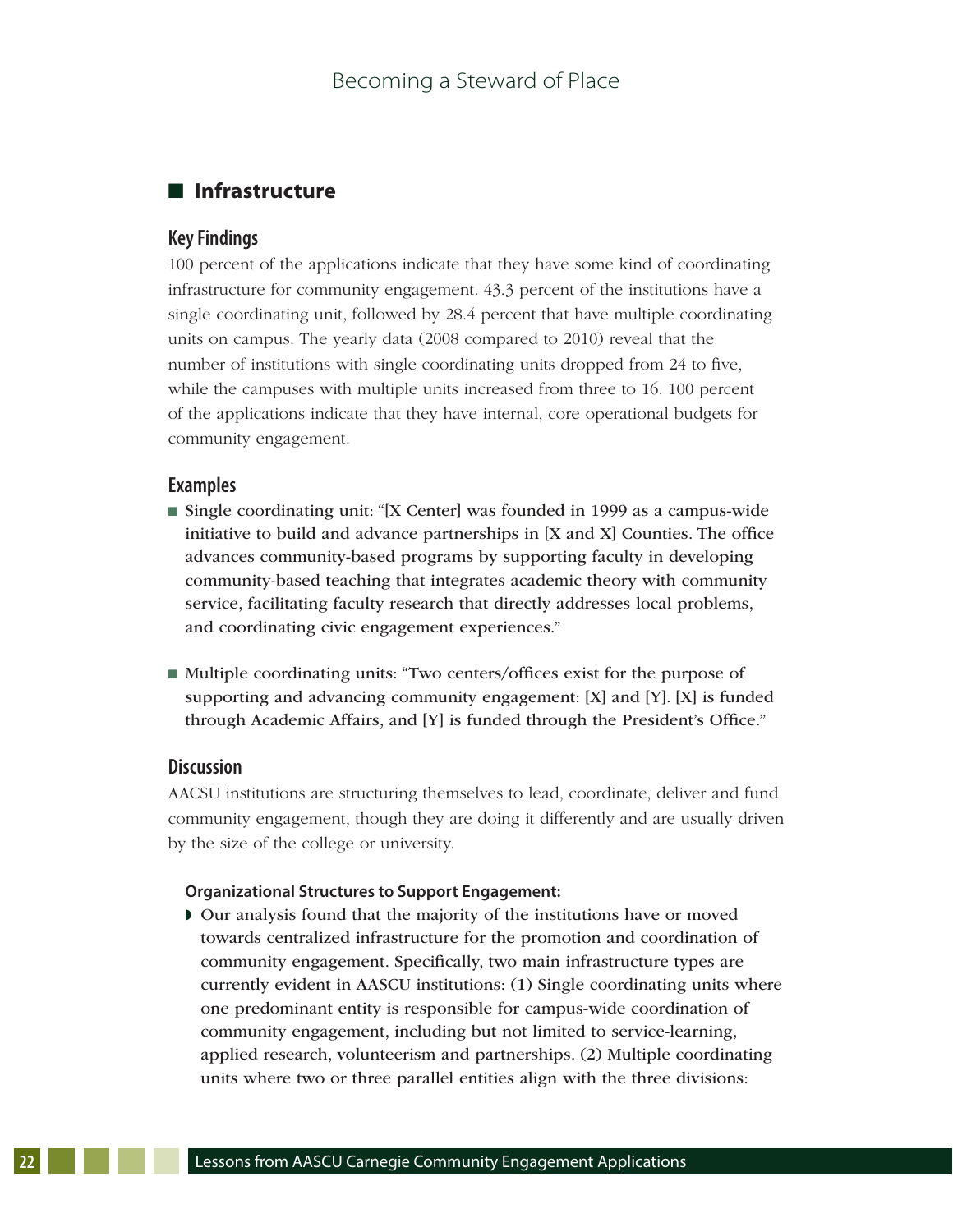## Infrastructure

### Key Findings

100 percent of the applications indicate that they have some kind of coordinating infrastructure for community engagement. 43.3 percent of the institutions have a single coordinating unit, followed by 28.4 percent that have multiple coordinating units on campus. The yearly data (2008 compared to 2010) reveal that the number of institutions with single coordinating units dropped from 24 to five, while the campuses with multiple units increased from three to 16. 100 percent of the applications indicate that they have internal, core operational budgets for community engagement.

### Examples

- Single coordinating unit: "[X Center] was founded in 1999 as a campus-wide initiative to build and advance partnerships in [X and X] Counties. The office advances community-based programs by supporting faculty in developing community-based teaching that integrates academic theory with community service, facilitating faculty research that directly addresses local problems, and coordinating civic engagement experiences."

- Multiple coordinating units: "Two centers/offices exist for the purpose of supporting and advancing community engagement: [X] and [Y]. [X] is funded through Academic Affairs, and [Y] is funded through the President's Office."

### Discussion

AACSU institutions are structuring themselves to lead, coordinate, deliver and fund community engagement, though they are doing it differently and are usually driven by the size of the college or university.

**Organizational Structures to Support Engagement:**

- Our analysis found that the majority of the institutions have or moved towards centralized infrastructure for the promotion and coordination of community engagement. Specifically, two main infrastructure types are currently evident in AASCU institutions: (1) Single coordinating units where one predominant entity is responsible for campus-wide coordination of community engagement, including but not limited to service-learning, applied research, volunteerism and partnerships. (2) Multiple coordinating units where two or three parallel entities align with the three divisions: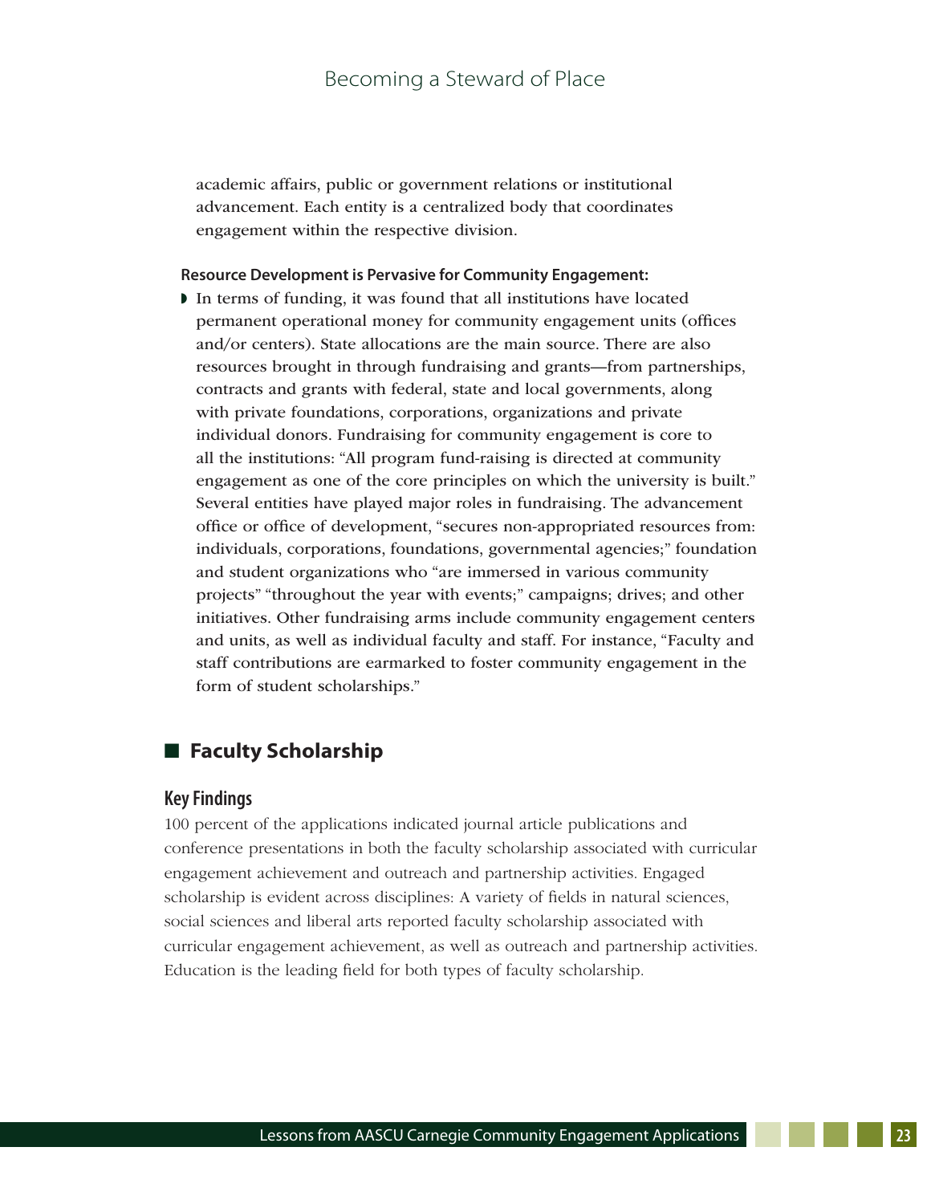academic affairs, public or government relations or institutional advancement. Each entity is a centralized body that coordinates engagement within the respective division.

**Resource Development is Pervasive for Community Engagement:**

- In terms of funding, it was found that all institutions have located permanent operational money for community engagement units (offices and/or centers). State allocations are the main source. There are also resources brought in through fundraising and grants—from partnerships, contracts and grants with federal, state and local governments, along with private foundations, corporations, organizations and private individual donors. Fundraising for community engagement is core to all the institutions: "All program fund-raising is directed at community engagement as one of the core principles on which the university is built." Several entities have played major roles in fundraising. The advancement office or office of development, "secures non-appropriated resources from: individuals, corporations, foundations, governmental agencies;" foundation and student organizations who "are immersed in various community projects" "throughout the year with events;" campaigns; drives; and other initiatives. Other fundraising arms include community engagement centers and units, as well as individual faculty and staff. For instance, "Faculty and staff contributions are earmarked to foster community engagement in the form of student scholarships."

## Faculty Scholarship

### Key Findings

100 percent of the applications indicated journal article publications and conference presentations in both the faculty scholarship associated with curricular engagement achievement and outreach and partnership activities. Engaged scholarship is evident across disciplines: A variety of fields in natural sciences, social sciences and liberal arts reported faculty scholarship associated with curricular engagement achievement, as well as outreach and partnership activities. Education is the leading field for both types of faculty scholarship.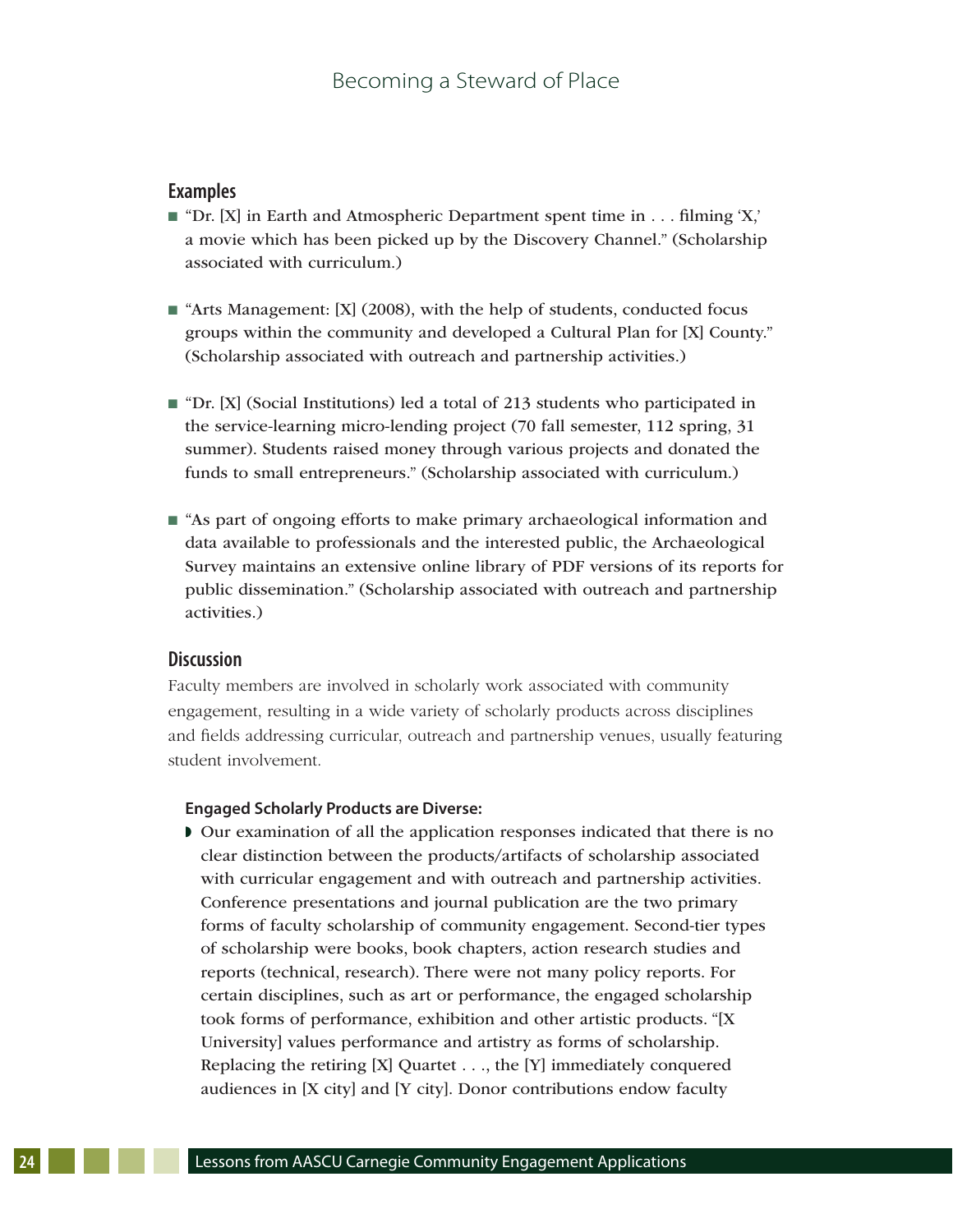## Examples

- "Dr. [X] in Earth and Atmospheric Department spent time in . . . filming 'X,' a movie which has been picked up by the Discovery Channel." (Scholarship associated with curriculum.)

- "Arts Management: [X] (2008), with the help of students, conducted focus groups within the community and developed a Cultural Plan for [X] County." (Scholarship associated with outreach and partnership activities.)

- "Dr. [X] (Social Institutions) led a total of 213 students who participated in the service-learning micro-lending project (70 fall semester, 112 spring, 31 summer). Students raised money through various projects and donated the funds to small entrepreneurs." (Scholarship associated with curriculum.)

- "As part of ongoing efforts to make primary archaeological information and data available to professionals and the interested public, the Archaeological Survey maintains an extensive online library of PDF versions of its reports for public dissemination." (Scholarship associated with outreach and partnership activities.)

## Discussion

Faculty members are involved in scholarly work associated with community engagement, resulting in a wide variety of scholarly products across disciplines and fields addressing curricular, outreach and partnership venues, usually featuring student involvement.

### Engaged Scholarly Products are Diverse:

- Our examination of all the application responses indicated that there is no clear distinction between the products/artifacts of scholarship associated with curricular engagement and with outreach and partnership activities. Conference presentations and journal publication are the two primary forms of faculty scholarship of community engagement. Second-tier types of scholarship were books, book chapters, action research studies and reports (technical, research). There were not many policy reports. For certain disciplines, such as art or performance, the engaged scholarship took forms of performance, exhibition and other artistic products. "[X University] values performance and artistry as forms of scholarship. Replacing the retiring [X] Quartet . . ., the [Y] immediately conquered audiences in [X city] and [Y city]. Donor contributions endow faculty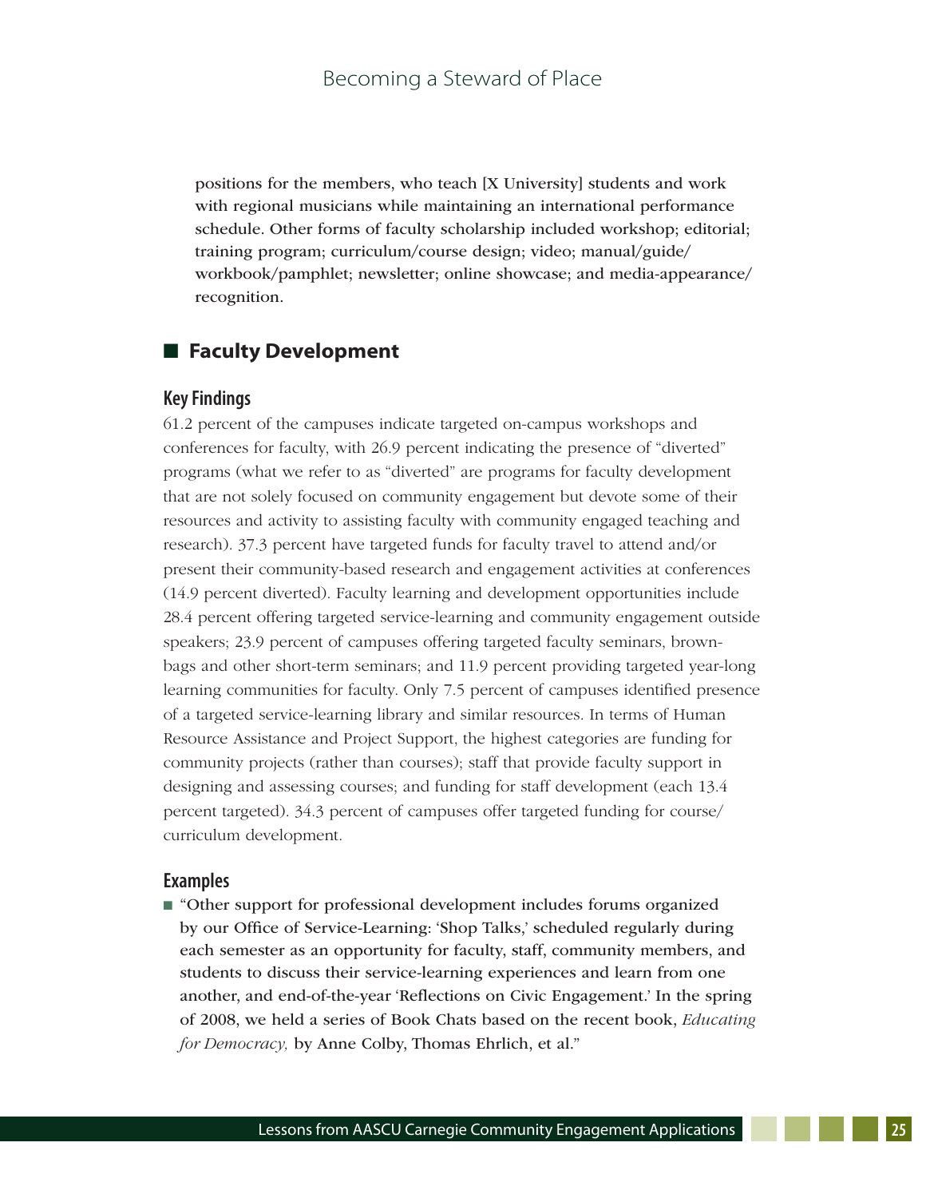positions for the members, who teach [X University] students and work with regional musicians while maintaining an international performance schedule. Other forms of faculty scholarship included workshop; editorial; training program; curriculum/course design; video; manual/guide/workbook/pamphlet; newsletter; online showcase; and media-appearance/recognition.

## Faculty Development

### Key Findings

61.2 percent of the campuses indicate targeted on-campus workshops and conferences for faculty, with 26.9 percent indicating the presence of "diverted" programs (what we refer to as "diverted" are programs for faculty development that are not solely focused on community engagement but devote some of their resources and activity to assisting faculty with community engaged teaching and research). 37.3 percent have targeted funds for faculty travel to attend and/or present their community-based research and engagement activities at conferences (14.9 percent diverted). Faculty learning and development opportunities include 28.4 percent offering targeted service-learning and community engagement outside speakers; 23.9 percent of campuses offering targeted faculty seminars, brown-bags and other short-term seminars; and 11.9 percent providing targeted year-long learning communities for faculty. Only 7.5 percent of campuses identified presence of a targeted service-learning library and similar resources. In terms of Human Resource Assistance and Project Support, the highest categories are funding for community projects (rather than courses); staff that provide faculty support in designing and assessing courses; and funding for staff development (each 13.4 percent targeted). 34.3 percent of campuses offer targeted funding for course/curriculum development.

### Examples

- "Other support for professional development includes forums organized by our Office of Service-Learning: 'Shop Talks,' scheduled regularly during each semester as an opportunity for faculty, staff, community members, and students to discuss their service-learning experiences and learn from one another, and end-of-the-year 'Reflections on Civic Engagement.' In the spring of 2008, we held a series of Book Chats based on the recent book, *Educating for Democracy,* by Anne Colby, Thomas Ehrlich, et al."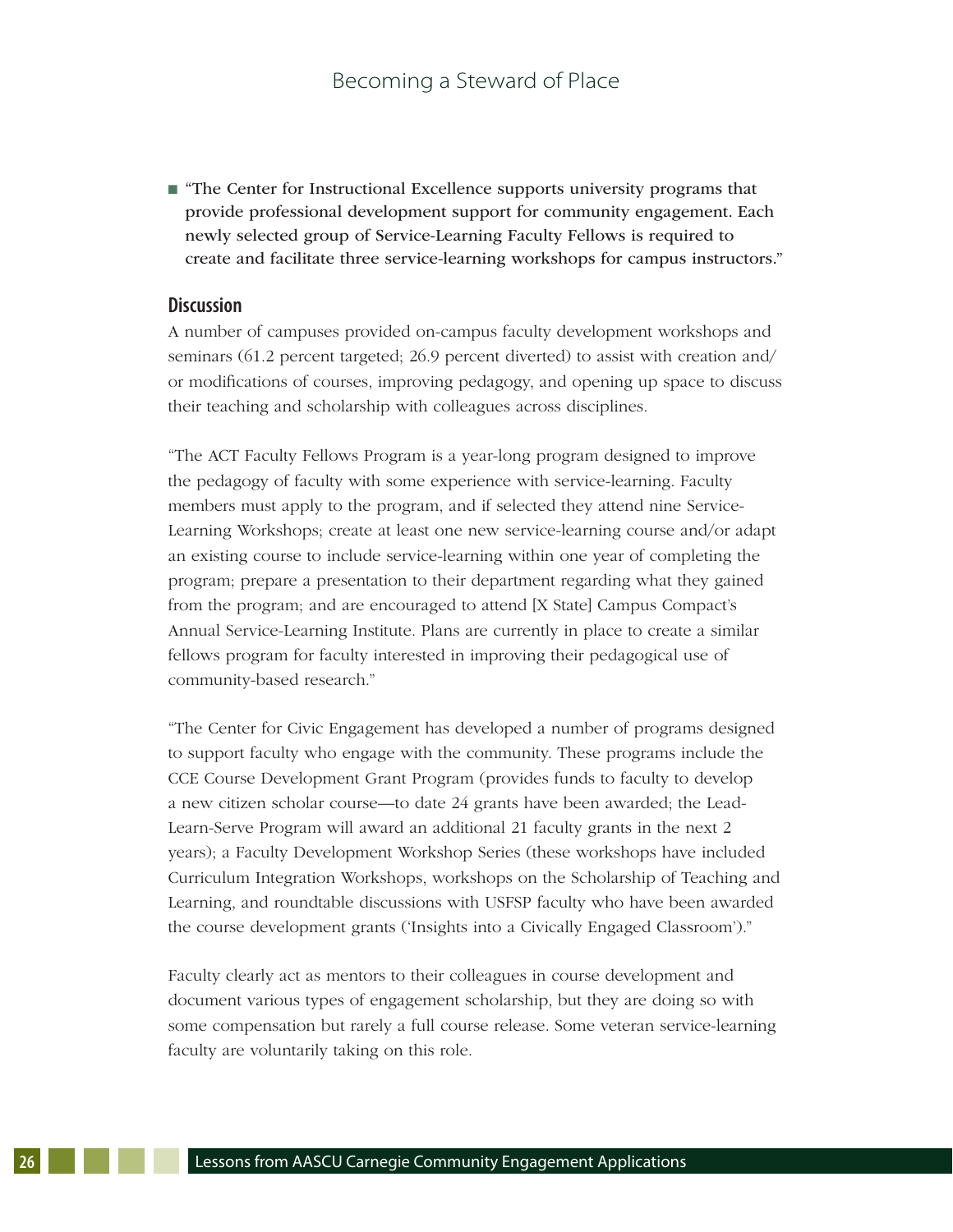- "The Center for Instructional Excellence supports university programs that provide professional development support for community engagement. Each newly selected group of Service-Learning Faculty Fellows is required to create and facilitate three service-learning workshops for campus instructors."

### Discussion

A number of campuses provided on-campus faculty development workshops and seminars (61.2 percent targeted; 26.9 percent diverted) to assist with creation and/or modifications of courses, improving pedagogy, and opening up space to discuss their teaching and scholarship with colleagues across disciplines.

"The ACT Faculty Fellows Program is a year-long program designed to improve the pedagogy of faculty with some experience with service-learning. Faculty members must apply to the program, and if selected they attend nine Service-Learning Workshops; create at least one new service-learning course and/or adapt an existing course to include service-learning within one year of completing the program; prepare a presentation to their department regarding what they gained from the program; and are encouraged to attend [X State] Campus Compact's Annual Service-Learning Institute. Plans are currently in place to create a similar fellows program for faculty interested in improving their pedagogical use of community-based research."

"The Center for Civic Engagement has developed a number of programs designed to support faculty who engage with the community. These programs include the CCE Course Development Grant Program (provides funds to faculty to develop a new citizen scholar course—to date 24 grants have been awarded; the Lead-Learn-Serve Program will award an additional 21 faculty grants in the next 2 years); a Faculty Development Workshop Series (these workshops have included Curriculum Integration Workshops, workshops on the Scholarship of Teaching and Learning, and roundtable discussions with USFSP faculty who have been awarded the course development grants ('Insights into a Civically Engaged Classroom')."

Faculty clearly act as mentors to their colleagues in course development and document various types of engagement scholarship, but they are doing so with some compensation but rarely a full course release. Some veteran service-learning faculty are voluntarily taking on this role.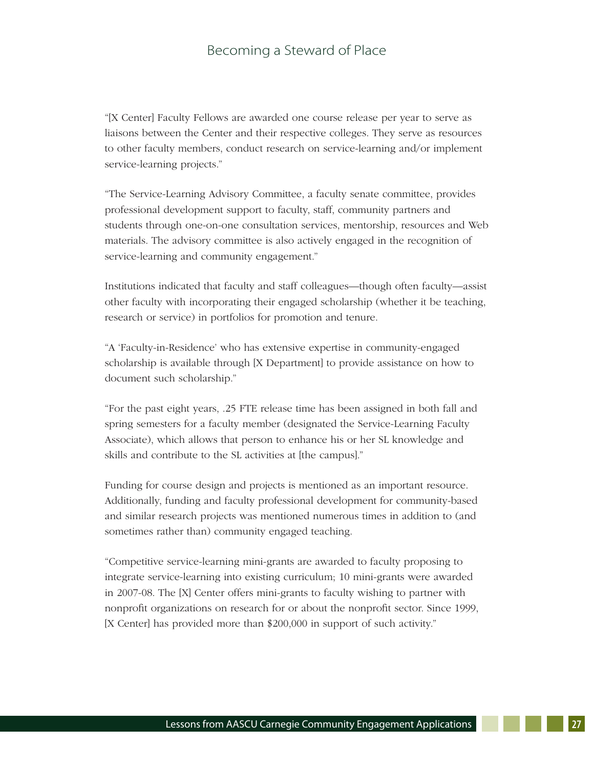"[X Center] Faculty Fellows are awarded one course release per year to serve as liaisons between the Center and their respective colleges. They serve as resources to other faculty members, conduct research on service-learning and/or implement service-learning projects."

"The Service-Learning Advisory Committee, a faculty senate committee, provides professional development support to faculty, staff, community partners and students through one-on-one consultation services, mentorship, resources and Web materials. The advisory committee is also actively engaged in the recognition of service-learning and community engagement."

Institutions indicated that faculty and staff colleagues—though often faculty—assist other faculty with incorporating their engaged scholarship (whether it be teaching, research or service) in portfolios for promotion and tenure.

"A 'Faculty-in-Residence' who has extensive expertise in community-engaged scholarship is available through [X Department] to provide assistance on how to document such scholarship."

"For the past eight years, .25 FTE release time has been assigned in both fall and spring semesters for a faculty member (designated the Service-Learning Faculty Associate), which allows that person to enhance his or her SL knowledge and skills and contribute to the SL activities at [the campus]."

Funding for course design and projects is mentioned as an important resource. Additionally, funding and faculty professional development for community-based and similar research projects was mentioned numerous times in addition to (and sometimes rather than) community engaged teaching.

"Competitive service-learning mini-grants are awarded to faculty proposing to integrate service-learning into existing curriculum; 10 mini-grants were awarded in 2007-08. The [X] Center offers mini-grants to faculty wishing to partner with nonprofit organizations on research for or about the nonprofit sector. Since 1999, [X Center] has provided more than $200,000 in support of such activity."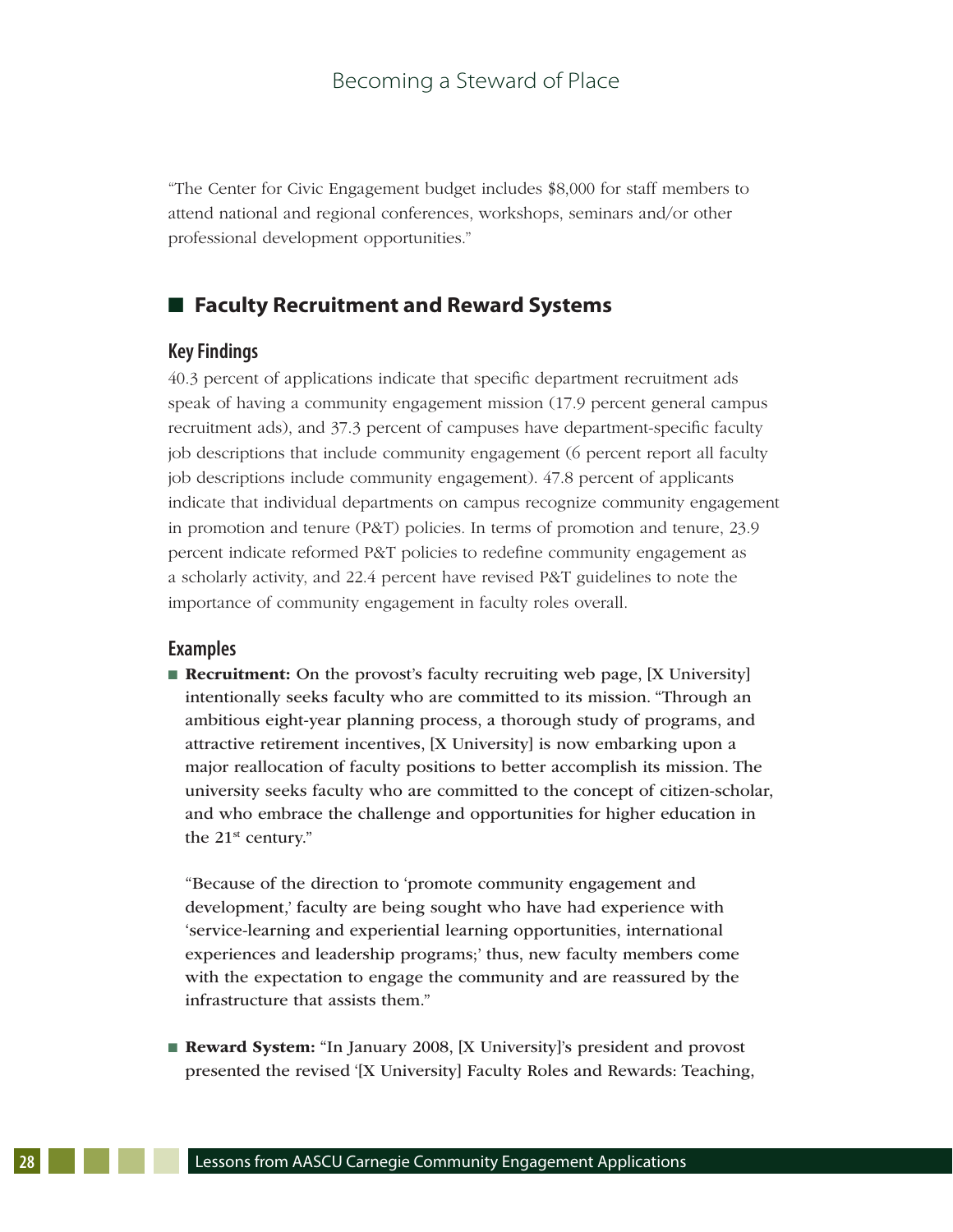"The Center for Civic Engagement budget includes $8,000 for staff members to attend national and regional conferences, workshops, seminars and/or other professional development opportunities."

## Faculty Recruitment and Reward Systems

### Key Findings

40.3 percent of applications indicate that specific department recruitment ads speak of having a community engagement mission (17.9 percent general campus recruitment ads), and 37.3 percent of campuses have department-specific faculty job descriptions that include community engagement (6 percent report all faculty job descriptions include community engagement). 47.8 percent of applicants indicate that individual departments on campus recognize community engagement in promotion and tenure (P&T) policies. In terms of promotion and tenure, 23.9 percent indicate reformed P&T policies to redefine community engagement as a scholarly activity, and 22.4 percent have revised P&T guidelines to note the importance of community engagement in faculty roles overall.

### Examples

- **Recruitment:** On the provost's faculty recruiting web page, [X University] intentionally seeks faculty who are committed to its mission. "Through an ambitious eight-year planning process, a thorough study of programs, and attractive retirement incentives, [X University] is now embarking upon a major reallocation of faculty positions to better accomplish its mission. The university seeks faculty who are committed to the concept of citizen-scholar, and who embrace the challenge and opportunities for higher education in the 21st century."

  "Because of the direction to 'promote community engagement and development,' faculty are being sought who have had experience with 'service-learning and experiential learning opportunities, international experiences and leadership programs;' thus, new faculty members come with the expectation to engage the community and are reassured by the infrastructure that assists them."

- **Reward System:** "In January 2008, [X University]'s president and provost presented the revised '[X University] Faculty Roles and Rewards: Teaching,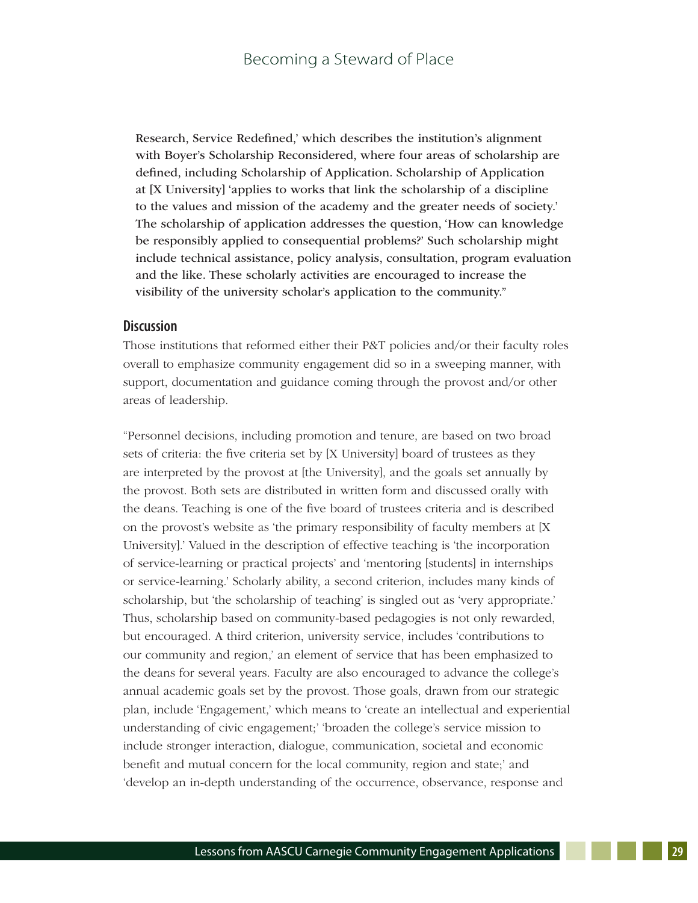Research, Service Redefined,' which describes the institution's alignment with Boyer's Scholarship Reconsidered, where four areas of scholarship are defined, including Scholarship of Application. Scholarship of Application at [X University] 'applies to works that link the scholarship of a discipline to the values and mission of the academy and the greater needs of society.' The scholarship of application addresses the question, 'How can knowledge be responsibly applied to consequential problems?' Such scholarship might include technical assistance, policy analysis, consultation, program evaluation and the like. These scholarly activities are encouraged to increase the visibility of the university scholar's application to the community."

### Discussion

Those institutions that reformed either their P&T policies and/or their faculty roles overall to emphasize community engagement did so in a sweeping manner, with support, documentation and guidance coming through the provost and/or other areas of leadership.

"Personnel decisions, including promotion and tenure, are based on two broad sets of criteria: the five criteria set by [X University] board of trustees as they are interpreted by the provost at [the University], and the goals set annually by the provost. Both sets are distributed in written form and discussed orally with the deans. Teaching is one of the five board of trustees criteria and is described on the provost's website as 'the primary responsibility of faculty members at [X University].' Valued in the description of effective teaching is 'the incorporation of service-learning or practical projects' and 'mentoring [students] in internships or service-learning.' Scholarly ability, a second criterion, includes many kinds of scholarship, but 'the scholarship of teaching' is singled out as 'very appropriate.' Thus, scholarship based on community-based pedagogies is not only rewarded, but encouraged. A third criterion, university service, includes 'contributions to our community and region,' an element of service that has been emphasized to the deans for several years. Faculty are also encouraged to advance the college's annual academic goals set by the provost. Those goals, drawn from our strategic plan, include 'Engagement,' which means to 'create an intellectual and experiential understanding of civic engagement;' 'broaden the college's service mission to include stronger interaction, dialogue, communication, societal and economic benefit and mutual concern for the local community, region and state;' and 'develop an in-depth understanding of the occurrence, observance, response and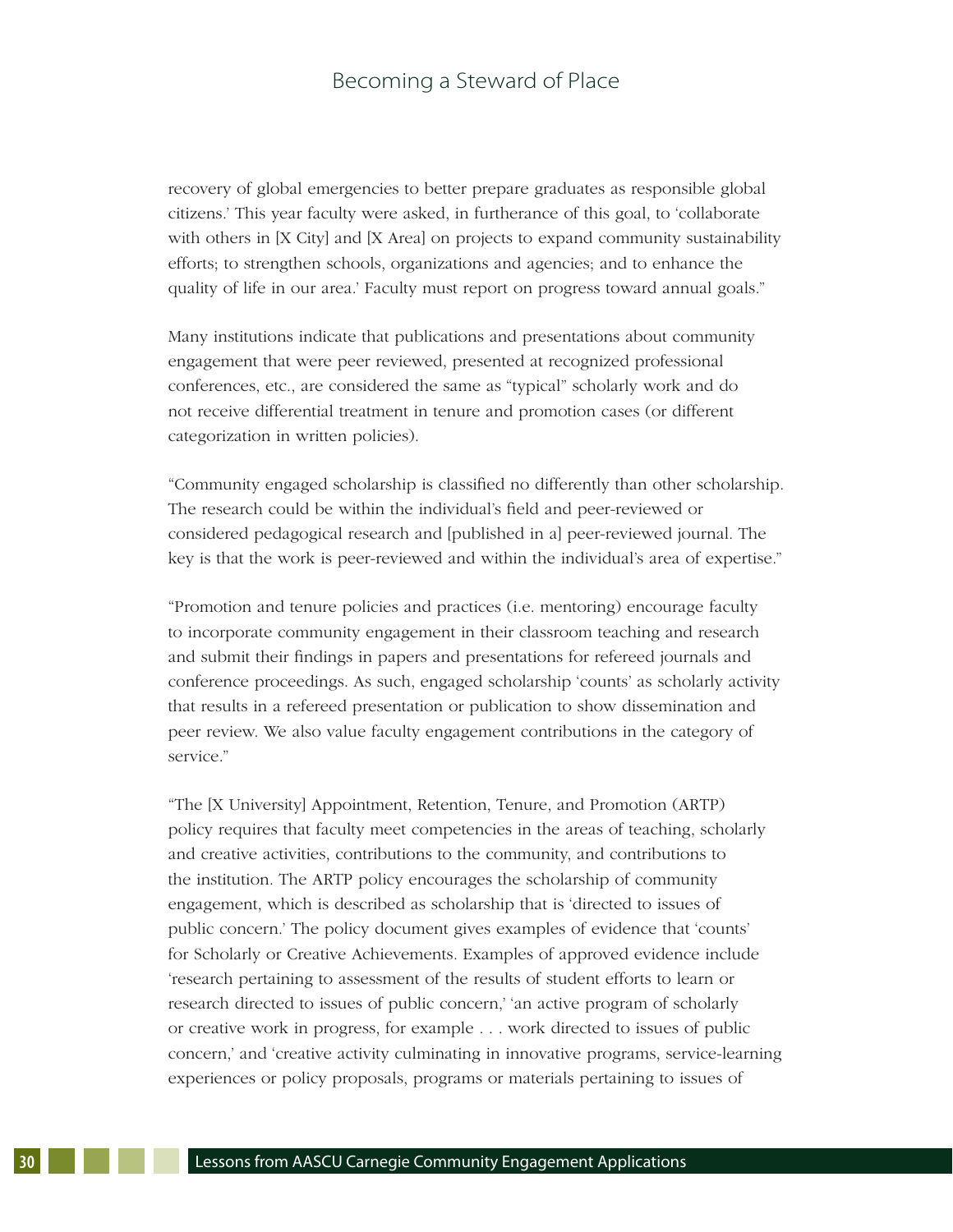recovery of global emergencies to better prepare graduates as responsible global citizens.' This year faculty were asked, in furtherance of this goal, to 'collaborate with others in [X City] and [X Area] on projects to expand community sustainability efforts; to strengthen schools, organizations and agencies; and to enhance the quality of life in our area.' Faculty must report on progress toward annual goals."

Many institutions indicate that publications and presentations about community engagement that were peer reviewed, presented at recognized professional conferences, etc., are considered the same as "typical" scholarly work and do not receive differential treatment in tenure and promotion cases (or different categorization in written policies).

"Community engaged scholarship is classified no differently than other scholarship. The research could be within the individual's field and peer-reviewed or considered pedagogical research and [published in a] peer-reviewed journal. The key is that the work is peer-reviewed and within the individual's area of expertise."

"Promotion and tenure policies and practices (i.e. mentoring) encourage faculty to incorporate community engagement in their classroom teaching and research and submit their findings in papers and presentations for refereed journals and conference proceedings. As such, engaged scholarship 'counts' as scholarly activity that results in a refereed presentation or publication to show dissemination and peer review. We also value faculty engagement contributions in the category of service."

"The [X University] Appointment, Retention, Tenure, and Promotion (ARTP) policy requires that faculty meet competencies in the areas of teaching, scholarly and creative activities, contributions to the community, and contributions to the institution. The ARTP policy encourages the scholarship of community engagement, which is described as scholarship that is 'directed to issues of public concern.' The policy document gives examples of evidence that 'counts' for Scholarly or Creative Achievements. Examples of approved evidence include 'research pertaining to assessment of the results of student efforts to learn or research directed to issues of public concern,' 'an active program of scholarly or creative work in progress, for example . . . work directed to issues of public concern,' and 'creative activity culminating in innovative programs, service-learning experiences or policy proposals, programs or materials pertaining to issues of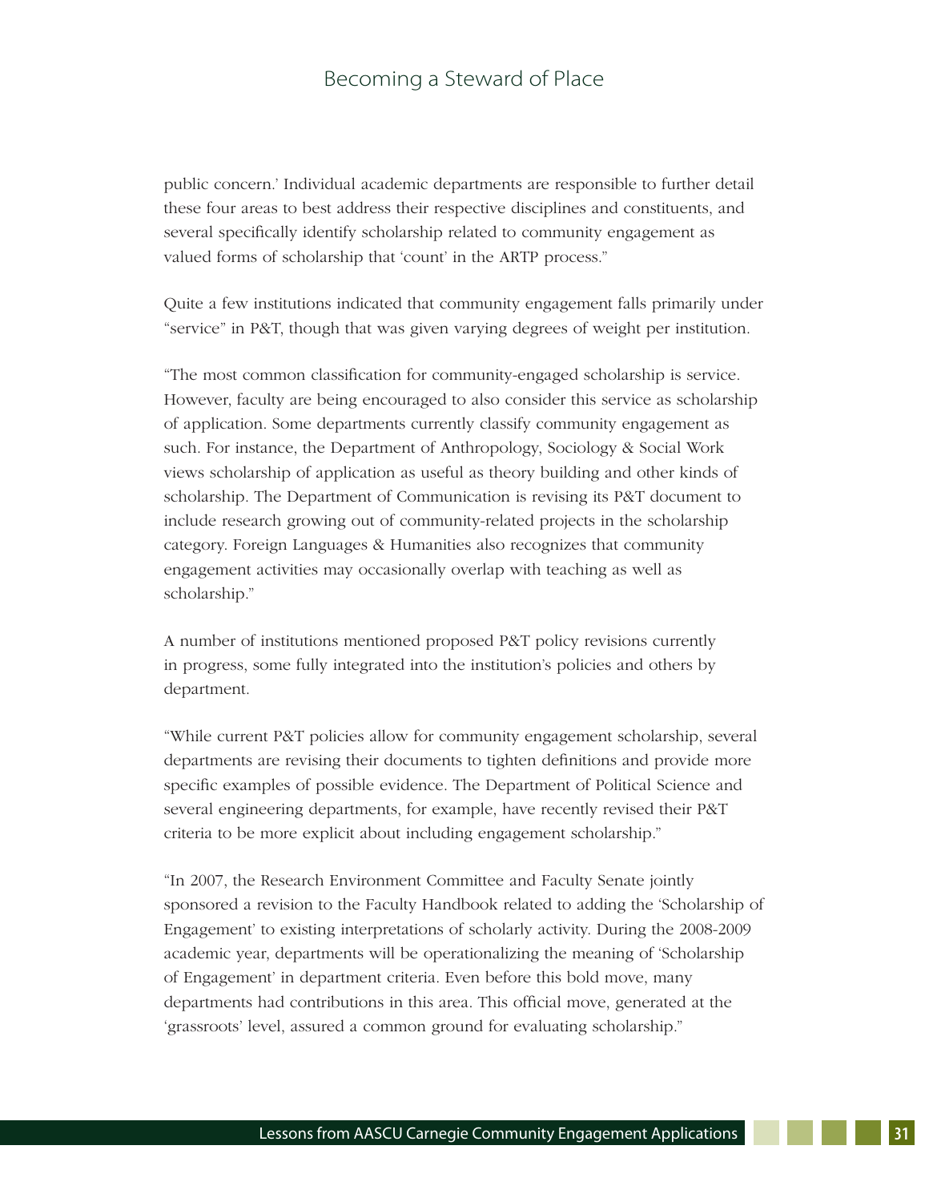public concern.' Individual academic departments are responsible to further detail these four areas to best address their respective disciplines and constituents, and several specifically identify scholarship related to community engagement as valued forms of scholarship that 'count' in the ARTP process."

Quite a few institutions indicated that community engagement falls primarily under "service" in P&T, though that was given varying degrees of weight per institution.

"The most common classification for community-engaged scholarship is service. However, faculty are being encouraged to also consider this service as scholarship of application. Some departments currently classify community engagement as such. For instance, the Department of Anthropology, Sociology & Social Work views scholarship of application as useful as theory building and other kinds of scholarship. The Department of Communication is revising its P&T document to include research growing out of community-related projects in the scholarship category. Foreign Languages & Humanities also recognizes that community engagement activities may occasionally overlap with teaching as well as scholarship."

A number of institutions mentioned proposed P&T policy revisions currently in progress, some fully integrated into the institution's policies and others by department.

"While current P&T policies allow for community engagement scholarship, several departments are revising their documents to tighten definitions and provide more specific examples of possible evidence. The Department of Political Science and several engineering departments, for example, have recently revised their P&T criteria to be more explicit about including engagement scholarship."

"In 2007, the Research Environment Committee and Faculty Senate jointly sponsored a revision to the Faculty Handbook related to adding the 'Scholarship of Engagement' to existing interpretations of scholarly activity. During the 2008-2009 academic year, departments will be operationalizing the meaning of 'Scholarship of Engagement' in department criteria. Even before this bold move, many departments had contributions in this area. This official move, generated at the 'grassroots' level, assured a common ground for evaluating scholarship."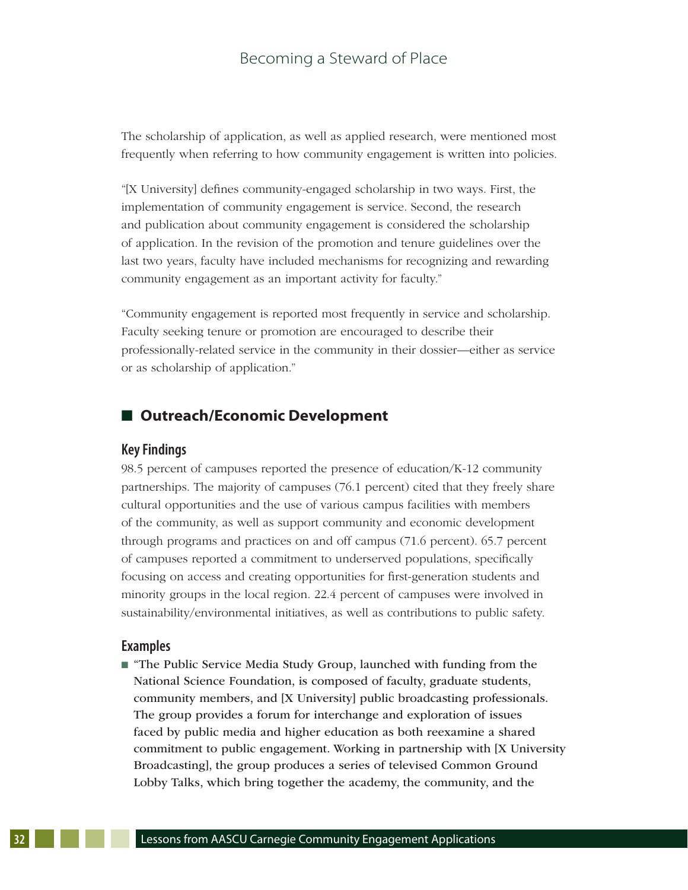The scholarship of application, as well as applied research, were mentioned most frequently when referring to how community engagement is written into policies.

"[X University] defines community-engaged scholarship in two ways. First, the implementation of community engagement is service. Second, the research and publication about community engagement is considered the scholarship of application. In the revision of the promotion and tenure guidelines over the last two years, faculty have included mechanisms for recognizing and rewarding community engagement as an important activity for faculty."

"Community engagement is reported most frequently in service and scholarship. Faculty seeking tenure or promotion are encouraged to describe their professionally-related service in the community in their dossier—either as service or as scholarship of application."

## Outreach/Economic Development

### Key Findings

98.5 percent of campuses reported the presence of education/K-12 community partnerships. The majority of campuses (76.1 percent) cited that they freely share cultural opportunities and the use of various campus facilities with members of the community, as well as support community and economic development through programs and practices on and off campus (71.6 percent). 65.7 percent of campuses reported a commitment to underserved populations, specifically focusing on access and creating opportunities for first-generation students and minority groups in the local region. 22.4 percent of campuses were involved in sustainability/environmental initiatives, as well as contributions to public safety.

### Examples

- "The Public Service Media Study Group, launched with funding from the National Science Foundation, is composed of faculty, graduate students, community members, and [X University] public broadcasting professionals. The group provides a forum for interchange and exploration of issues faced by public media and higher education as both reexamine a shared commitment to public engagement. Working in partnership with [X University Broadcasting], the group produces a series of televised Common Ground Lobby Talks, which bring together the academy, the community, and the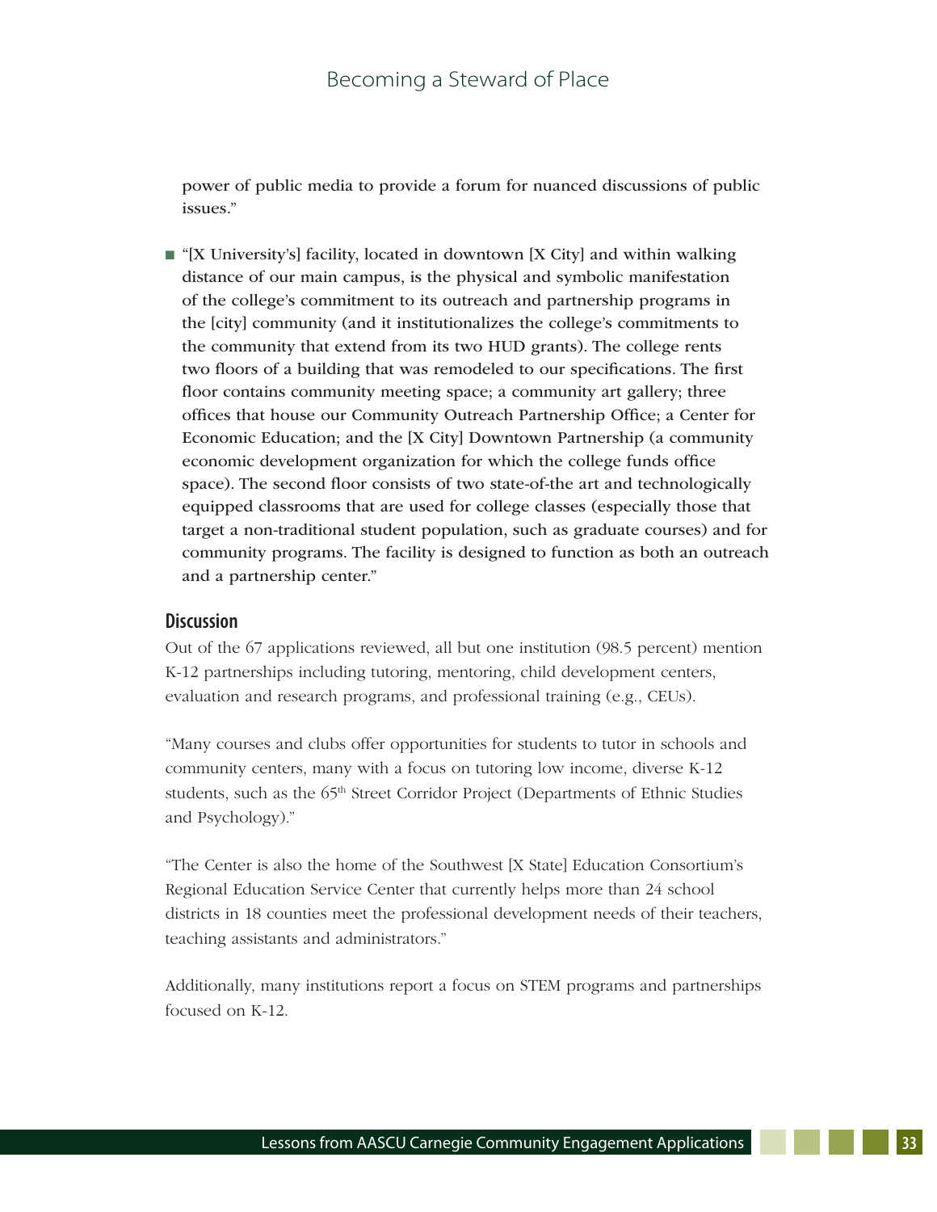power of public media to provide a forum for nuanced discussions of public issues."

- "[X University's] facility, located in downtown [X City] and within walking distance of our main campus, is the physical and symbolic manifestation of the college's commitment to its outreach and partnership programs in the [city] community (and it institutionalizes the college's commitments to the community that extend from its two HUD grants). The college rents two floors of a building that was remodeled to our specifications. The first floor contains community meeting space; a community art gallery; three offices that house our Community Outreach Partnership Office; a Center for Economic Education; and the [X City] Downtown Partnership (a community economic development organization for which the college funds office space). The second floor consists of two state-of-the art and technologically equipped classrooms that are used for college classes (especially those that target a non-traditional student population, such as graduate courses) and for community programs. The facility is designed to function as both an outreach and a partnership center."

### Discussion

Out of the 67 applications reviewed, all but one institution (98.5 percent) mention K-12 partnerships including tutoring, mentoring, child development centers, evaluation and research programs, and professional training (e.g., CEUs).

"Many courses and clubs offer opportunities for students to tutor in schools and community centers, many with a focus on tutoring low income, diverse K-12 students, such as the 65th Street Corridor Project (Departments of Ethnic Studies and Psychology)."

"The Center is also the home of the Southwest [X State] Education Consortium's Regional Education Service Center that currently helps more than 24 school districts in 18 counties meet the professional development needs of their teachers, teaching assistants and administrators."

Additionally, many institutions report a focus on STEM programs and partnerships focused on K-12.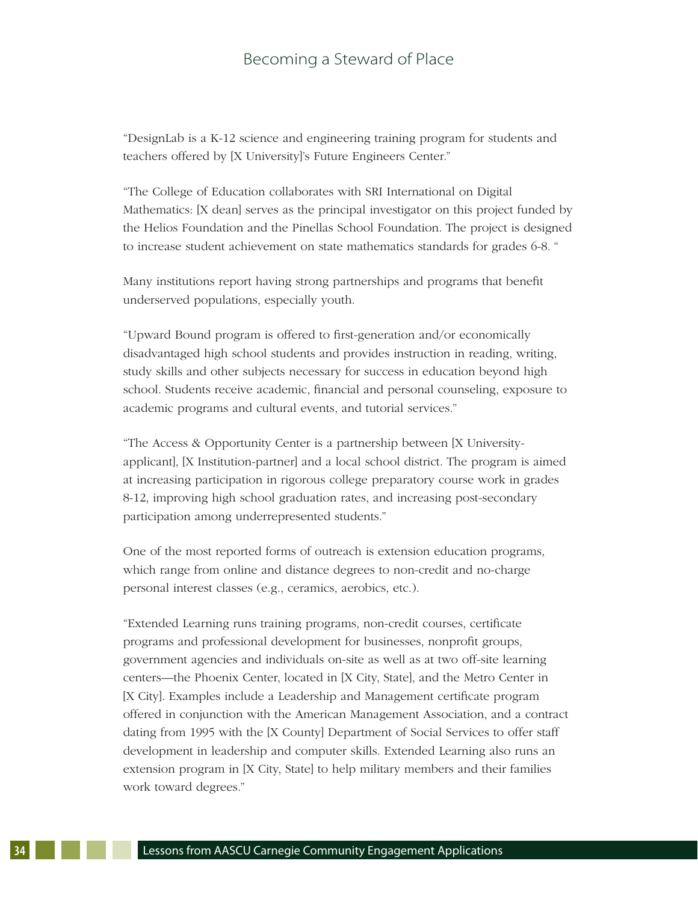"DesignLab is a K-12 science and engineering training program for students and teachers offered by [X University]'s Future Engineers Center."

"The College of Education collaborates with SRI International on Digital Mathematics: [X dean] serves as the principal investigator on this project funded by the Helios Foundation and the Pinellas School Foundation. The project is designed to increase student achievement on state mathematics standards for grades 6-8. "

Many institutions report having strong partnerships and programs that benefit underserved populations, especially youth.

"Upward Bound program is offered to first-generation and/or economically disadvantaged high school students and provides instruction in reading, writing, study skills and other subjects necessary for success in education beyond high school. Students receive academic, financial and personal counseling, exposure to academic programs and cultural events, and tutorial services."

"The Access & Opportunity Center is a partnership between [X University-applicant], [X Institution-partner] and a local school district. The program is aimed at increasing participation in rigorous college preparatory course work in grades 8-12, improving high school graduation rates, and increasing post-secondary participation among underrepresented students."

One of the most reported forms of outreach is extension education programs, which range from online and distance degrees to non-credit and no-charge personal interest classes (e.g., ceramics, aerobics, etc.).

"Extended Learning runs training programs, non-credit courses, certificate programs and professional development for businesses, nonprofit groups, government agencies and individuals on-site as well as at two off-site learning centers—the Phoenix Center, located in [X City, State], and the Metro Center in [X City]. Examples include a Leadership and Management certificate program offered in conjunction with the American Management Association, and a contract dating from 1995 with the [X County] Department of Social Services to offer staff development in leadership and computer skills. Extended Learning also runs an extension program in [X City, State] to help military members and their families work toward degrees."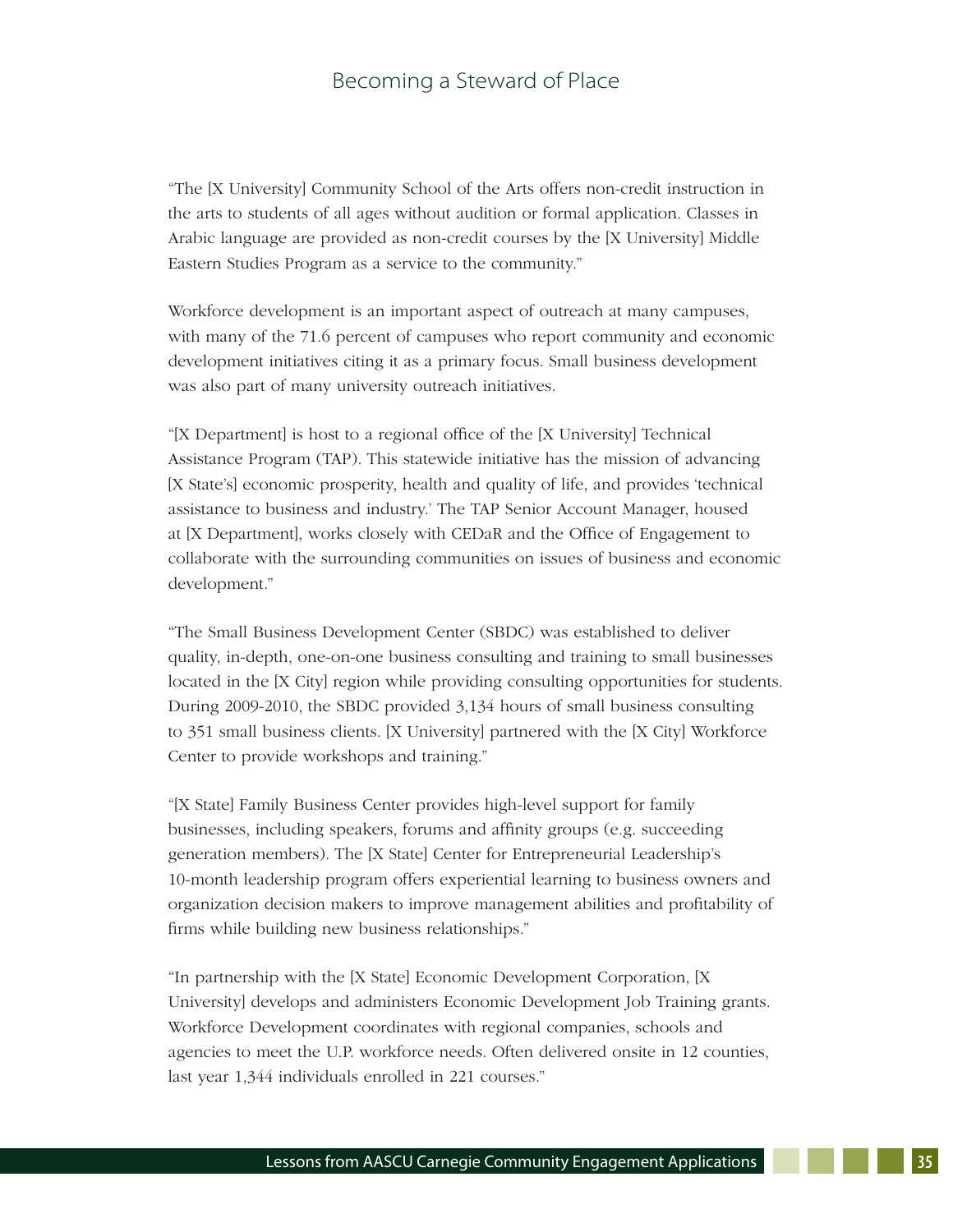"The [X University] Community School of the Arts offers non-credit instruction in the arts to students of all ages without audition or formal application. Classes in Arabic language are provided as non-credit courses by the [X University] Middle Eastern Studies Program as a service to the community."

Workforce development is an important aspect of outreach at many campuses, with many of the 71.6 percent of campuses who report community and economic development initiatives citing it as a primary focus. Small business development was also part of many university outreach initiatives.

"[X Department] is host to a regional office of the [X University] Technical Assistance Program (TAP). This statewide initiative has the mission of advancing [X State's] economic prosperity, health and quality of life, and provides 'technical assistance to business and industry.' The TAP Senior Account Manager, housed at [X Department], works closely with CEDaR and the Office of Engagement to collaborate with the surrounding communities on issues of business and economic development."

"The Small Business Development Center (SBDC) was established to deliver quality, in-depth, one-on-one business consulting and training to small businesses located in the [X City] region while providing consulting opportunities for students. During 2009-2010, the SBDC provided 3,134 hours of small business consulting to 351 small business clients. [X University] partnered with the [X City] Workforce Center to provide workshops and training."

"[X State] Family Business Center provides high-level support for family businesses, including speakers, forums and affinity groups (e.g. succeeding generation members). The [X State] Center for Entrepreneurial Leadership's 10-month leadership program offers experiential learning to business owners and organization decision makers to improve management abilities and profitability of firms while building new business relationships."

"In partnership with the [X State] Economic Development Corporation, [X University] develops and administers Economic Development Job Training grants. Workforce Development coordinates with regional companies, schools and agencies to meet the U.P. workforce needs. Often delivered onsite in 12 counties, last year 1,344 individuals enrolled in 221 courses."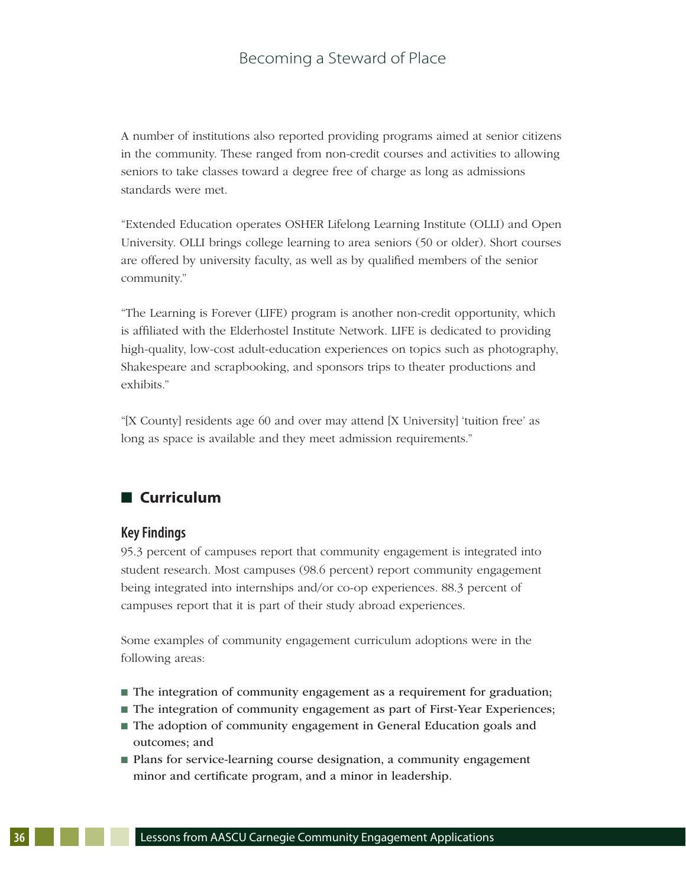A number of institutions also reported providing programs aimed at senior citizens in the community. These ranged from non-credit courses and activities to allowing seniors to take classes toward a degree free of charge as long as admissions standards were met.

"Extended Education operates OSHER Lifelong Learning Institute (OLLI) and Open University. OLLI brings college learning to area seniors (50 or older). Short courses are offered by university faculty, as well as by qualified members of the senior community."

"The Learning is Forever (LIFE) program is another non-credit opportunity, which is affiliated with the Elderhostel Institute Network. LIFE is dedicated to providing high-quality, low-cost adult-education experiences on topics such as photography, Shakespeare and scrapbooking, and sponsors trips to theater productions and exhibits."

"[X County] residents age 60 and over may attend [X University] 'tuition free' as long as space is available and they meet admission requirements."

## Curriculum

### Key Findings

95.3 percent of campuses report that community engagement is integrated into student research. Most campuses (98.6 percent) report community engagement being integrated into internships and/or co-op experiences. 88.3 percent of campuses report that it is part of their study abroad experiences.

Some examples of community engagement curriculum adoptions were in the following areas:

- **The integration of community engagement as a requirement for graduation;**
- **The integration of community engagement as part of First-Year Experiences;**
- **The adoption of community engagement in General Education goals and outcomes; and**
- **Plans for service-learning course designation, a community engagement minor and certificate program, and a minor in leadership.**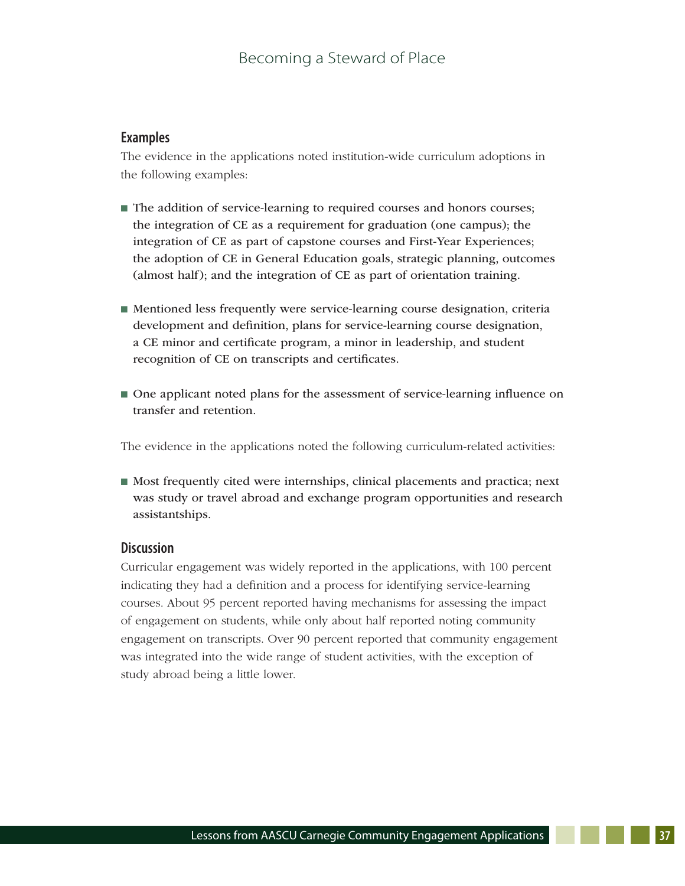### Examples

The evidence in the applications noted institution-wide curriculum adoptions in the following examples:

- The addition of service-learning to required courses and honors courses; the integration of CE as a requirement for graduation (one campus); the integration of CE as part of capstone courses and First-Year Experiences; the adoption of CE in General Education goals, strategic planning, outcomes (almost half); and the integration of CE as part of orientation training.
- Mentioned less frequently were service-learning course designation, criteria development and definition, plans for service-learning course designation, a CE minor and certificate program, a minor in leadership, and student recognition of CE on transcripts and certificates.
- One applicant noted plans for the assessment of service-learning influence on transfer and retention.

The evidence in the applications noted the following curriculum-related activities:

- Most frequently cited were internships, clinical placements and practica; next was study or travel abroad and exchange program opportunities and research assistantships.

### Discussion

Curricular engagement was widely reported in the applications, with 100 percent indicating they had a definition and a process for identifying service-learning courses. About 95 percent reported having mechanisms for assessing the impact of engagement on students, while only about half reported noting community engagement on transcripts. Over 90 percent reported that community engagement was integrated into the wide range of student activities, with the exception of study abroad being a little lower.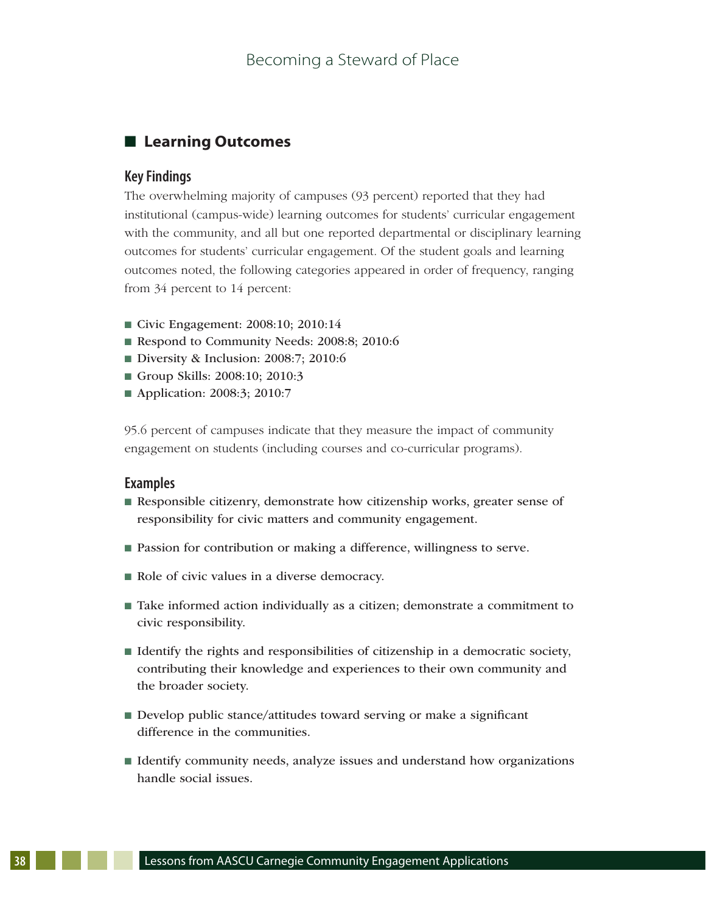## Learning Outcomes

### Key Findings

The overwhelming majority of campuses (93 percent) reported that they had institutional (campus-wide) learning outcomes for students' curricular engagement with the community, and all but one reported departmental or disciplinary learning outcomes for students' curricular engagement. Of the student goals and learning outcomes noted, the following categories appeared in order of frequency, ranging from 34 percent to 14 percent:

- Civic Engagement: 2008:10; 2010:14
- Respond to Community Needs: 2008:8; 2010:6
- Diversity & Inclusion: 2008:7; 2010:6
- Group Skills: 2008:10; 2010:3
- Application: 2008:3; 2010:7

95.6 percent of campuses indicate that they measure the impact of community engagement on students (including courses and co-curricular programs).

### Examples

- Responsible citizenry, demonstrate how citizenship works, greater sense of responsibility for civic matters and community engagement.
- Passion for contribution or making a difference, willingness to serve.
- Role of civic values in a diverse democracy.
- Take informed action individually as a citizen; demonstrate a commitment to civic responsibility.
- Identify the rights and responsibilities of citizenship in a democratic society, contributing their knowledge and experiences to their own community and the broader society.
- Develop public stance/attitudes toward serving or make a significant difference in the communities.
- Identify community needs, analyze issues and understand how organizations handle social issues.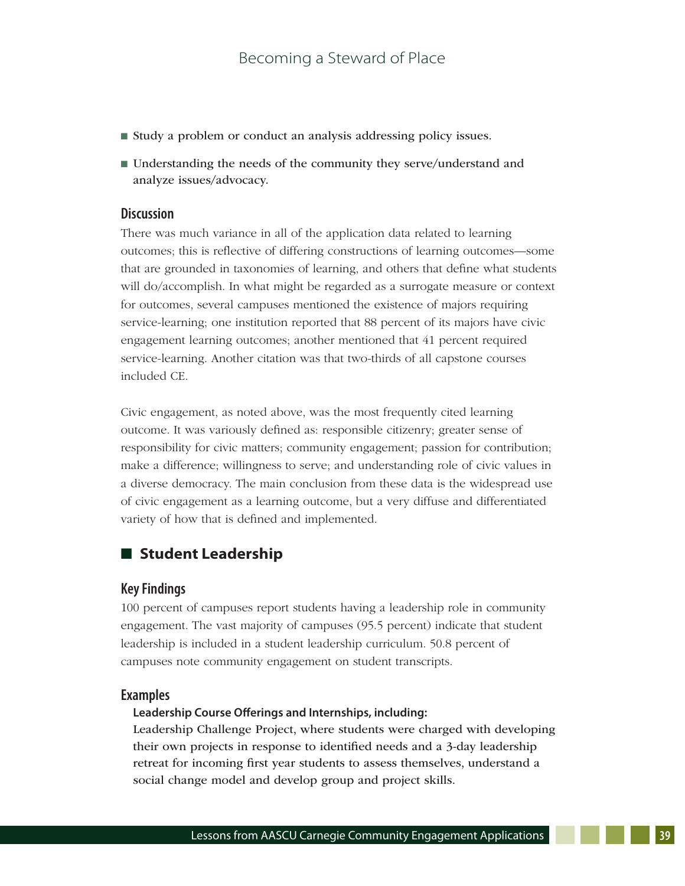- Study a problem or conduct an analysis addressing policy issues.
- Understanding the needs of the community they serve/understand and analyze issues/advocacy.

### Discussion

There was much variance in all of the application data related to learning outcomes; this is reflective of differing constructions of learning outcomes—some that are grounded in taxonomies of learning, and others that define what students will do/accomplish. In what might be regarded as a surrogate measure or context for outcomes, several campuses mentioned the existence of majors requiring service-learning; one institution reported that 88 percent of its majors have civic engagement learning outcomes; another mentioned that 41 percent required service-learning. Another citation was that two-thirds of all capstone courses included CE.

Civic engagement, as noted above, was the most frequently cited learning outcome. It was variously defined as: responsible citizenry; greater sense of responsibility for civic matters; community engagement; passion for contribution; make a difference; willingness to serve; and understanding role of civic values in a diverse democracy. The main conclusion from these data is the widespread use of civic engagement as a learning outcome, but a very diffuse and differentiated variety of how that is defined and implemented.

## Student Leadership

### Key Findings

100 percent of campuses report students having a leadership role in community engagement. The vast majority of campuses (95.5 percent) indicate that student leadership is included in a student leadership curriculum. 50.8 percent of campuses note community engagement on student transcripts.

### Examples

**Leadership Course Offerings and Internships, including:**

Leadership Challenge Project, where students were charged with developing their own projects in response to identified needs and a 3-day leadership retreat for incoming first year students to assess themselves, understand a social change model and develop group and project skills.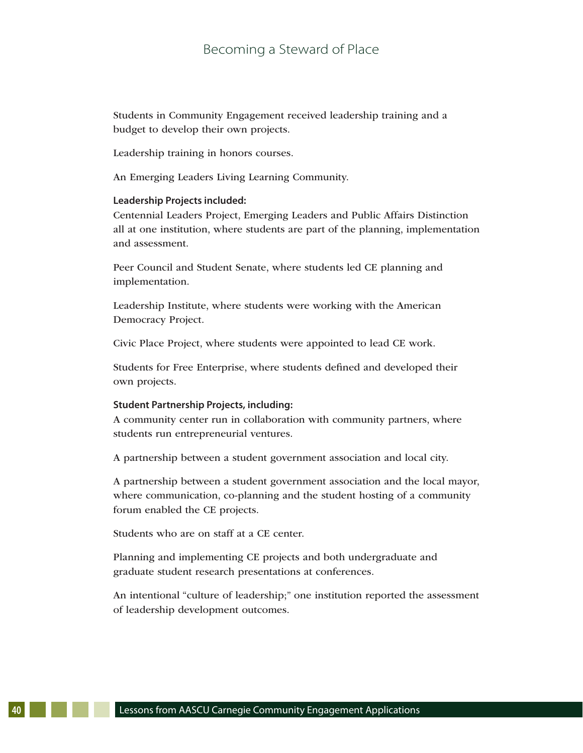Students in Community Engagement received leadership training and a budget to develop their own projects.

Leadership training in honors courses.

An Emerging Leaders Living Learning Community.

**Leadership Projects included:**

Centennial Leaders Project, Emerging Leaders and Public Affairs Distinction all at one institution, where students are part of the planning, implementation and assessment.

Peer Council and Student Senate, where students led CE planning and implementation.

Leadership Institute, where students were working with the American Democracy Project.

Civic Place Project, where students were appointed to lead CE work.

Students for Free Enterprise, where students defined and developed their own projects.

**Student Partnership Projects, including:**

A community center run in collaboration with community partners, where students run entrepreneurial ventures.

A partnership between a student government association and local city.

A partnership between a student government association and the local mayor, where communication, co-planning and the student hosting of a community forum enabled the CE projects.

Students who are on staff at a CE center.

Planning and implementing CE projects and both undergraduate and graduate student research presentations at conferences.

An intentional "culture of leadership;" one institution reported the assessment of leadership development outcomes.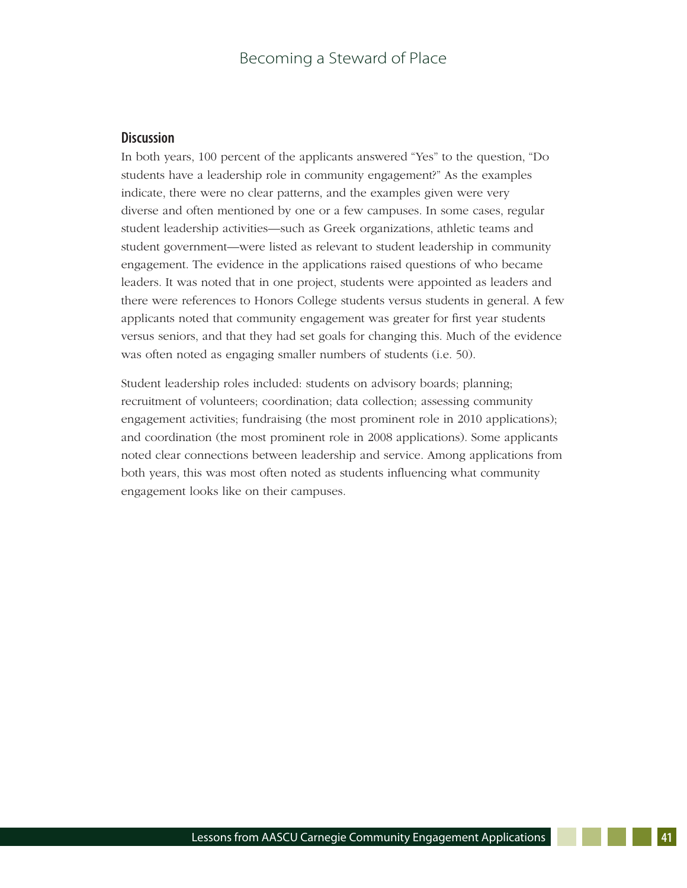## Discussion

In both years, 100 percent of the applicants answered "Yes" to the question, "Do students have a leadership role in community engagement?" As the examples indicate, there were no clear patterns, and the examples given were very diverse and often mentioned by one or a few campuses. In some cases, regular student leadership activities—such as Greek organizations, athletic teams and student government—were listed as relevant to student leadership in community engagement. The evidence in the applications raised questions of who became leaders. It was noted that in one project, students were appointed as leaders and there were references to Honors College students versus students in general. A few applicants noted that community engagement was greater for first year students versus seniors, and that they had set goals for changing this. Much of the evidence was often noted as engaging smaller numbers of students (i.e. 50).

Student leadership roles included: students on advisory boards; planning; recruitment of volunteers; coordination; data collection; assessing community engagement activities; fundraising (the most prominent role in 2010 applications); and coordination (the most prominent role in 2008 applications). Some applicants noted clear connections between leadership and service. Among applications from both years, this was most often noted as students influencing what community engagement looks like on their campuses.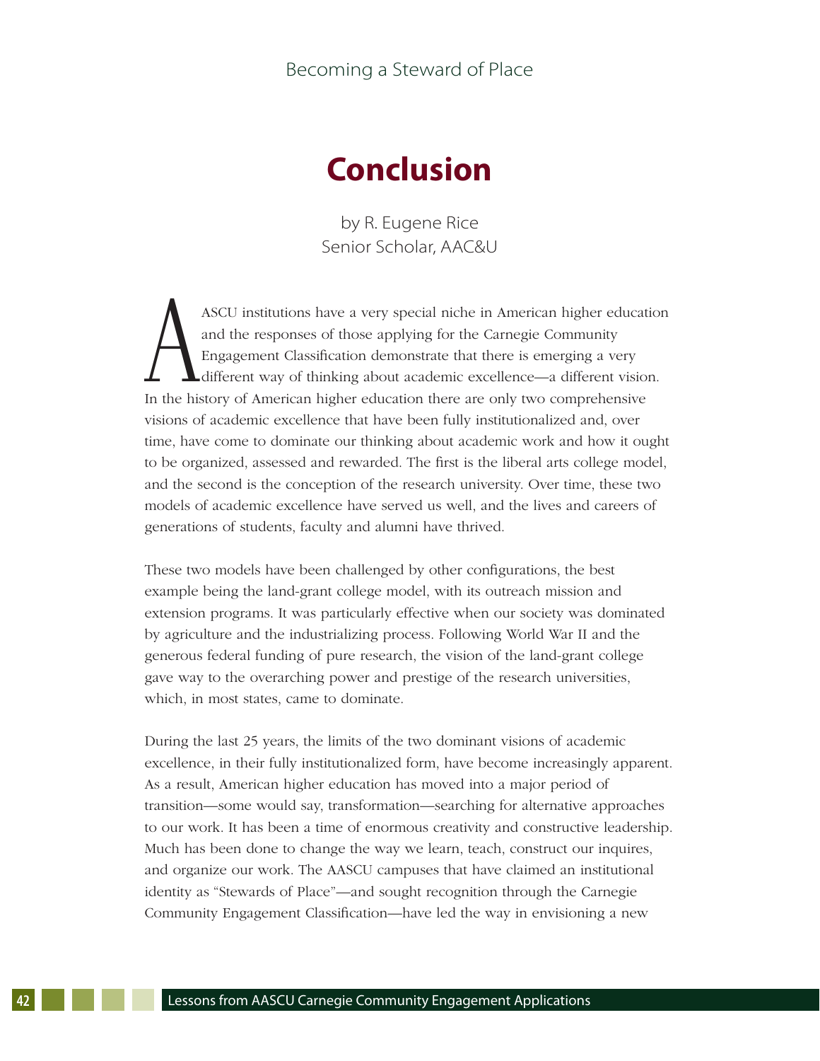# Conclusion

by R. Eugene Rice
Senior Scholar, AAC&U

AASCU institutions have a very special niche in American higher education and the responses of those applying for the Carnegie Community Engagement Classification demonstrate that there is emerging a very different way of thinking about academic excellence—a different vision. In the history of American higher education there are only two comprehensive visions of academic excellence that have been fully institutionalized and, over time, have come to dominate our thinking about academic work and how it ought to be organized, assessed and rewarded. The first is the liberal arts college model, and the second is the conception of the research university. Over time, these two models of academic excellence have served us well, and the lives and careers of generations of students, faculty and alumni have thrived.

These two models have been challenged by other configurations, the best example being the land-grant college model, with its outreach mission and extension programs. It was particularly effective when our society was dominated by agriculture and the industrializing process. Following World War II and the generous federal funding of pure research, the vision of the land-grant college gave way to the overarching power and prestige of the research universities, which, in most states, came to dominate.

During the last 25 years, the limits of the two dominant visions of academic excellence, in their fully institutionalized form, have become increasingly apparent. As a result, American higher education has moved into a major period of transition—some would say, transformation—searching for alternative approaches to our work. It has been a time of enormous creativity and constructive leadership. Much has been done to change the way we learn, teach, construct our inquires, and organize our work. The AASCU campuses that have claimed an institutional identity as "Stewards of Place"—and sought recognition through the Carnegie Community Engagement Classification—have led the way in envisioning a new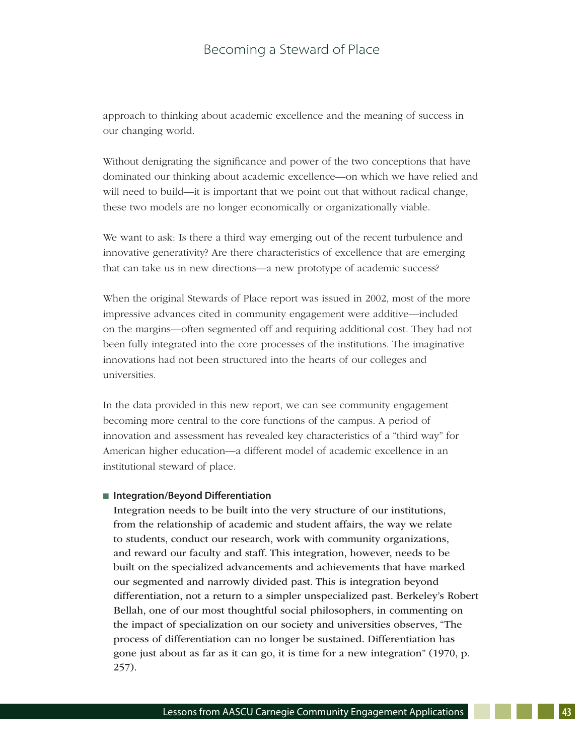approach to thinking about academic excellence and the meaning of success in our changing world.

Without denigrating the significance and power of the two conceptions that have dominated our thinking about academic excellence—on which we have relied and will need to build—it is important that we point out that without radical change, these two models are no longer economically or organizationally viable.

We want to ask: Is there a third way emerging out of the recent turbulence and innovative generativity? Are there characteristics of excellence that are emerging that can take us in new directions—a new prototype of academic success?

When the original Stewards of Place report was issued in 2002, most of the more impressive advances cited in community engagement were additive—included on the margins—often segmented off and requiring additional cost. They had not been fully integrated into the core processes of the institutions. The imaginative innovations had not been structured into the hearts of our colleges and universities.

In the data provided in this new report, we can see community engagement becoming more central to the core functions of the campus. A period of innovation and assessment has revealed key characteristics of a "third way" for American higher education—a different model of academic excellence in an institutional steward of place.

- **Integration/Beyond Differentiation**
  Integration needs to be built into the very structure of our institutions, from the relationship of academic and student affairs, the way we relate to students, conduct our research, work with community organizations, and reward our faculty and staff. This integration, however, needs to be built on the specialized advancements and achievements that have marked our segmented and narrowly divided past. This is integration beyond differentiation, not a return to a simpler unspecialized past. Berkeley's Robert Bellah, one of our most thoughtful social philosophers, in commenting on the impact of specialization on our society and universities observes, "The process of differentiation can no longer be sustained. Differentiation has gone just about as far as it can go, it is time for a new integration" (1970, p. 257).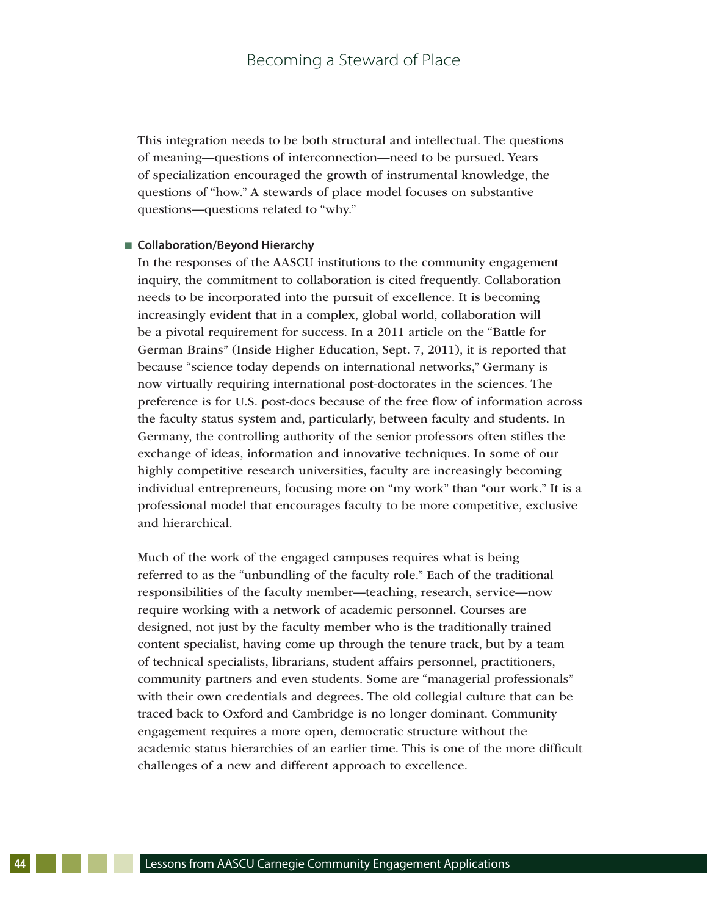This integration needs to be both structural and intellectual. The questions of meaning—questions of interconnection—need to be pursued. Years of specialization encouraged the growth of instrumental knowledge, the questions of "how." A stewards of place model focuses on substantive questions—questions related to "why."

- **Collaboration/Beyond Hierarchy**

In the responses of the AASCU institutions to the community engagement inquiry, the commitment to collaboration is cited frequently. Collaboration needs to be incorporated into the pursuit of excellence. It is becoming increasingly evident that in a complex, global world, collaboration will be a pivotal requirement for success. In a 2011 article on the "Battle for German Brains" (Inside Higher Education, Sept. 7, 2011), it is reported that because "science today depends on international networks," Germany is now virtually requiring international post-doctorates in the sciences. The preference is for U.S. post-docs because of the free flow of information across the faculty status system and, particularly, between faculty and students. In Germany, the controlling authority of the senior professors often stifles the exchange of ideas, information and innovative techniques. In some of our highly competitive research universities, faculty are increasingly becoming individual entrepreneurs, focusing more on "my work" than "our work." It is a professional model that encourages faculty to be more competitive, exclusive and hierarchical.

Much of the work of the engaged campuses requires what is being referred to as the "unbundling of the faculty role." Each of the traditional responsibilities of the faculty member—teaching, research, service—now require working with a network of academic personnel. Courses are designed, not just by the faculty member who is the traditionally trained content specialist, having come up through the tenure track, but by a team of technical specialists, librarians, student affairs personnel, practitioners, community partners and even students. Some are "managerial professionals" with their own credentials and degrees. The old collegial culture that can be traced back to Oxford and Cambridge is no longer dominant. Community engagement requires a more open, democratic structure without the academic status hierarchies of an earlier time. This is one of the more difficult challenges of a new and different approach to excellence.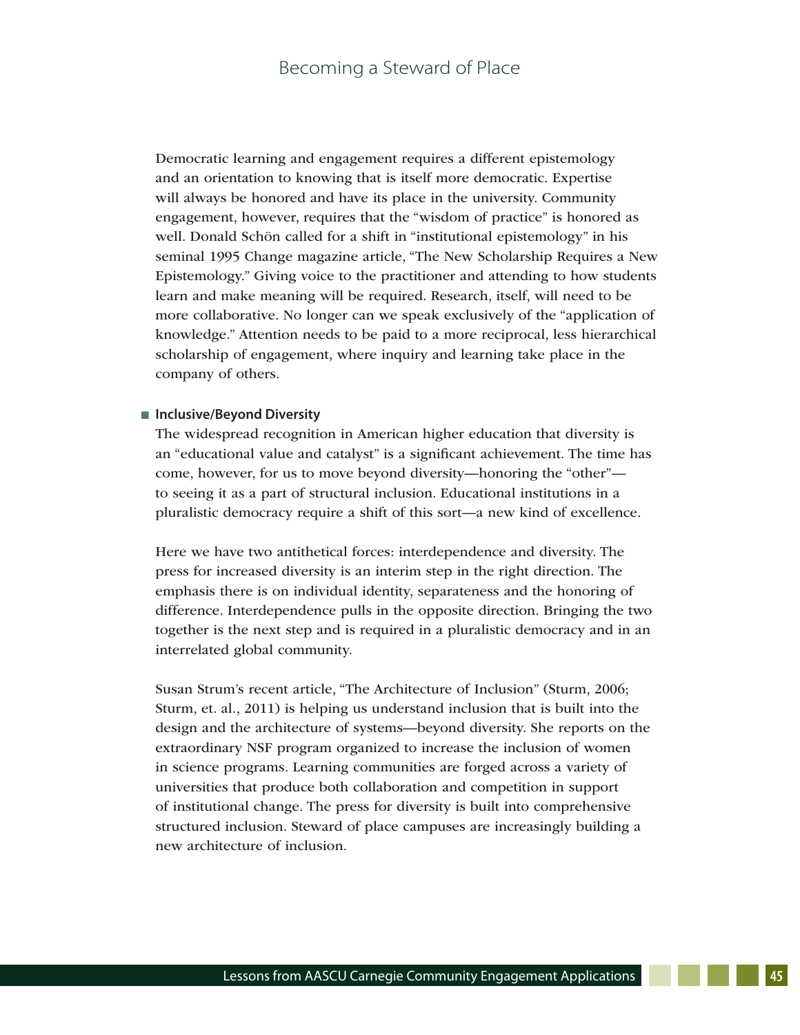Democratic learning and engagement requires a different epistemology and an orientation to knowing that is itself more democratic. Expertise will always be honored and have its place in the university. Community engagement, however, requires that the "wisdom of practice" is honored as well. Donald Schön called for a shift in "institutional epistemology" in his seminal 1995 Change magazine article, "The New Scholarship Requires a New Epistemology." Giving voice to the practitioner and attending to how students learn and make meaning will be required. Research, itself, will need to be more collaborative. No longer can we speak exclusively of the "application of knowledge." Attention needs to be paid to a more reciprocal, less hierarchical scholarship of engagement, where inquiry and learning take place in the company of others.

- **Inclusive/Beyond Diversity**

The widespread recognition in American higher education that diversity is an "educational value and catalyst" is a significant achievement. The time has come, however, for us to move beyond diversity—honoring the "other"—to seeing it as a part of structural inclusion. Educational institutions in a pluralistic democracy require a shift of this sort—a new kind of excellence.

Here we have two antithetical forces: interdependence and diversity. The press for increased diversity is an interim step in the right direction. The emphasis there is on individual identity, separateness and the honoring of difference. Interdependence pulls in the opposite direction. Bringing the two together is the next step and is required in a pluralistic democracy and in an interrelated global community.

Susan Strum's recent article, "The Architecture of Inclusion" (Sturm, 2006; Sturm, et. al., 2011) is helping us understand inclusion that is built into the design and the architecture of systems—beyond diversity. She reports on the extraordinary NSF program organized to increase the inclusion of women in science programs. Learning communities are forged across a variety of universities that produce both collaboration and competition in support of institutional change. The press for diversity is built into comprehensive structured inclusion. Steward of place campuses are increasingly building a new architecture of inclusion.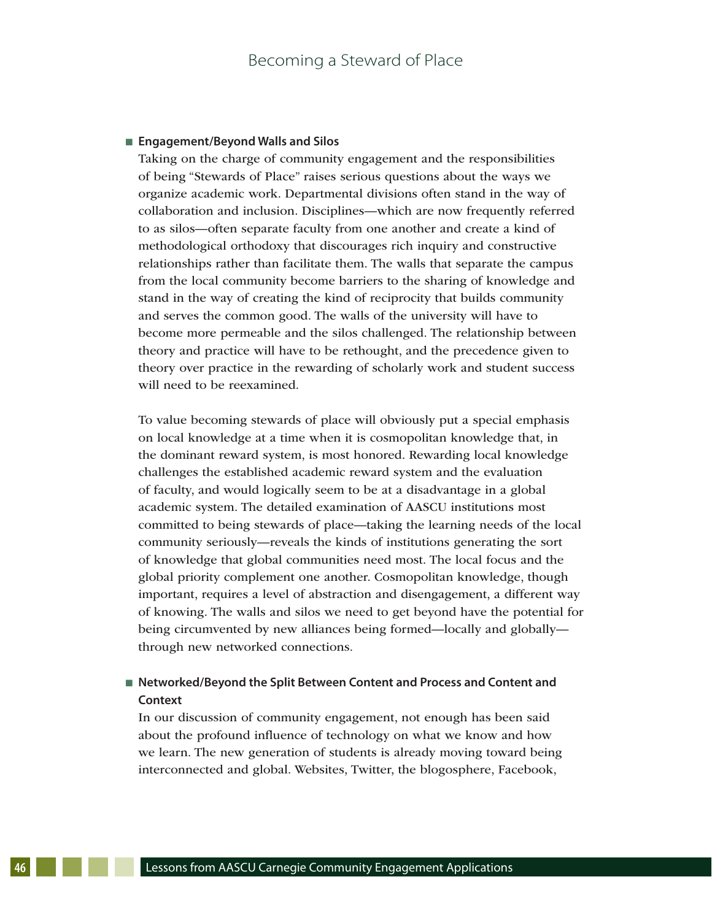- **Engagement/Beyond Walls and Silos**

  Taking on the charge of community engagement and the responsibilities of being "Stewards of Place" raises serious questions about the ways we organize academic work. Departmental divisions often stand in the way of collaboration and inclusion. Disciplines—which are now frequently referred to as silos—often separate faculty from one another and create a kind of methodological orthodoxy that discourages rich inquiry and constructive relationships rather than facilitate them. The walls that separate the campus from the local community become barriers to the sharing of knowledge and stand in the way of creating the kind of reciprocity that builds community and serves the common good. The walls of the university will have to become more permeable and the silos challenged. The relationship between theory and practice will have to be rethought, and the precedence given to theory over practice in the rewarding of scholarly work and student success will need to be reexamined.

  To value becoming stewards of place will obviously put a special emphasis on local knowledge at a time when it is cosmopolitan knowledge that, in the dominant reward system, is most honored. Rewarding local knowledge challenges the established academic reward system and the evaluation of faculty, and would logically seem to be at a disadvantage in a global academic system. The detailed examination of AASCU institutions most committed to being stewards of place—taking the learning needs of the local community seriously—reveals the kinds of institutions generating the sort of knowledge that global communities need most. The local focus and the global priority complement one another. Cosmopolitan knowledge, though important, requires a level of abstraction and disengagement, a different way of knowing. The walls and silos we need to get beyond have the potential for being circumvented by new alliances being formed—locally and globally—through new networked connections.

- **Networked/Beyond the Split Between Content and Process and Content and Context**

  In our discussion of community engagement, not enough has been said about the profound influence of technology on what we know and how we learn. The new generation of students is already moving toward being interconnected and global. Websites, Twitter, the blogosphere, Facebook,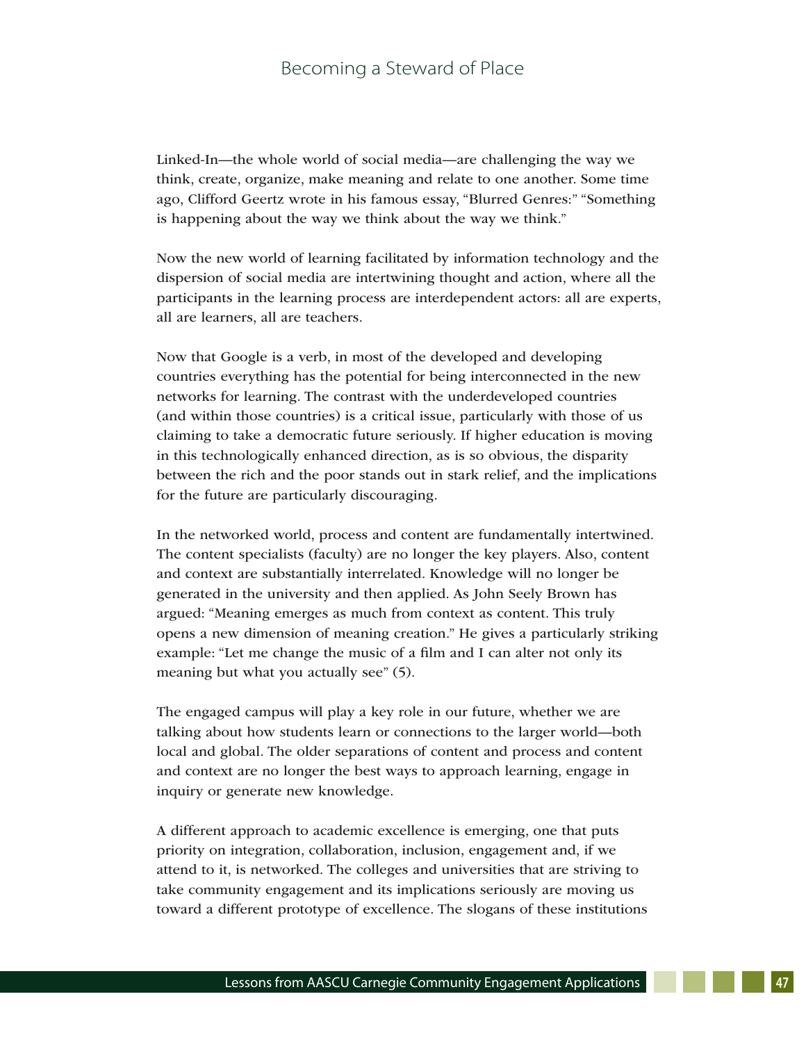Linked-In—the whole world of social media—are challenging the way we think, create, organize, make meaning and relate to one another. Some time ago, Clifford Geertz wrote in his famous essay, "Blurred Genres:" "Something is happening about the way we think about the way we think."

Now the new world of learning facilitated by information technology and the dispersion of social media are intertwining thought and action, where all the participants in the learning process are interdependent actors: all are experts, all are learners, all are teachers.

Now that Google is a verb, in most of the developed and developing countries everything has the potential for being interconnected in the new networks for learning. The contrast with the underdeveloped countries (and within those countries) is a critical issue, particularly with those of us claiming to take a democratic future seriously. If higher education is moving in this technologically enhanced direction, as is so obvious, the disparity between the rich and the poor stands out in stark relief, and the implications for the future are particularly discouraging.

In the networked world, process and content are fundamentally intertwined. The content specialists (faculty) are no longer the key players. Also, content and context are substantially interrelated. Knowledge will no longer be generated in the university and then applied. As John Seely Brown has argued: "Meaning emerges as much from context as content. This truly opens a new dimension of meaning creation." He gives a particularly striking example: "Let me change the music of a film and I can alter not only its meaning but what you actually see" (5).

The engaged campus will play a key role in our future, whether we are talking about how students learn or connections to the larger world—both local and global. The older separations of content and process and content and context are no longer the best ways to approach learning, engage in inquiry or generate new knowledge.

A different approach to academic excellence is emerging, one that puts priority on integration, collaboration, inclusion, engagement and, if we attend to it, is networked. The colleges and universities that are striving to take community engagement and its implications seriously are moving us toward a different prototype of excellence. The slogans of these institutions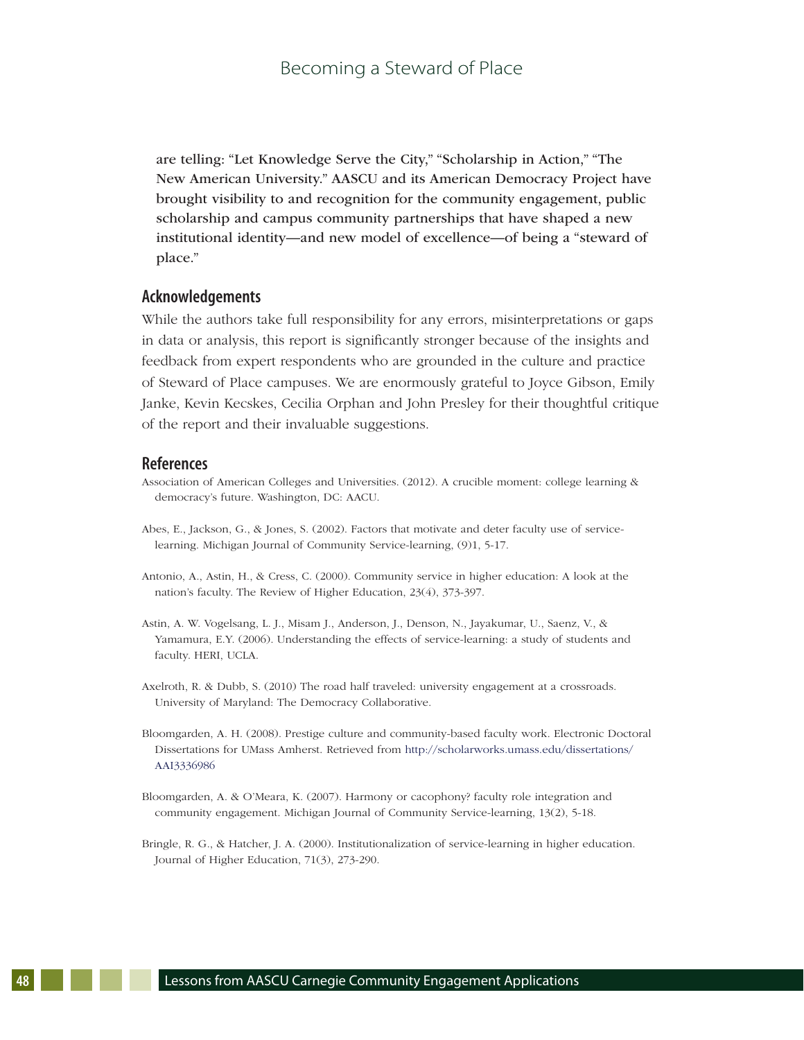are telling: "Let Knowledge Serve the City," "Scholarship in Action," "The New American University." AASCU and its American Democracy Project have brought visibility to and recognition for the community engagement, public scholarship and campus community partnerships that have shaped a new institutional identity—and new model of excellence—of being a "steward of place."

## Acknowledgements

While the authors take full responsibility for any errors, misinterpretations or gaps in data or analysis, this report is significantly stronger because of the insights and feedback from expert respondents who are grounded in the culture and practice of Steward of Place campuses. We are enormously grateful to Joyce Gibson, Emily Janke, Kevin Kecskes, Cecilia Orphan and John Presley for their thoughtful critique of the report and their invaluable suggestions.

## References

Association of American Colleges and Universities. (2012). A crucible moment: college learning & democracy's future. Washington, DC: AACU.

Abes, E., Jackson, G., & Jones, S. (2002). Factors that motivate and deter faculty use of service-learning. Michigan Journal of Community Service-learning, (9)1, 5-17.

Antonio, A., Astin, H., & Cress, C. (2000). Community service in higher education: A look at the nation's faculty. The Review of Higher Education, 23(4), 373-397.

Astin, A. W. Vogelsang, L. J., Misam J., Anderson, J., Denson, N., Jayakumar, U., Saenz, V., & Yamamura, E.Y. (2006). Understanding the effects of service-learning: a study of students and faculty. HERI, UCLA.

Axelroth, R. & Dubb, S. (2010) The road half traveled: university engagement at a crossroads. University of Maryland: The Democracy Collaborative.

Bloomgarden, A. H. (2008). Prestige culture and community-based faculty work. Electronic Doctoral Dissertations for UMass Amherst. Retrieved from http://scholarworks.umass.edu/dissertations/AAI3336986

Bloomgarden, A. & O'Meara, K. (2007). Harmony or cacophony? faculty role integration and community engagement. Michigan Journal of Community Service-learning, 13(2), 5-18.

Bringle, R. G., & Hatcher, J. A. (2000). Institutionalization of service-learning in higher education. Journal of Higher Education, 71(3), 273-290.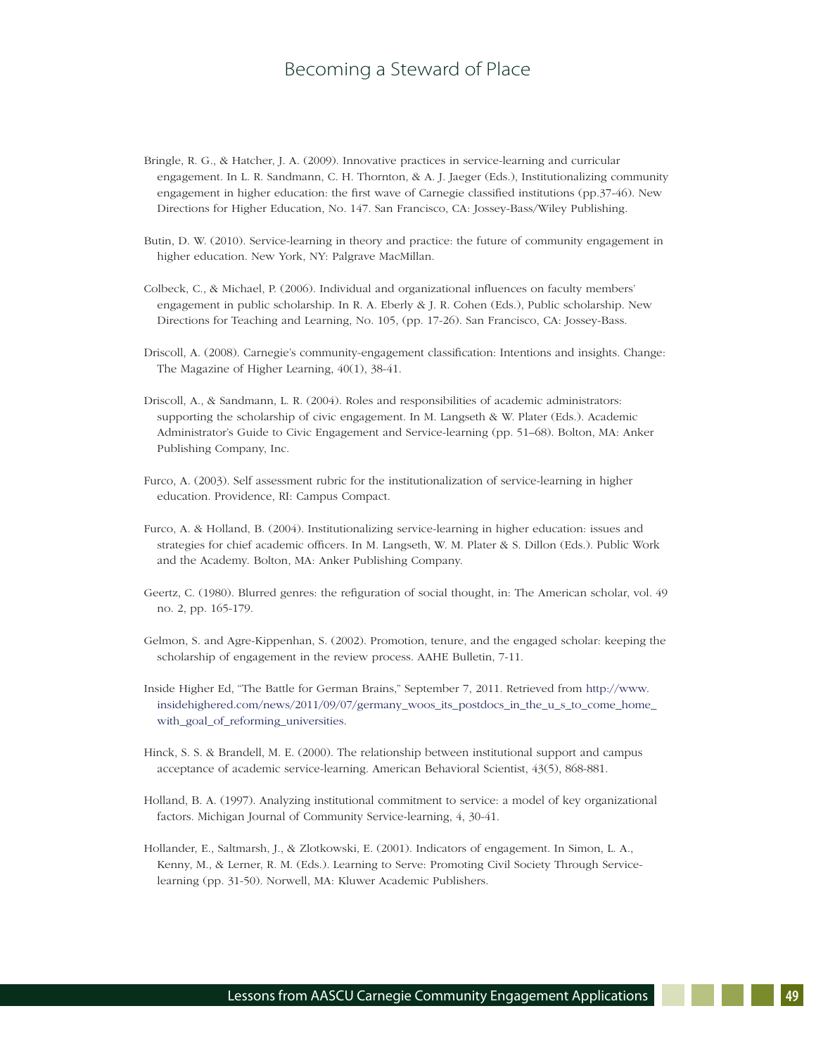Bringle, R. G., & Hatcher, J. A. (2009). Innovative practices in service-learning and curricular engagement. In L. R. Sandmann, C. H. Thornton, & A. J. Jaeger (Eds.), Institutionalizing community engagement in higher education: the first wave of Carnegie classified institutions (pp.37-46). New Directions for Higher Education, No. 147. San Francisco, CA: Jossey-Bass/Wiley Publishing.

Butin, D. W. (2010). Service-learning in theory and practice: the future of community engagement in higher education. New York, NY: Palgrave MacMillan.

Colbeck, C., & Michael, P. (2006). Individual and organizational influences on faculty members' engagement in public scholarship. In R. A. Eberly & J. R. Cohen (Eds.), Public scholarship. New Directions for Teaching and Learning, No. 105, (pp. 17-26). San Francisco, CA: Jossey-Bass.

Driscoll, A. (2008). Carnegie's community-engagement classification: Intentions and insights. Change: The Magazine of Higher Learning, 40(1), 38-41.

Driscoll, A., & Sandmann, L. R. (2004). Roles and responsibilities of academic administrators: supporting the scholarship of civic engagement. In M. Langseth & W. Plater (Eds.). Academic Administrator's Guide to Civic Engagement and Service-learning (pp. 51–68). Bolton, MA: Anker Publishing Company, Inc.

Furco, A. (2003). Self assessment rubric for the institutionalization of service-learning in higher education. Providence, RI: Campus Compact.

Furco, A. & Holland, B. (2004). Institutionalizing service-learning in higher education: issues and strategies for chief academic officers. In M. Langseth, W. M. Plater & S. Dillon (Eds.). Public Work and the Academy. Bolton, MA: Anker Publishing Company.

Geertz, C. (1980). Blurred genres: the refiguration of social thought, in: The American scholar, vol. 49 no. 2, pp. 165-179.

Gelmon, S. and Agre-Kippenhan, S. (2002). Promotion, tenure, and the engaged scholar: keeping the scholarship of engagement in the review process. AAHE Bulletin, 7-11.

Inside Higher Ed, "The Battle for German Brains," September 7, 2011. Retrieved from http://www.insidehighered.com/news/2011/09/07/germany_woos_its_postdocs_in_the_u_s_to_come_home_with_goal_of_reforming_universities.

Hinck, S. S. & Brandell, M. E. (2000). The relationship between institutional support and campus acceptance of academic service-learning. American Behavioral Scientist, 43(5), 868-881.

Holland, B. A. (1997). Analyzing institutional commitment to service: a model of key organizational factors. Michigan Journal of Community Service-learning, 4, 30-41.

Hollander, E., Saltmarsh, J., & Zlotkowski, E. (2001). Indicators of engagement. In Simon, L. A., Kenny, M., & Lerner, R. M. (Eds.). Learning to Serve: Promoting Civil Society Through Service-learning (pp. 31-50). Norwell, MA: Kluwer Academic Publishers.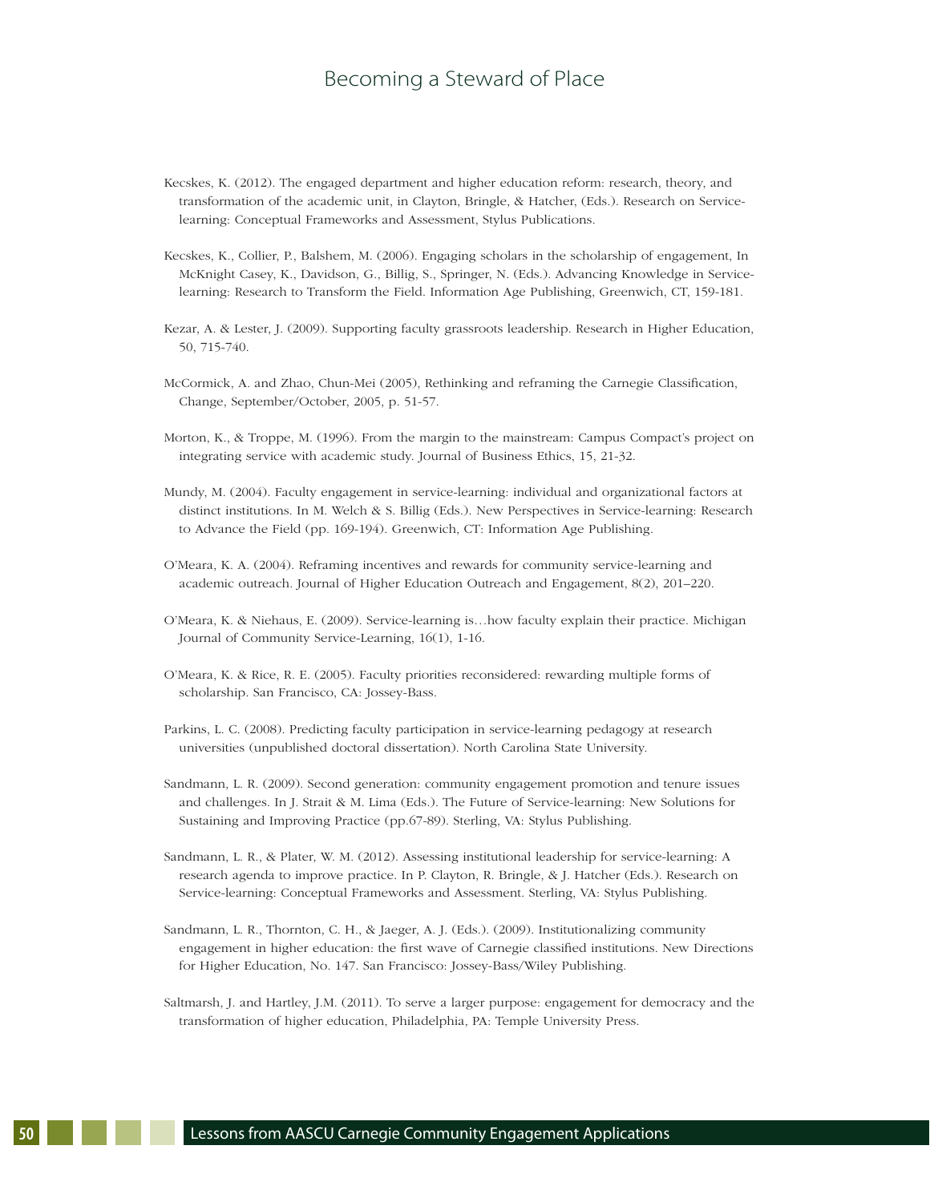Kecskes, K. (2012). The engaged department and higher education reform: research, theory, and transformation of the academic unit, in Clayton, Bringle, & Hatcher, (Eds.). Research on Service-learning: Conceptual Frameworks and Assessment, Stylus Publications.

Kecskes, K., Collier, P., Balshem, M. (2006). Engaging scholars in the scholarship of engagement, In McKnight Casey, K., Davidson, G., Billig, S., Springer, N. (Eds.). Advancing Knowledge in Service-learning: Research to Transform the Field. Information Age Publishing, Greenwich, CT, 159-181.

Kezar, A. & Lester, J. (2009). Supporting faculty grassroots leadership. Research in Higher Education, 50, 715-740.

McCormick, A. and Zhao, Chun-Mei (2005), Rethinking and reframing the Carnegie Classification, Change, September/October, 2005, p. 51-57.

Morton, K., & Troppe, M. (1996). From the margin to the mainstream: Campus Compact's project on integrating service with academic study. Journal of Business Ethics, 15, 21-32.

Mundy, M. (2004). Faculty engagement in service-learning: individual and organizational factors at distinct institutions. In M. Welch & S. Billig (Eds.). New Perspectives in Service-learning: Research to Advance the Field (pp. 169-194). Greenwich, CT: Information Age Publishing.

O'Meara, K. A. (2004). Reframing incentives and rewards for community service-learning and academic outreach. Journal of Higher Education Outreach and Engagement, 8(2), 201–220.

O'Meara, K. & Niehaus, E. (2009). Service-learning is…how faculty explain their practice. Michigan Journal of Community Service-Learning, 16(1), 1-16.

O'Meara, K. & Rice, R. E. (2005). Faculty priorities reconsidered: rewarding multiple forms of scholarship. San Francisco, CA: Jossey-Bass.

Parkins, L. C. (2008). Predicting faculty participation in service-learning pedagogy at research universities (unpublished doctoral dissertation). North Carolina State University.

Sandmann, L. R. (2009). Second generation: community engagement promotion and tenure issues and challenges. In J. Strait & M. Lima (Eds.). The Future of Service-learning: New Solutions for Sustaining and Improving Practice (pp.67-89). Sterling, VA: Stylus Publishing.

Sandmann, L. R., & Plater, W. M. (2012). Assessing institutional leadership for service-learning: A research agenda to improve practice. In P. Clayton, R. Bringle, & J. Hatcher (Eds.). Research on Service-learning: Conceptual Frameworks and Assessment. Sterling, VA: Stylus Publishing.

Sandmann, L. R., Thornton, C. H., & Jaeger, A. J. (Eds.). (2009). Institutionalizing community engagement in higher education: the first wave of Carnegie classified institutions. New Directions for Higher Education, No. 147. San Francisco: Jossey-Bass/Wiley Publishing.

Saltmarsh, J. and Hartley, J.M. (2011). To serve a larger purpose: engagement for democracy and the transformation of higher education, Philadelphia, PA: Temple University Press.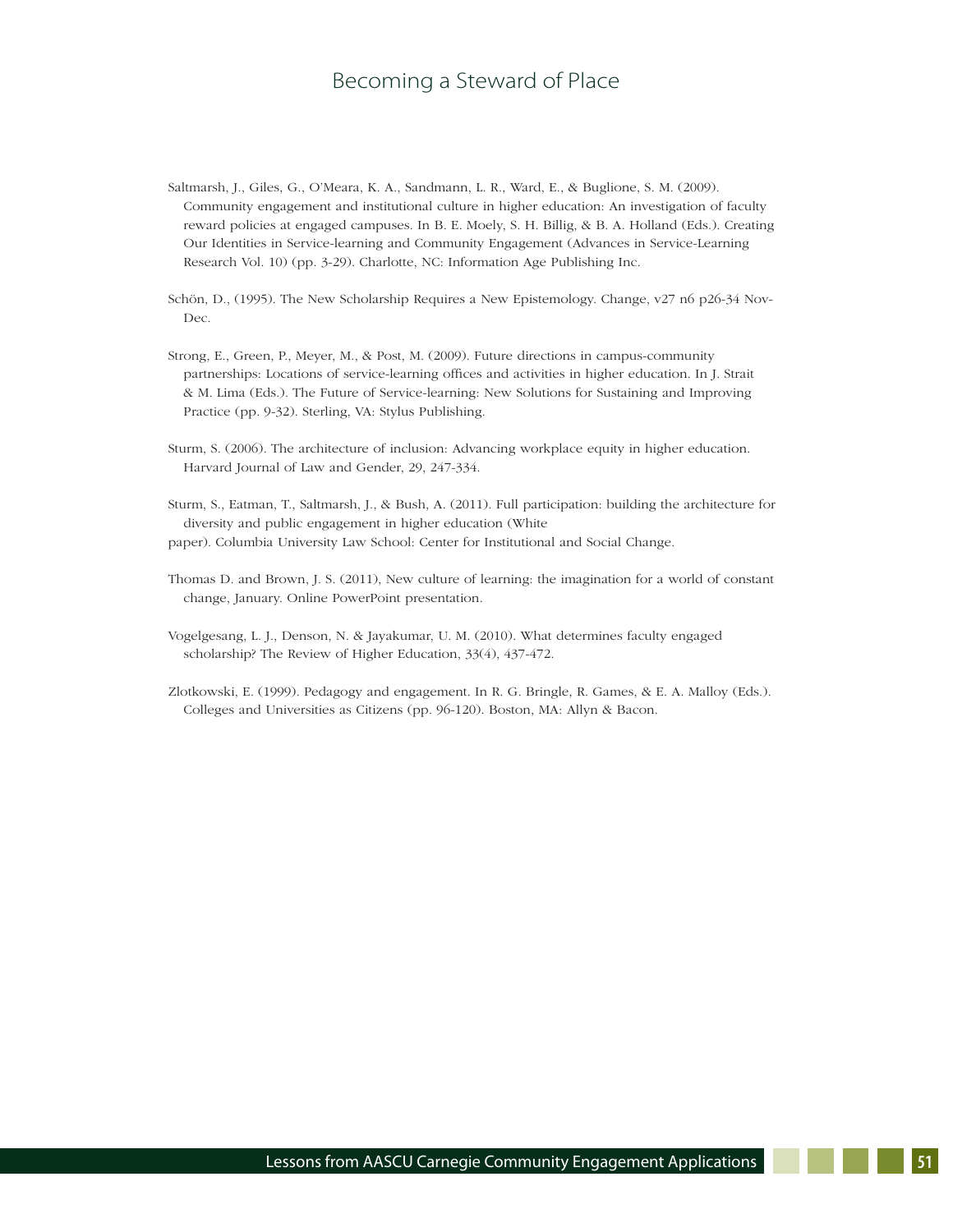Saltmarsh, J., Giles, G., O'Meara, K. A., Sandmann, L. R., Ward, E., & Buglione, S. M. (2009). Community engagement and institutional culture in higher education: An investigation of faculty reward policies at engaged campuses. In B. E. Moely, S. H. Billig, & B. A. Holland (Eds.). Creating Our Identities in Service-learning and Community Engagement (Advances in Service-Learning Research Vol. 10) (pp. 3-29). Charlotte, NC: Information Age Publishing Inc.

Schön, D., (1995). The New Scholarship Requires a New Epistemology. Change, v27 n6 p26-34 Nov-Dec.

Strong, E., Green, P., Meyer, M., & Post, M. (2009). Future directions in campus-community partnerships: Locations of service-learning offices and activities in higher education. In J. Strait & M. Lima (Eds.). The Future of Service-learning: New Solutions for Sustaining and Improving Practice (pp. 9-32). Sterling, VA: Stylus Publishing.

Sturm, S. (2006). The architecture of inclusion: Advancing workplace equity in higher education. Harvard Journal of Law and Gender, 29, 247-334.

Sturm, S., Eatman, T., Saltmarsh, J., & Bush, A. (2011). Full participation: building the architecture for diversity and public engagement in higher education (White paper). Columbia University Law School: Center for Institutional and Social Change.

Thomas D. and Brown, J. S. (2011), New culture of learning: the imagination for a world of constant change, January. Online PowerPoint presentation.

Vogelgesang, L. J., Denson, N. & Jayakumar, U. M. (2010). What determines faculty engaged scholarship? The Review of Higher Education, 33(4), 437-472.

Zlotkowski, E. (1999). Pedagogy and engagement. In R. G. Bringle, R. Games, & E. A. Malloy (Eds.). Colleges and Universities as Citizens (pp. 96-120). Boston, MA: Allyn & Bacon.